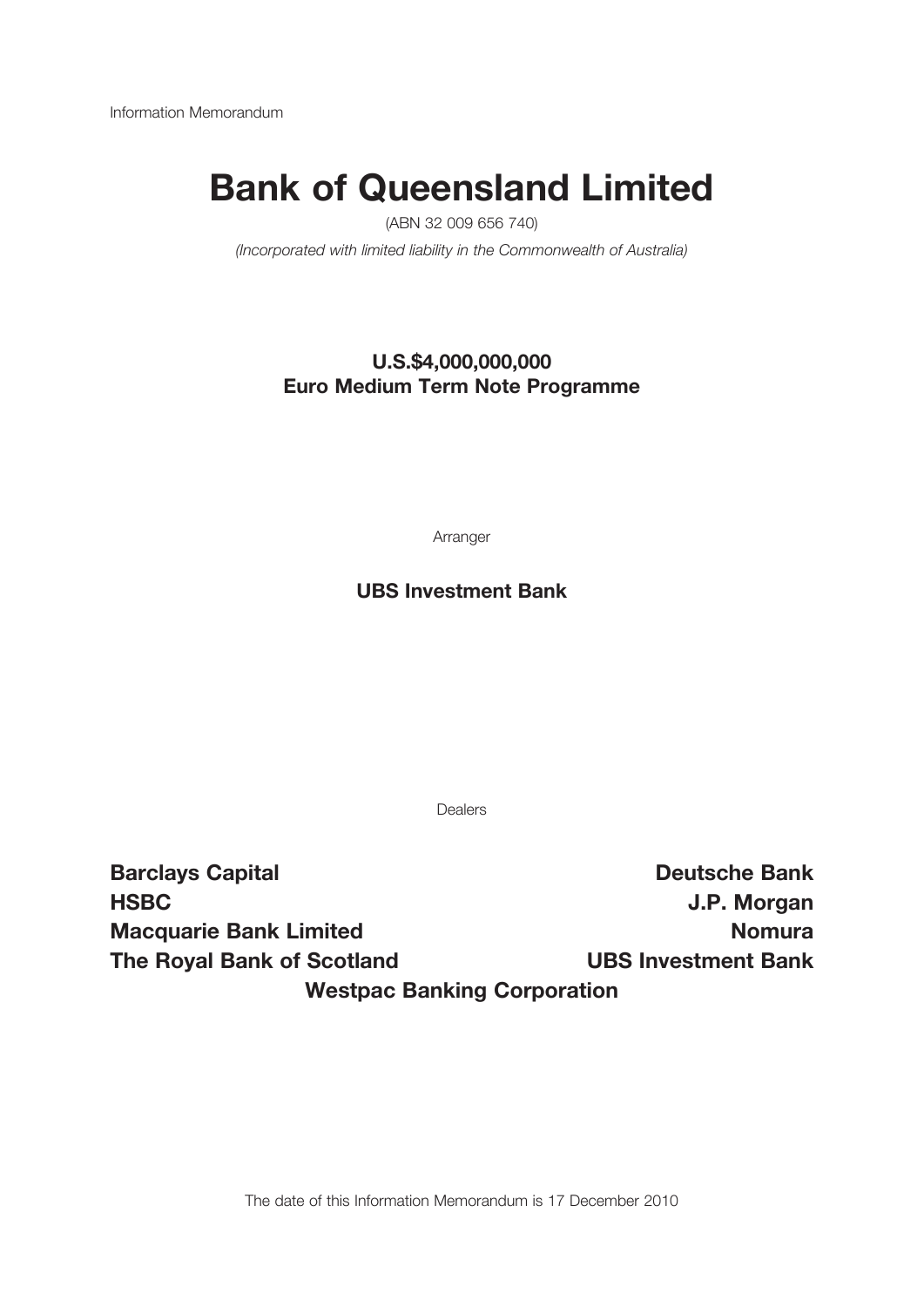Information Memorandum

# Bank of Queensland Limited

(ABN 32 009 656 740)

*(Incorporated with limited liability in the Commonwealth of Australia)*

**U.S.$4,000,000,000**
**Euro Medium Term Note Programme**

Arranger

**UBS Investment Bank**

Dealers

**Barclays Capital**

**Deutsche Bank**

**HSBC**

**J.P. Morgan**

**Macquarie Bank Limited**

**Nomura**

**The Royal Bank of Scotland**

**UBS Investment Bank**

**Westpac Banking Corporation**

The date of this Information Memorandum is 17 December 2010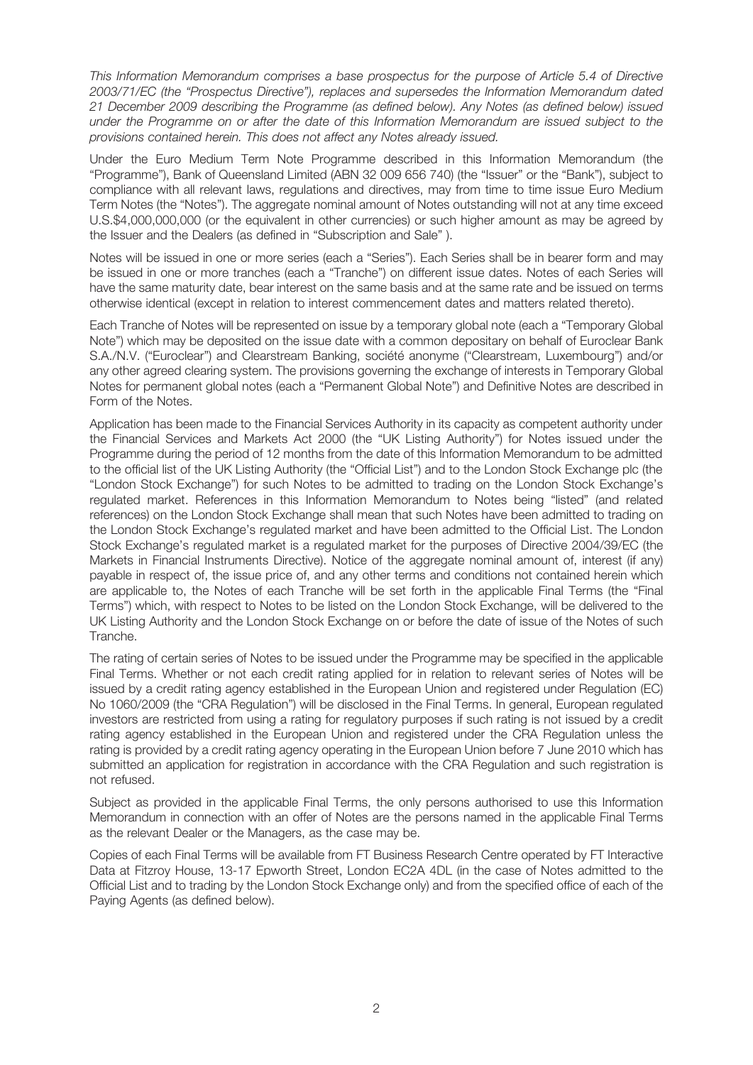*This Information Memorandum comprises a base prospectus for the purpose of Article 5.4 of Directive 2003/71/EC (the "Prospectus Directive"), replaces and supersedes the Information Memorandum dated 21 December 2009 describing the Programme (as defined below). Any Notes (as defined below) issued under the Programme on or after the date of this Information Memorandum are issued subject to the provisions contained herein. This does not affect any Notes already issued.*

Under the Euro Medium Term Note Programme described in this Information Memorandum (the "Programme"), Bank of Queensland Limited (ABN 32 009 656 740) (the "Issuer" or the "Bank"), subject to compliance with all relevant laws, regulations and directives, may from time to time issue Euro Medium Term Notes (the "Notes"). The aggregate nominal amount of Notes outstanding will not at any time exceed U.S.$4,000,000,000 (or the equivalent in other currencies) or such higher amount as may be agreed by the Issuer and the Dealers (as defined in "Subscription and Sale" ).

Notes will be issued in one or more series (each a "Series"). Each Series shall be in bearer form and may be issued in one or more tranches (each a "Tranche") on different issue dates. Notes of each Series will have the same maturity date, bear interest on the same basis and at the same rate and be issued on terms otherwise identical (except in relation to interest commencement dates and matters related thereto).

Each Tranche of Notes will be represented on issue by a temporary global note (each a "Temporary Global Note") which may be deposited on the issue date with a common depositary on behalf of Euroclear Bank S.A./N.V. ("Euroclear") and Clearstream Banking, société anonyme ("Clearstream, Luxembourg") and/or any other agreed clearing system. The provisions governing the exchange of interests in Temporary Global Notes for permanent global notes (each a "Permanent Global Note") and Definitive Notes are described in Form of the Notes.

Application has been made to the Financial Services Authority in its capacity as competent authority under the Financial Services and Markets Act 2000 (the "UK Listing Authority") for Notes issued under the Programme during the period of 12 months from the date of this Information Memorandum to be admitted to the official list of the UK Listing Authority (the "Official List") and to the London Stock Exchange plc (the "London Stock Exchange") for such Notes to be admitted to trading on the London Stock Exchange's regulated market. References in this Information Memorandum to Notes being "listed" (and related references) on the London Stock Exchange shall mean that such Notes have been admitted to trading on the London Stock Exchange's regulated market and have been admitted to the Official List. The London Stock Exchange's regulated market is a regulated market for the purposes of Directive 2004/39/EC (the Markets in Financial Instruments Directive). Notice of the aggregate nominal amount of, interest (if any) payable in respect of, the issue price of, and any other terms and conditions not contained herein which are applicable to, the Notes of each Tranche will be set forth in the applicable Final Terms (the "Final Terms") which, with respect to Notes to be listed on the London Stock Exchange, will be delivered to the UK Listing Authority and the London Stock Exchange on or before the date of issue of the Notes of such Tranche.

The rating of certain series of Notes to be issued under the Programme may be specified in the applicable Final Terms. Whether or not each credit rating applied for in relation to relevant series of Notes will be issued by a credit rating agency established in the European Union and registered under Regulation (EC) No 1060/2009 (the "CRA Regulation") will be disclosed in the Final Terms. In general, European regulated investors are restricted from using a rating for regulatory purposes if such rating is not issued by a credit rating agency established in the European Union and registered under the CRA Regulation unless the rating is provided by a credit rating agency operating in the European Union before 7 June 2010 which has submitted an application for registration in accordance with the CRA Regulation and such registration is not refused.

Subject as provided in the applicable Final Terms, the only persons authorised to use this Information Memorandum in connection with an offer of Notes are the persons named in the applicable Final Terms as the relevant Dealer or the Managers, as the case may be.

Copies of each Final Terms will be available from FT Business Research Centre operated by FT Interactive Data at Fitzroy House, 13-17 Epworth Street, London EC2A 4DL (in the case of Notes admitted to the Official List and to trading by the London Stock Exchange only) and from the specified office of each of the Paying Agents (as defined below).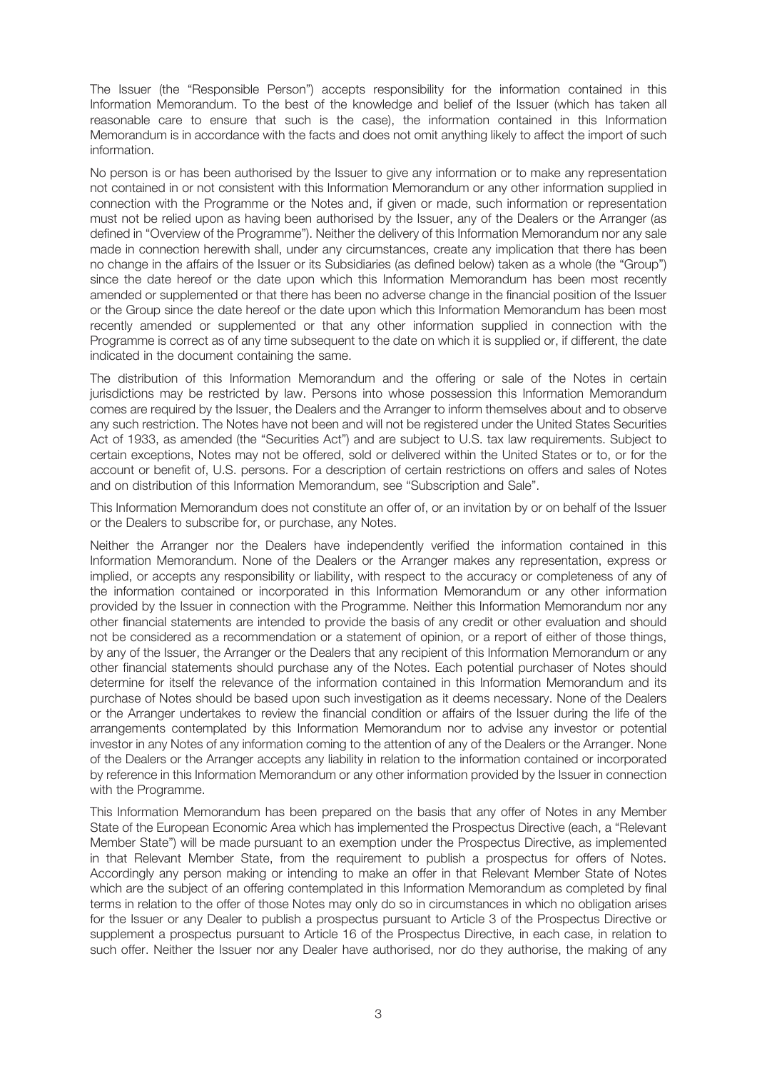The Issuer (the "Responsible Person") accepts responsibility for the information contained in this Information Memorandum. To the best of the knowledge and belief of the Issuer (which has taken all reasonable care to ensure that such is the case), the information contained in this Information Memorandum is in accordance with the facts and does not omit anything likely to affect the import of such information.

No person is or has been authorised by the Issuer to give any information or to make any representation not contained in or not consistent with this Information Memorandum or any other information supplied in connection with the Programme or the Notes and, if given or made, such information or representation must not be relied upon as having been authorised by the Issuer, any of the Dealers or the Arranger (as defined in "Overview of the Programme"). Neither the delivery of this Information Memorandum nor any sale made in connection herewith shall, under any circumstances, create any implication that there has been no change in the affairs of the Issuer or its Subsidiaries (as defined below) taken as a whole (the "Group") since the date hereof or the date upon which this Information Memorandum has been most recently amended or supplemented or that there has been no adverse change in the financial position of the Issuer or the Group since the date hereof or the date upon which this Information Memorandum has been most recently amended or supplemented or that any other information supplied in connection with the Programme is correct as of any time subsequent to the date on which it is supplied or, if different, the date indicated in the document containing the same.

The distribution of this Information Memorandum and the offering or sale of the Notes in certain jurisdictions may be restricted by law. Persons into whose possession this Information Memorandum comes are required by the Issuer, the Dealers and the Arranger to inform themselves about and to observe any such restriction. The Notes have not been and will not be registered under the United States Securities Act of 1933, as amended (the "Securities Act") and are subject to U.S. tax law requirements. Subject to certain exceptions, Notes may not be offered, sold or delivered within the United States or to, or for the account or benefit of, U.S. persons. For a description of certain restrictions on offers and sales of Notes and on distribution of this Information Memorandum, see "Subscription and Sale".

This Information Memorandum does not constitute an offer of, or an invitation by or on behalf of the Issuer or the Dealers to subscribe for, or purchase, any Notes.

Neither the Arranger nor the Dealers have independently verified the information contained in this Information Memorandum. None of the Dealers or the Arranger makes any representation, express or implied, or accepts any responsibility or liability, with respect to the accuracy or completeness of any of the information contained or incorporated in this Information Memorandum or any other information provided by the Issuer in connection with the Programme. Neither this Information Memorandum nor any other financial statements are intended to provide the basis of any credit or other evaluation and should not be considered as a recommendation or a statement of opinion, or a report of either of those things, by any of the Issuer, the Arranger or the Dealers that any recipient of this Information Memorandum or any other financial statements should purchase any of the Notes. Each potential purchaser of Notes should determine for itself the relevance of the information contained in this Information Memorandum and its purchase of Notes should be based upon such investigation as it deems necessary. None of the Dealers or the Arranger undertakes to review the financial condition or affairs of the Issuer during the life of the arrangements contemplated by this Information Memorandum nor to advise any investor or potential investor in any Notes of any information coming to the attention of any of the Dealers or the Arranger. None of the Dealers or the Arranger accepts any liability in relation to the information contained or incorporated by reference in this Information Memorandum or any other information provided by the Issuer in connection with the Programme.

This Information Memorandum has been prepared on the basis that any offer of Notes in any Member State of the European Economic Area which has implemented the Prospectus Directive (each, a "Relevant Member State") will be made pursuant to an exemption under the Prospectus Directive, as implemented in that Relevant Member State, from the requirement to publish a prospectus for offers of Notes. Accordingly any person making or intending to make an offer in that Relevant Member State of Notes which are the subject of an offering contemplated in this Information Memorandum as completed by final terms in relation to the offer of those Notes may only do so in circumstances in which no obligation arises for the Issuer or any Dealer to publish a prospectus pursuant to Article 3 of the Prospectus Directive or supplement a prospectus pursuant to Article 16 of the Prospectus Directive, in each case, in relation to such offer. Neither the Issuer nor any Dealer have authorised, nor do they authorise, the making of any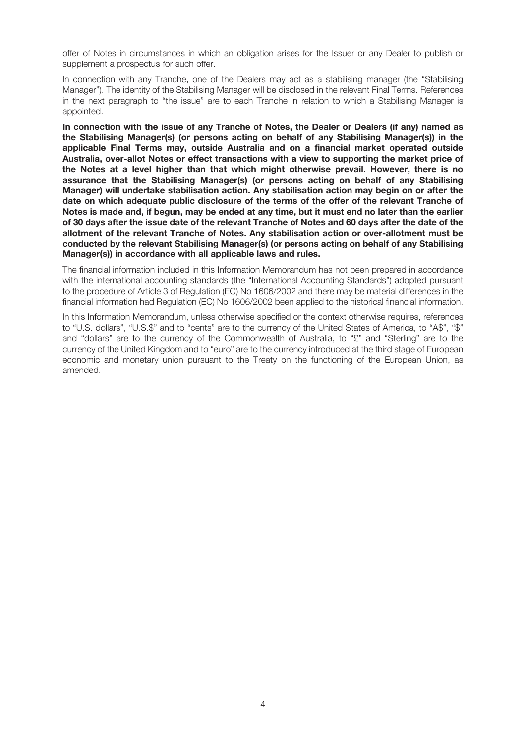offer of Notes in circumstances in which an obligation arises for the Issuer or any Dealer to publish or supplement a prospectus for such offer.

In connection with any Tranche, one of the Dealers may act as a stabilising manager (the "Stabilising Manager"). The identity of the Stabilising Manager will be disclosed in the relevant Final Terms. References in the next paragraph to "the issue" are to each Tranche in relation to which a Stabilising Manager is appointed.

**In connection with the issue of any Tranche of Notes, the Dealer or Dealers (if any) named as the Stabilising Manager(s) (or persons acting on behalf of any Stabilising Manager(s)) in the applicable Final Terms may, outside Australia and on a financial market operated outside Australia, over-allot Notes or effect transactions with a view to supporting the market price of the Notes at a level higher than that which might otherwise prevail. However, there is no assurance that the Stabilising Manager(s) (or persons acting on behalf of any Stabilising Manager) will undertake stabilisation action. Any stabilisation action may begin on or after the date on which adequate public disclosure of the terms of the offer of the relevant Tranche of Notes is made and, if begun, may be ended at any time, but it must end no later than the earlier of 30 days after the issue date of the relevant Tranche of Notes and 60 days after the date of the allotment of the relevant Tranche of Notes. Any stabilisation action or over-allotment must be conducted by the relevant Stabilising Manager(s) (or persons acting on behalf of any Stabilising Manager(s)) in accordance with all applicable laws and rules.**

The financial information included in this Information Memorandum has not been prepared in accordance with the international accounting standards (the "International Accounting Standards") adopted pursuant to the procedure of Article 3 of Regulation (EC) No 1606/2002 and there may be material differences in the financial information had Regulation (EC) No 1606/2002 been applied to the historical financial information.

In this Information Memorandum, unless otherwise specified or the context otherwise requires, references to "U.S. dollars", "U.S.$" and to "cents" are to the currency of the United States of America, to "A$", "$" and "dollars" are to the currency of the Commonwealth of Australia, to "£" and "Sterling" are to the currency of the United Kingdom and to "euro" are to the currency introduced at the third stage of European economic and monetary union pursuant to the Treaty on the functioning of the European Union, as amended.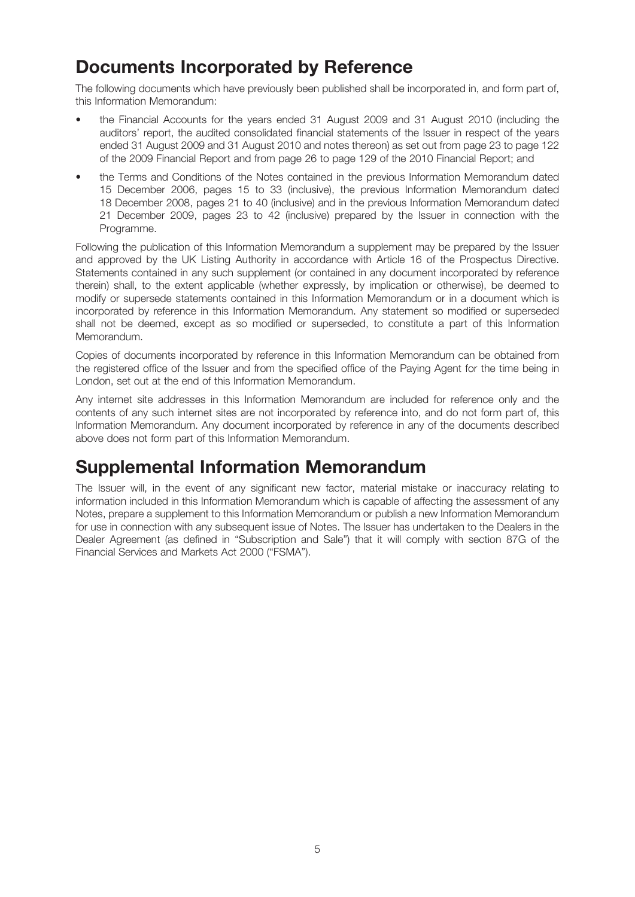# Documents Incorporated by Reference

The following documents which have previously been published shall be incorporated in, and form part of, this Information Memorandum:

- the Financial Accounts for the years ended 31 August 2009 and 31 August 2010 (including the auditors' report, the audited consolidated financial statements of the Issuer in respect of the years ended 31 August 2009 and 31 August 2010 and notes thereon) as set out from page 23 to page 122 of the 2009 Financial Report and from page 26 to page 129 of the 2010 Financial Report; and
- the Terms and Conditions of the Notes contained in the previous Information Memorandum dated 15 December 2006, pages 15 to 33 (inclusive), the previous Information Memorandum dated 18 December 2008, pages 21 to 40 (inclusive) and in the previous Information Memorandum dated 21 December 2009, pages 23 to 42 (inclusive) prepared by the Issuer in connection with the Programme.

Following the publication of this Information Memorandum a supplement may be prepared by the Issuer and approved by the UK Listing Authority in accordance with Article 16 of the Prospectus Directive. Statements contained in any such supplement (or contained in any document incorporated by reference therein) shall, to the extent applicable (whether expressly, by implication or otherwise), be deemed to modify or supersede statements contained in this Information Memorandum or in a document which is incorporated by reference in this Information Memorandum. Any statement so modified or superseded shall not be deemed, except as so modified or superseded, to constitute a part of this Information Memorandum.

Copies of documents incorporated by reference in this Information Memorandum can be obtained from the registered office of the Issuer and from the specified office of the Paying Agent for the time being in London, set out at the end of this Information Memorandum.

Any internet site addresses in this Information Memorandum are included for reference only and the contents of any such internet sites are not incorporated by reference into, and do not form part of, this Information Memorandum. Any document incorporated by reference in any of the documents described above does not form part of this Information Memorandum.

# Supplemental Information Memorandum

The Issuer will, in the event of any significant new factor, material mistake or inaccuracy relating to information included in this Information Memorandum which is capable of affecting the assessment of any Notes, prepare a supplement to this Information Memorandum or publish a new Information Memorandum for use in connection with any subsequent issue of Notes. The Issuer has undertaken to the Dealers in the Dealer Agreement (as defined in "Subscription and Sale") that it will comply with section 87G of the Financial Services and Markets Act 2000 ("FSMA").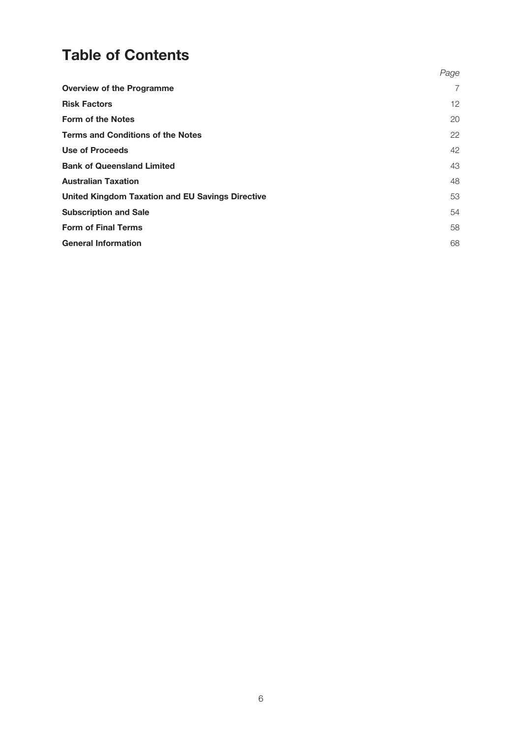# Table of Contents

| | Page |
|---|---|
| **Overview of the Programme** | 7 |
| **Risk Factors** | 12 |
| **Form of the Notes** | 20 |
| **Terms and Conditions of the Notes** | 22 |
| **Use of Proceeds** | 42 |
| **Bank of Queensland Limited** | 43 |
| **Australian Taxation** | 48 |
| **United Kingdom Taxation and EU Savings Directive** | 53 |
| **Subscription and Sale** | 54 |
| **Form of Final Terms** | 58 |
| **General Information** | 68 |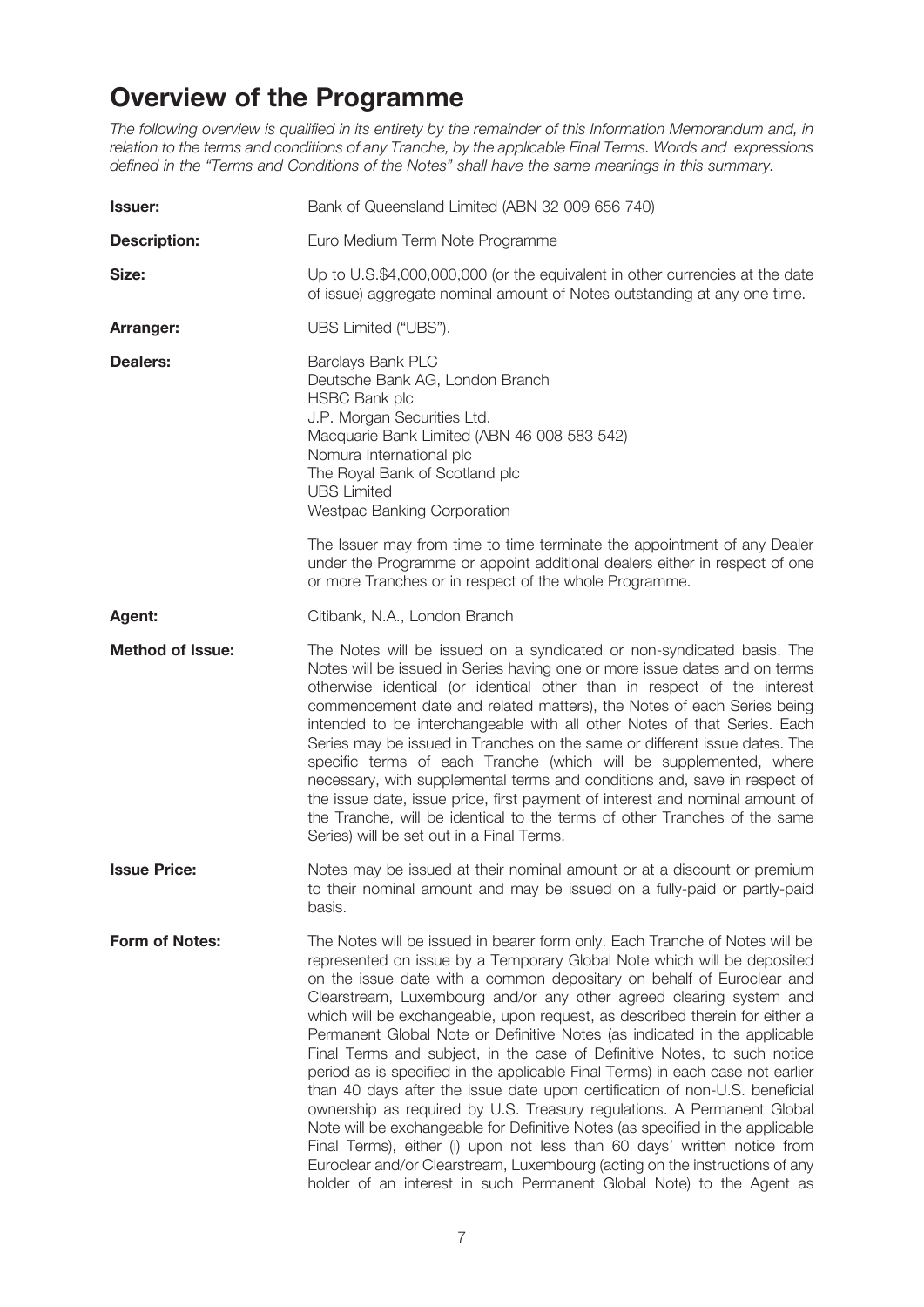# Overview of the Programme

*The following overview is qualified in its entirety by the remainder of this Information Memorandum and, in relation to the terms and conditions of any Tranche, by the applicable Final Terms. Words and expressions defined in the "Terms and Conditions of the Notes" shall have the same meanings in this summary.*

**Issuer:** Bank of Queensland Limited (ABN 32 009 656 740)

**Description:** Euro Medium Term Note Programme

**Size:** Up to U.S.$4,000,000,000 (or the equivalent in other currencies at the date of issue) aggregate nominal amount of Notes outstanding at any one time.

**Arranger:** UBS Limited ("UBS").

**Dealers:**
Barclays Bank PLC
Deutsche Bank AG, London Branch
HSBC Bank plc
J.P. Morgan Securities Ltd.
Macquarie Bank Limited (ABN 46 008 583 542)
Nomura International plc
The Royal Bank of Scotland plc
UBS Limited
Westpac Banking Corporation

The Issuer may from time to time terminate the appointment of any Dealer under the Programme or appoint additional dealers either in respect of one or more Tranches or in respect of the whole Programme.

**Agent:** Citibank, N.A., London Branch

**Method of Issue:** The Notes will be issued on a syndicated or non-syndicated basis. The Notes will be issued in Series having one or more issue dates and on terms otherwise identical (or identical other than in respect of the interest commencement date and related matters), the Notes of each Series being intended to be interchangeable with all other Notes of that Series. Each Series may be issued in Tranches on the same or different issue dates. The specific terms of each Tranche (which will be supplemented, where necessary, with supplemental terms and conditions and, save in respect of the issue date, issue price, first payment of interest and nominal amount of the Tranche, will be identical to the terms of other Tranches of the same Series) will be set out in a Final Terms.

**Issue Price:** Notes may be issued at their nominal amount or at a discount or premium to their nominal amount and may be issued on a fully-paid or partly-paid basis.

**Form of Notes:** The Notes will be issued in bearer form only. Each Tranche of Notes will be represented on issue by a Temporary Global Note which will be deposited on the issue date with a common depositary on behalf of Euroclear and Clearstream, Luxembourg and/or any other agreed clearing system and which will be exchangeable, upon request, as described therein for either a Permanent Global Note or Definitive Notes (as indicated in the applicable Final Terms and subject, in the case of Definitive Notes, to such notice period as is specified in the applicable Final Terms) in each case not earlier than 40 days after the issue date upon certification of non-U.S. beneficial ownership as required by U.S. Treasury regulations. A Permanent Global Note will be exchangeable for Definitive Notes (as specified in the applicable Final Terms), either (i) upon not less than 60 days' written notice from Euroclear and/or Clearstream, Luxembourg (acting on the instructions of any holder of an interest in such Permanent Global Note) to the Agent as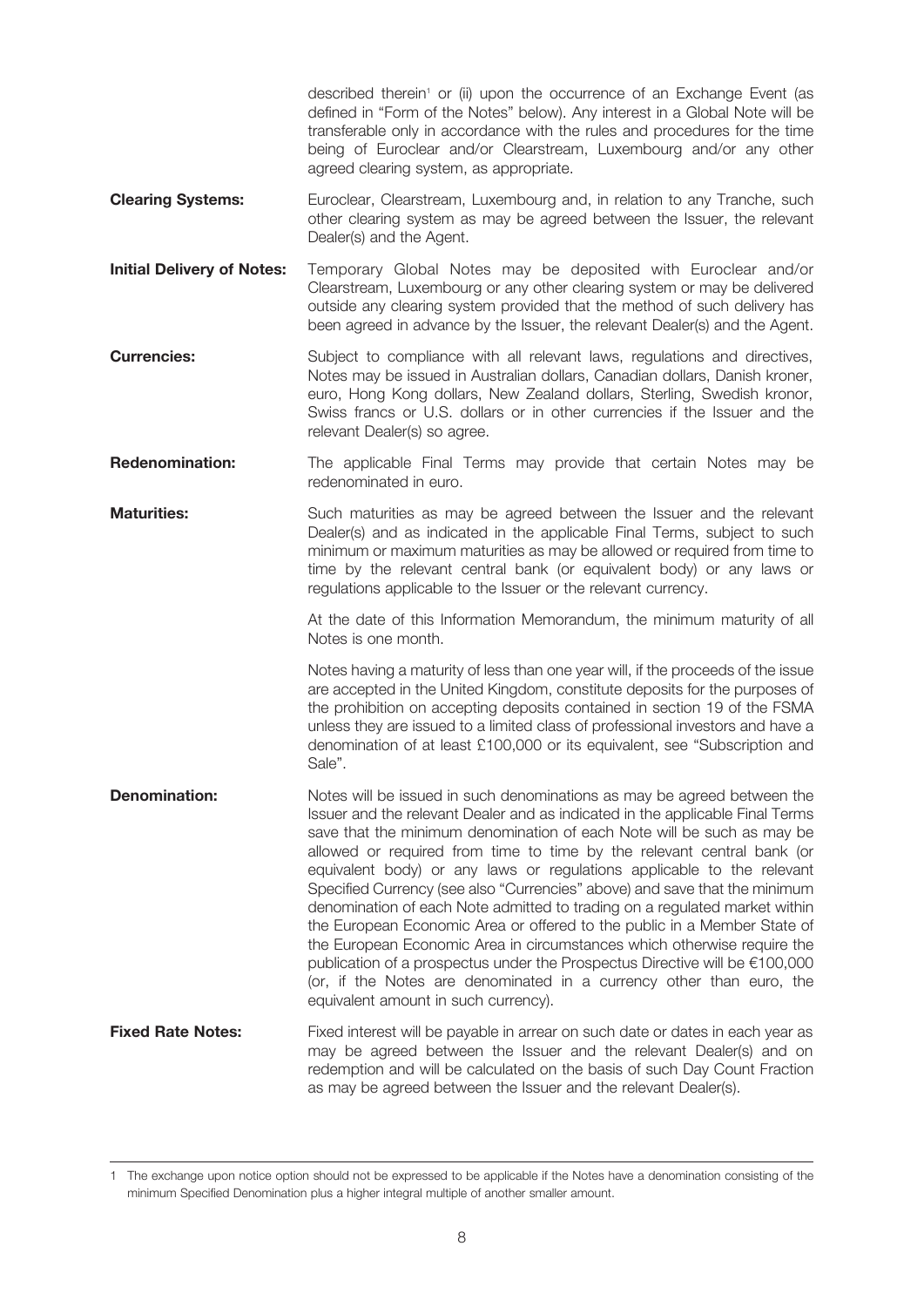described therein[1] or (ii) upon the occurrence of an Exchange Event (as defined in "Form of the Notes" below). Any interest in a Global Note will be transferable only in accordance with the rules and procedures for the time being of Euroclear and/or Clearstream, Luxembourg and/or any other agreed clearing system, as appropriate.

**Clearing Systems:** Euroclear, Clearstream, Luxembourg and, in relation to any Tranche, such other clearing system as may be agreed between the Issuer, the relevant Dealer(s) and the Agent.

**Initial Delivery of Notes:** Temporary Global Notes may be deposited with Euroclear and/or Clearstream, Luxembourg or any other clearing system or may be delivered outside any clearing system provided that the method of such delivery has been agreed in advance by the Issuer, the relevant Dealer(s) and the Agent.

**Currencies:** Subject to compliance with all relevant laws, regulations and directives, Notes may be issued in Australian dollars, Canadian dollars, Danish kroner, euro, Hong Kong dollars, New Zealand dollars, Sterling, Swedish kronor, Swiss francs or U.S. dollars or in other currencies if the Issuer and the relevant Dealer(s) so agree.

**Redenomination:** The applicable Final Terms may provide that certain Notes may be redenominated in euro.

**Maturities:** Such maturities as may be agreed between the Issuer and the relevant Dealer(s) and as indicated in the applicable Final Terms, subject to such minimum or maximum maturities as may be allowed or required from time to time by the relevant central bank (or equivalent body) or any laws or regulations applicable to the Issuer or the relevant currency.

At the date of this Information Memorandum, the minimum maturity of all Notes is one month.

Notes having a maturity of less than one year will, if the proceeds of the issue are accepted in the United Kingdom, constitute deposits for the purposes of the prohibition on accepting deposits contained in section 19 of the FSMA unless they are issued to a limited class of professional investors and have a denomination of at least £100,000 or its equivalent, see "Subscription and Sale".

**Denomination:** Notes will be issued in such denominations as may be agreed between the Issuer and the relevant Dealer and as indicated in the applicable Final Terms save that the minimum denomination of each Note will be such as may be allowed or required from time to time by the relevant central bank (or equivalent body) or any laws or regulations applicable to the relevant Specified Currency (see also "Currencies" above) and save that the minimum denomination of each Note admitted to trading on a regulated market within the European Economic Area or offered to the public in a Member State of the European Economic Area in circumstances which otherwise require the publication of a prospectus under the Prospectus Directive will be €100,000 (or, if the Notes are denominated in a currency other than euro, the equivalent amount in such currency).

**Fixed Rate Notes:** Fixed interest will be payable in arrear on such date or dates in each year as may be agreed between the Issuer and the relevant Dealer(s) and on redemption and will be calculated on the basis of such Day Count Fraction as may be agreed between the Issuer and the relevant Dealer(s).

---

1 The exchange upon notice option should not be expressed to be applicable if the Notes have a denomination consisting of the minimum Specified Denomination plus a higher integral multiple of another smaller amount.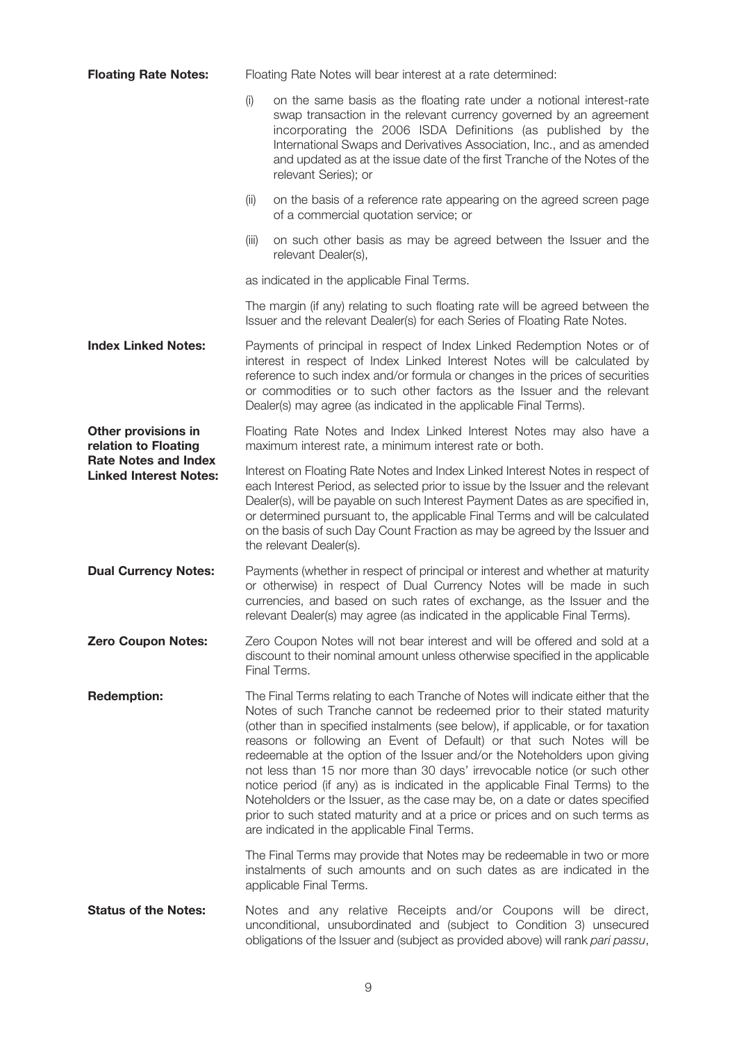**Floating Rate Notes:** Floating Rate Notes will bear interest at a rate determined:

(i) on the same basis as the floating rate under a notional interest-rate swap transaction in the relevant currency governed by an agreement incorporating the 2006 ISDA Definitions (as published by the International Swaps and Derivatives Association, Inc., and as amended and updated as at the issue date of the first Tranche of the Notes of the relevant Series); or

(ii) on the basis of a reference rate appearing on the agreed screen page of a commercial quotation service; or

(iii) on such other basis as may be agreed between the Issuer and the relevant Dealer(s),

as indicated in the applicable Final Terms.

The margin (if any) relating to such floating rate will be agreed between the Issuer and the relevant Dealer(s) for each Series of Floating Rate Notes.

**Index Linked Notes:** Payments of principal in respect of Index Linked Redemption Notes or of interest in respect of Index Linked Interest Notes will be calculated by reference to such index and/or formula or changes in the prices of securities or commodities or to such other factors as the Issuer and the relevant Dealer(s) may agree (as indicated in the applicable Final Terms).

**Other provisions in relation to Floating Rate Notes and Index Linked Interest Notes:** Floating Rate Notes and Index Linked Interest Notes may also have a maximum interest rate, a minimum interest rate or both.

Interest on Floating Rate Notes and Index Linked Interest Notes in respect of each Interest Period, as selected prior to issue by the Issuer and the relevant Dealer(s), will be payable on such Interest Payment Dates as are specified in, or determined pursuant to, the applicable Final Terms and will be calculated on the basis of such Day Count Fraction as may be agreed by the Issuer and the relevant Dealer(s).

**Dual Currency Notes:** Payments (whether in respect of principal or interest and whether at maturity or otherwise) in respect of Dual Currency Notes will be made in such currencies, and based on such rates of exchange, as the Issuer and the relevant Dealer(s) may agree (as indicated in the applicable Final Terms).

**Zero Coupon Notes:** Zero Coupon Notes will not bear interest and will be offered and sold at a discount to their nominal amount unless otherwise specified in the applicable Final Terms.

**Redemption:** The Final Terms relating to each Tranche of Notes will indicate either that the Notes of such Tranche cannot be redeemed prior to their stated maturity (other than in specified instalments (see below), if applicable, or for taxation reasons or following an Event of Default) or that such Notes will be redeemable at the option of the Issuer and/or the Noteholders upon giving not less than 15 nor more than 30 days' irrevocable notice (or such other notice period (if any) as is indicated in the applicable Final Terms) to the Noteholders or the Issuer, as the case may be, on a date or dates specified prior to such stated maturity and at a price or prices and on such terms as are indicated in the applicable Final Terms.

The Final Terms may provide that Notes may be redeemable in two or more instalments of such amounts and on such dates as are indicated in the applicable Final Terms.

**Status of the Notes:** Notes and any relative Receipts and/or Coupons will be direct, unconditional, unsubordinated and (subject to Condition 3) unsecured obligations of the Issuer and (subject as provided above) will rank *pari passu*,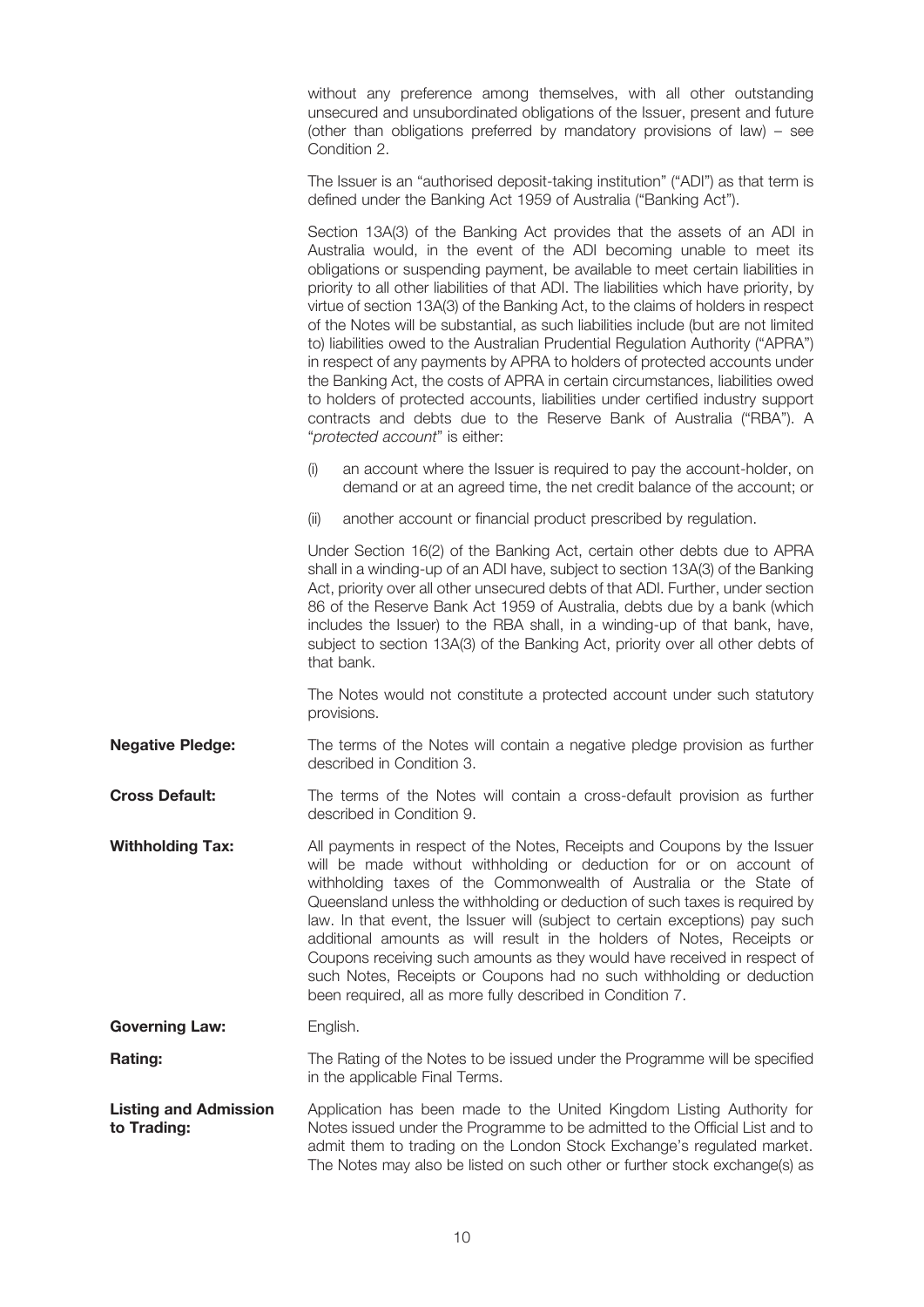without any preference among themselves, with all other outstanding unsecured and unsubordinated obligations of the Issuer, present and future (other than obligations preferred by mandatory provisions of law) – see Condition 2.

The Issuer is an "authorised deposit-taking institution" ("ADI") as that term is defined under the Banking Act 1959 of Australia ("Banking Act").

Section 13A(3) of the Banking Act provides that the assets of an ADI in Australia would, in the event of the ADI becoming unable to meet its obligations or suspending payment, be available to meet certain liabilities in priority to all other liabilities of that ADI. The liabilities which have priority, by virtue of section 13A(3) of the Banking Act, to the claims of holders in respect of the Notes will be substantial, as such liabilities include (but are not limited to) liabilities owed to the Australian Prudential Regulation Authority ("APRA") in respect of any payments by APRA to holders of protected accounts under the Banking Act, the costs of APRA in certain circumstances, liabilities owed to holders of protected accounts, liabilities under certified industry support contracts and debts due to the Reserve Bank of Australia ("RBA"). A "*protected account*" is either:

(i) an account where the Issuer is required to pay the account-holder, on demand or at an agreed time, the net credit balance of the account; or

(ii) another account or financial product prescribed by regulation.

Under Section 16(2) of the Banking Act, certain other debts due to APRA shall in a winding-up of an ADI have, subject to section 13A(3) of the Banking Act, priority over all other unsecured debts of that ADI. Further, under section 86 of the Reserve Bank Act 1959 of Australia, debts due by a bank (which includes the Issuer) to the RBA shall, in a winding-up of that bank, have, subject to section 13A(3) of the Banking Act, priority over all other debts of that bank.

The Notes would not constitute a protected account under such statutory provisions.

**Negative Pledge:** The terms of the Notes will contain a negative pledge provision as further described in Condition 3.

**Cross Default:** The terms of the Notes will contain a cross-default provision as further described in Condition 9.

**Withholding Tax:** All payments in respect of the Notes, Receipts and Coupons by the Issuer will be made without withholding or deduction for or on account of withholding taxes of the Commonwealth of Australia or the State of Queensland unless the withholding or deduction of such taxes is required by law. In that event, the Issuer will (subject to certain exceptions) pay such additional amounts as will result in the holders of Notes, Receipts or Coupons receiving such amounts as they would have received in respect of such Notes, Receipts or Coupons had no such withholding or deduction been required, all as more fully described in Condition 7.

**Governing Law:** English.

**Rating:** The Rating of the Notes to be issued under the Programme will be specified in the applicable Final Terms.

**Listing and Admission to Trading:** Application has been made to the United Kingdom Listing Authority for Notes issued under the Programme to be admitted to the Official List and to admit them to trading on the London Stock Exchange's regulated market. The Notes may also be listed on such other or further stock exchange(s) as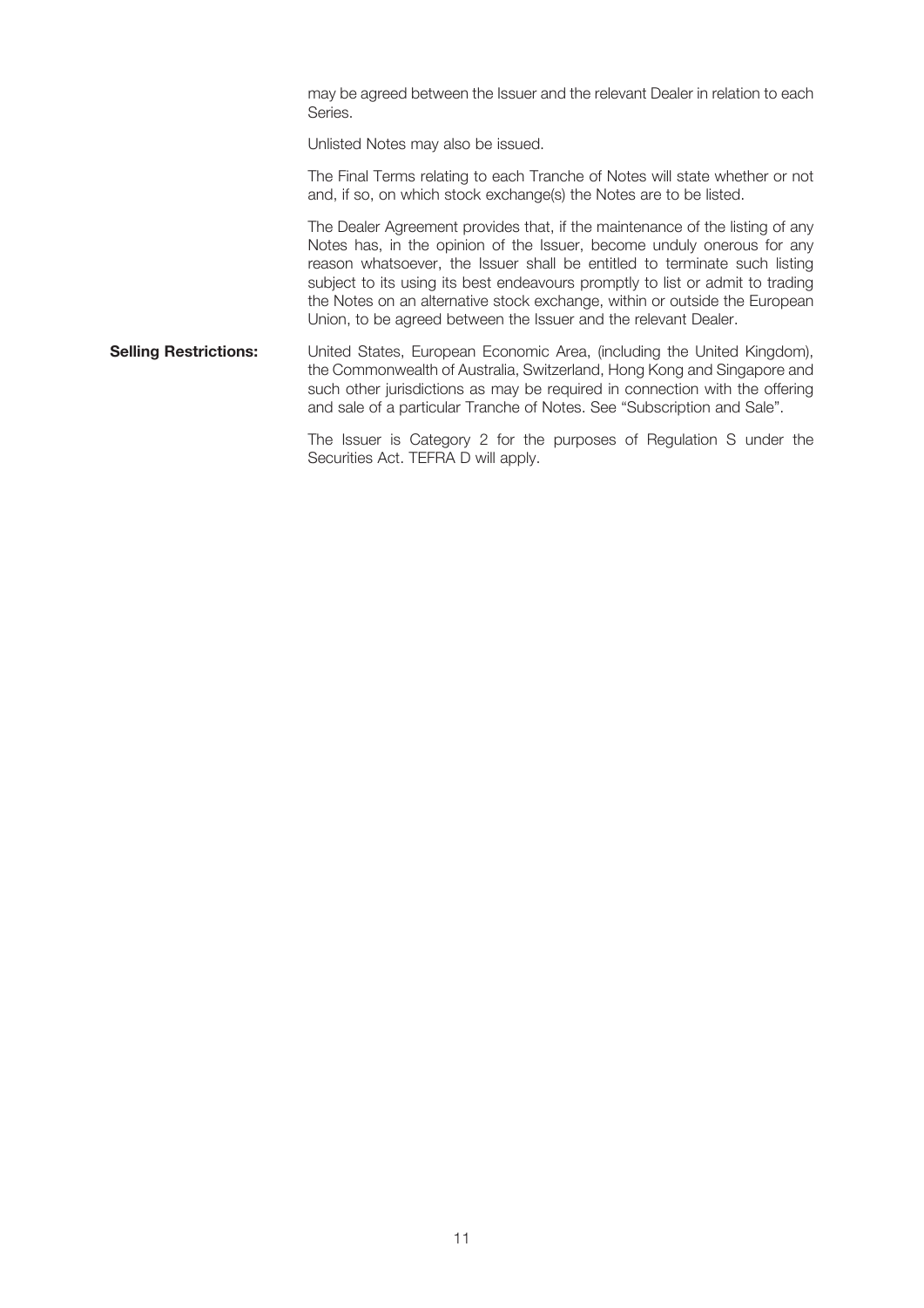may be agreed between the Issuer and the relevant Dealer in relation to each Series.

Unlisted Notes may also be issued.

The Final Terms relating to each Tranche of Notes will state whether or not and, if so, on which stock exchange(s) the Notes are to be listed.

The Dealer Agreement provides that, if the maintenance of the listing of any Notes has, in the opinion of the Issuer, become unduly onerous for any reason whatsoever, the Issuer shall be entitled to terminate such listing subject to its using its best endeavours promptly to list or admit to trading the Notes on an alternative stock exchange, within or outside the European Union, to be agreed between the Issuer and the relevant Dealer.

**Selling Restrictions:** United States, European Economic Area, (including the United Kingdom), the Commonwealth of Australia, Switzerland, Hong Kong and Singapore and such other jurisdictions as may be required in connection with the offering and sale of a particular Tranche of Notes. See "Subscription and Sale".

The Issuer is Category 2 for the purposes of Regulation S under the Securities Act. TEFRA D will apply.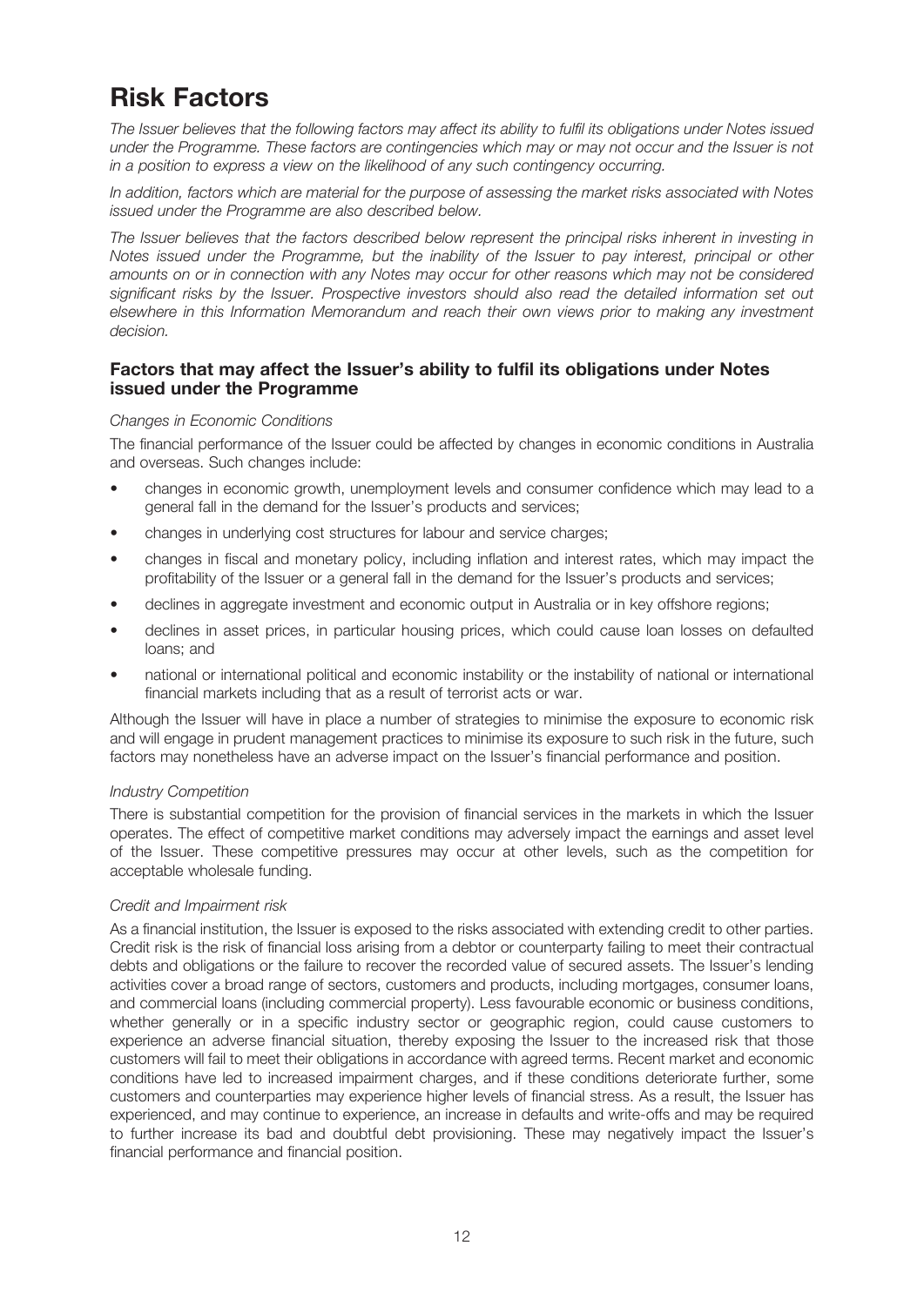# Risk Factors

*The Issuer believes that the following factors may affect its ability to fulfil its obligations under Notes issued under the Programme. These factors are contingencies which may or may not occur and the Issuer is not in a position to express a view on the likelihood of any such contingency occurring.*

*In addition, factors which are material for the purpose of assessing the market risks associated with Notes issued under the Programme are also described below.*

*The Issuer believes that the factors described below represent the principal risks inherent in investing in Notes issued under the Programme, but the inability of the Issuer to pay interest, principal or other amounts on or in connection with any Notes may occur for other reasons which may not be considered significant risks by the Issuer. Prospective investors should also read the detailed information set out elsewhere in this Information Memorandum and reach their own views prior to making any investment decision.*

## Factors that may affect the Issuer's ability to fulfil its obligations under Notes issued under the Programme

*Changes in Economic Conditions*

The financial performance of the Issuer could be affected by changes in economic conditions in Australia and overseas. Such changes include:

- changes in economic growth, unemployment levels and consumer confidence which may lead to a general fall in the demand for the Issuer's products and services;
- changes in underlying cost structures for labour and service charges;
- changes in fiscal and monetary policy, including inflation and interest rates, which may impact the profitability of the Issuer or a general fall in the demand for the Issuer's products and services;
- declines in aggregate investment and economic output in Australia or in key offshore regions;
- declines in asset prices, in particular housing prices, which could cause loan losses on defaulted loans; and
- national or international political and economic instability or the instability of national or international financial markets including that as a result of terrorist acts or war.

Although the Issuer will have in place a number of strategies to minimise the exposure to economic risk and will engage in prudent management practices to minimise its exposure to such risk in the future, such factors may nonetheless have an adverse impact on the Issuer's financial performance and position.

*Industry Competition*

There is substantial competition for the provision of financial services in the markets in which the Issuer operates. The effect of competitive market conditions may adversely impact the earnings and asset level of the Issuer. These competitive pressures may occur at other levels, such as the competition for acceptable wholesale funding.

*Credit and Impairment risk*

As a financial institution, the Issuer is exposed to the risks associated with extending credit to other parties. Credit risk is the risk of financial loss arising from a debtor or counterparty failing to meet their contractual debts and obligations or the failure to recover the recorded value of secured assets. The Issuer's lending activities cover a broad range of sectors, customers and products, including mortgages, consumer loans, and commercial loans (including commercial property). Less favourable economic or business conditions, whether generally or in a specific industry sector or geographic region, could cause customers to experience an adverse financial situation, thereby exposing the Issuer to the increased risk that those customers will fail to meet their obligations in accordance with agreed terms. Recent market and economic conditions have led to increased impairment charges, and if these conditions deteriorate further, some customers and counterparties may experience higher levels of financial stress. As a result, the Issuer has experienced, and may continue to experience, an increase in defaults and write-offs and may be required to further increase its bad and doubtful debt provisioning. These may negatively impact the Issuer's financial performance and financial position.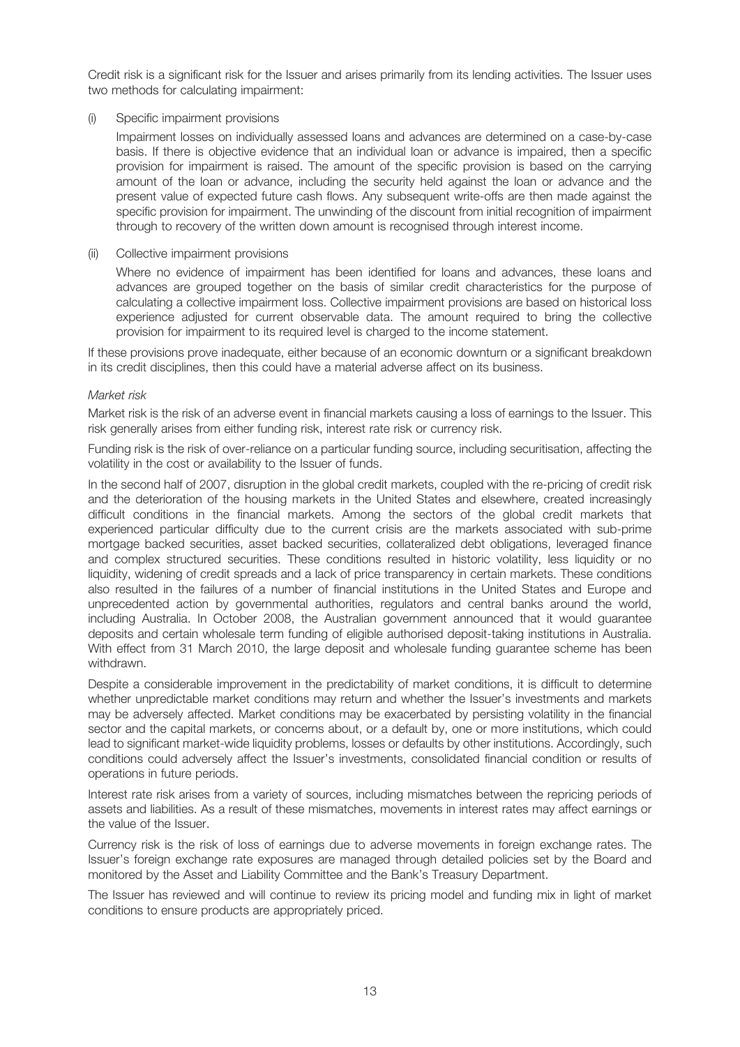Credit risk is a significant risk for the Issuer and arises primarily from its lending activities. The Issuer uses two methods for calculating impairment:

(i) Specific impairment provisions

Impairment losses on individually assessed loans and advances are determined on a case-by-case basis. If there is objective evidence that an individual loan or advance is impaired, then a specific provision for impairment is raised. The amount of the specific provision is based on the carrying amount of the loan or advance, including the security held against the loan or advance and the present value of expected future cash flows. Any subsequent write-offs are then made against the specific provision for impairment. The unwinding of the discount from initial recognition of impairment through to recovery of the written down amount is recognised through interest income.

(ii) Collective impairment provisions

Where no evidence of impairment has been identified for loans and advances, these loans and advances are grouped together on the basis of similar credit characteristics for the purpose of calculating a collective impairment loss. Collective impairment provisions are based on historical loss experience adjusted for current observable data. The amount required to bring the collective provision for impairment to its required level is charged to the income statement.

If these provisions prove inadequate, either because of an economic downturn or a significant breakdown in its credit disciplines, then this could have a material adverse affect on its business.

*Market risk*

Market risk is the risk of an adverse event in financial markets causing a loss of earnings to the Issuer. This risk generally arises from either funding risk, interest rate risk or currency risk.

Funding risk is the risk of over-reliance on a particular funding source, including securitisation, affecting the volatility in the cost or availability to the Issuer of funds.

In the second half of 2007, disruption in the global credit markets, coupled with the re-pricing of credit risk and the deterioration of the housing markets in the United States and elsewhere, created increasingly difficult conditions in the financial markets. Among the sectors of the global credit markets that experienced particular difficulty due to the current crisis are the markets associated with sub-prime mortgage backed securities, asset backed securities, collateralized debt obligations, leveraged finance and complex structured securities. These conditions resulted in historic volatility, less liquidity or no liquidity, widening of credit spreads and a lack of price transparency in certain markets. These conditions also resulted in the failures of a number of financial institutions in the United States and Europe and unprecedented action by governmental authorities, regulators and central banks around the world, including Australia. In October 2008, the Australian government announced that it would guarantee deposits and certain wholesale term funding of eligible authorised deposit-taking institutions in Australia. With effect from 31 March 2010, the large deposit and wholesale funding guarantee scheme has been withdrawn.

Despite a considerable improvement in the predictability of market conditions, it is difficult to determine whether unpredictable market conditions may return and whether the Issuer's investments and markets may be adversely affected. Market conditions may be exacerbated by persisting volatility in the financial sector and the capital markets, or concerns about, or a default by, one or more institutions, which could lead to significant market-wide liquidity problems, losses or defaults by other institutions. Accordingly, such conditions could adversely affect the Issuer's investments, consolidated financial condition or results of operations in future periods.

Interest rate risk arises from a variety of sources, including mismatches between the repricing periods of assets and liabilities. As a result of these mismatches, movements in interest rates may affect earnings or the value of the Issuer.

Currency risk is the risk of loss of earnings due to adverse movements in foreign exchange rates. The Issuer's foreign exchange rate exposures are managed through detailed policies set by the Board and monitored by the Asset and Liability Committee and the Bank's Treasury Department.

The Issuer has reviewed and will continue to review its pricing model and funding mix in light of market conditions to ensure products are appropriately priced.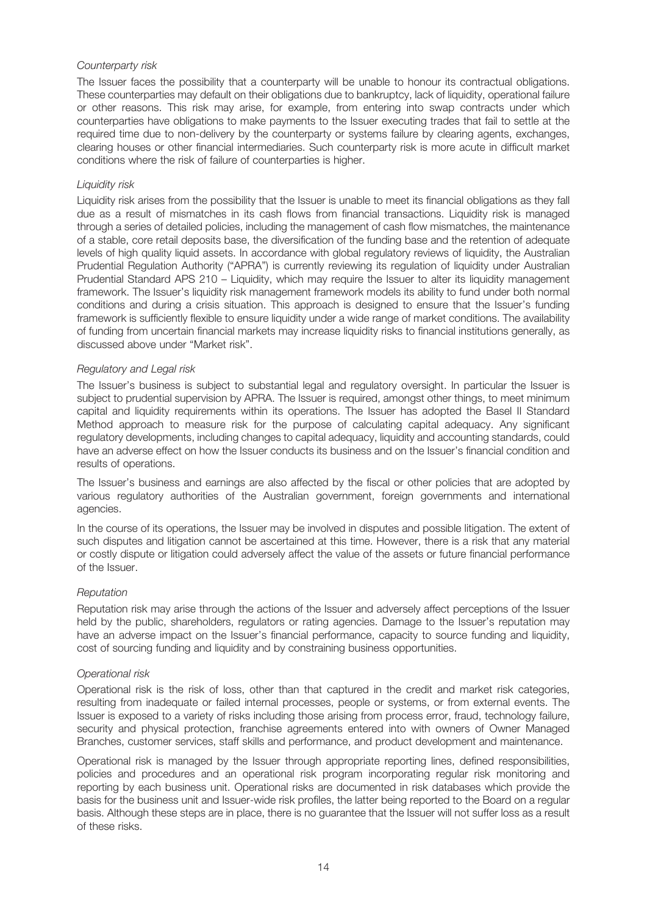*Counterparty risk*

The Issuer faces the possibility that a counterparty will be unable to honour its contractual obligations. These counterparties may default on their obligations due to bankruptcy, lack of liquidity, operational failure or other reasons. This risk may arise, for example, from entering into swap contracts under which counterparties have obligations to make payments to the Issuer executing trades that fail to settle at the required time due to non-delivery by the counterparty or systems failure by clearing agents, exchanges, clearing houses or other financial intermediaries. Such counterparty risk is more acute in difficult market conditions where the risk of failure of counterparties is higher.

*Liquidity risk*

Liquidity risk arises from the possibility that the Issuer is unable to meet its financial obligations as they fall due as a result of mismatches in its cash flows from financial transactions. Liquidity risk is managed through a series of detailed policies, including the management of cash flow mismatches, the maintenance of a stable, core retail deposits base, the diversification of the funding base and the retention of adequate levels of high quality liquid assets. In accordance with global regulatory reviews of liquidity, the Australian Prudential Regulation Authority ("APRA") is currently reviewing its regulation of liquidity under Australian Prudential Standard APS 210 – Liquidity, which may require the Issuer to alter its liquidity management framework. The Issuer's liquidity risk management framework models its ability to fund under both normal conditions and during a crisis situation. This approach is designed to ensure that the Issuer's funding framework is sufficiently flexible to ensure liquidity under a wide range of market conditions. The availability of funding from uncertain financial markets may increase liquidity risks to financial institutions generally, as discussed above under "Market risk".

*Regulatory and Legal risk*

The Issuer's business is subject to substantial legal and regulatory oversight. In particular the Issuer is subject to prudential supervision by APRA. The Issuer is required, amongst other things, to meet minimum capital and liquidity requirements within its operations. The Issuer has adopted the Basel II Standard Method approach to measure risk for the purpose of calculating capital adequacy. Any significant regulatory developments, including changes to capital adequacy, liquidity and accounting standards, could have an adverse effect on how the Issuer conducts its business and on the Issuer's financial condition and results of operations.

The Issuer's business and earnings are also affected by the fiscal or other policies that are adopted by various regulatory authorities of the Australian government, foreign governments and international agencies.

In the course of its operations, the Issuer may be involved in disputes and possible litigation. The extent of such disputes and litigation cannot be ascertained at this time. However, there is a risk that any material or costly dispute or litigation could adversely affect the value of the assets or future financial performance of the Issuer.

*Reputation*

Reputation risk may arise through the actions of the Issuer and adversely affect perceptions of the Issuer held by the public, shareholders, regulators or rating agencies. Damage to the Issuer's reputation may have an adverse impact on the Issuer's financial performance, capacity to source funding and liquidity, cost of sourcing funding and liquidity and by constraining business opportunities.

*Operational risk*

Operational risk is the risk of loss, other than that captured in the credit and market risk categories, resulting from inadequate or failed internal processes, people or systems, or from external events. The Issuer is exposed to a variety of risks including those arising from process error, fraud, technology failure, security and physical protection, franchise agreements entered into with owners of Owner Managed Branches, customer services, staff skills and performance, and product development and maintenance.

Operational risk is managed by the Issuer through appropriate reporting lines, defined responsibilities, policies and procedures and an operational risk program incorporating regular risk monitoring and reporting by each business unit. Operational risks are documented in risk databases which provide the basis for the business unit and Issuer-wide risk profiles, the latter being reported to the Board on a regular basis. Although these steps are in place, there is no guarantee that the Issuer will not suffer loss as a result of these risks.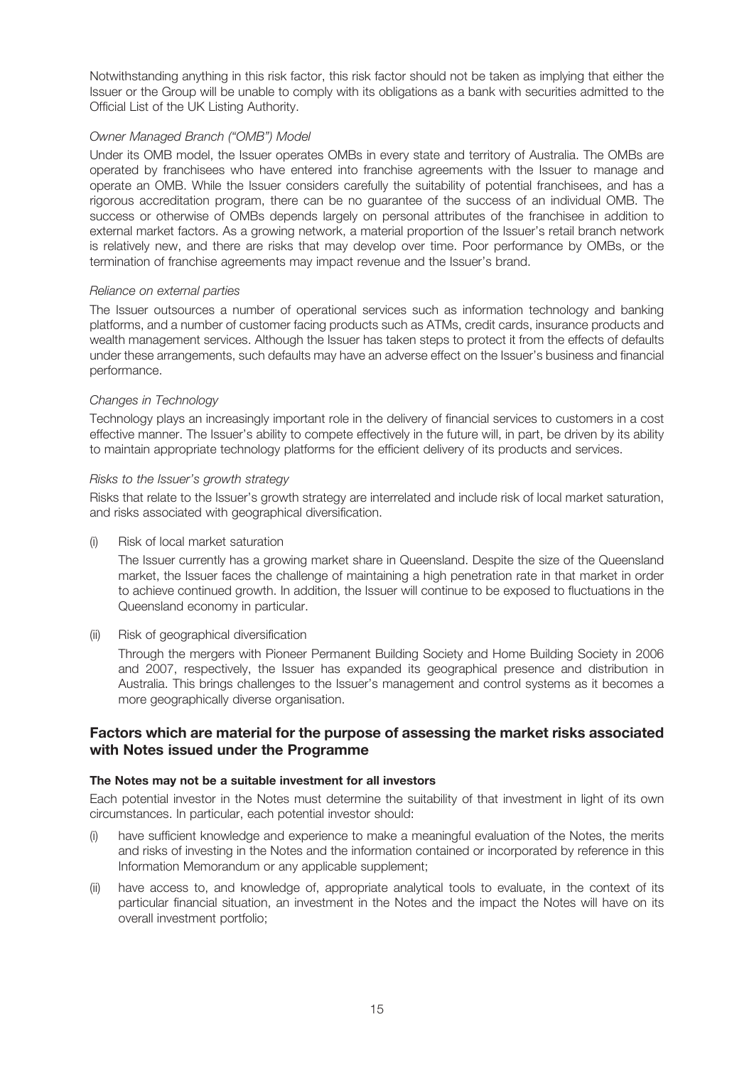Notwithstanding anything in this risk factor, this risk factor should not be taken as implying that either the Issuer or the Group will be unable to comply with its obligations as a bank with securities admitted to the Official List of the UK Listing Authority.

*Owner Managed Branch ("OMB") Model*

Under its OMB model, the Issuer operates OMBs in every state and territory of Australia. The OMBs are operated by franchisees who have entered into franchise agreements with the Issuer to manage and operate an OMB. While the Issuer considers carefully the suitability of potential franchisees, and has a rigorous accreditation program, there can be no guarantee of the success of an individual OMB. The success or otherwise of OMBs depends largely on personal attributes of the franchisee in addition to external market factors. As a growing network, a material proportion of the Issuer's retail branch network is relatively new, and there are risks that may develop over time. Poor performance by OMBs, or the termination of franchise agreements may impact revenue and the Issuer's brand.

*Reliance on external parties*

The Issuer outsources a number of operational services such as information technology and banking platforms, and a number of customer facing products such as ATMs, credit cards, insurance products and wealth management services. Although the Issuer has taken steps to protect it from the effects of defaults under these arrangements, such defaults may have an adverse effect on the Issuer's business and financial performance.

*Changes in Technology*

Technology plays an increasingly important role in the delivery of financial services to customers in a cost effective manner. The Issuer's ability to compete effectively in the future will, in part, be driven by its ability to maintain appropriate technology platforms for the efficient delivery of its products and services.

*Risks to the Issuer's growth strategy*

Risks that relate to the Issuer's growth strategy are interrelated and include risk of local market saturation, and risks associated with geographical diversification.

(i) Risk of local market saturation

The Issuer currently has a growing market share in Queensland. Despite the size of the Queensland market, the Issuer faces the challenge of maintaining a high penetration rate in that market in order to achieve continued growth. In addition, the Issuer will continue to be exposed to fluctuations in the Queensland economy in particular.

(ii) Risk of geographical diversification

Through the mergers with Pioneer Permanent Building Society and Home Building Society in 2006 and 2007, respectively, the Issuer has expanded its geographical presence and distribution in Australia. This brings challenges to the Issuer's management and control systems as it becomes a more geographically diverse organisation.

## Factors which are material for the purpose of assessing the market risks associated with Notes issued under the Programme

**The Notes may not be a suitable investment for all investors**

Each potential investor in the Notes must determine the suitability of that investment in light of its own circumstances. In particular, each potential investor should:

(i) have sufficient knowledge and experience to make a meaningful evaluation of the Notes, the merits and risks of investing in the Notes and the information contained or incorporated by reference in this Information Memorandum or any applicable supplement;

(ii) have access to, and knowledge of, appropriate analytical tools to evaluate, in the context of its particular financial situation, an investment in the Notes and the impact the Notes will have on its overall investment portfolio;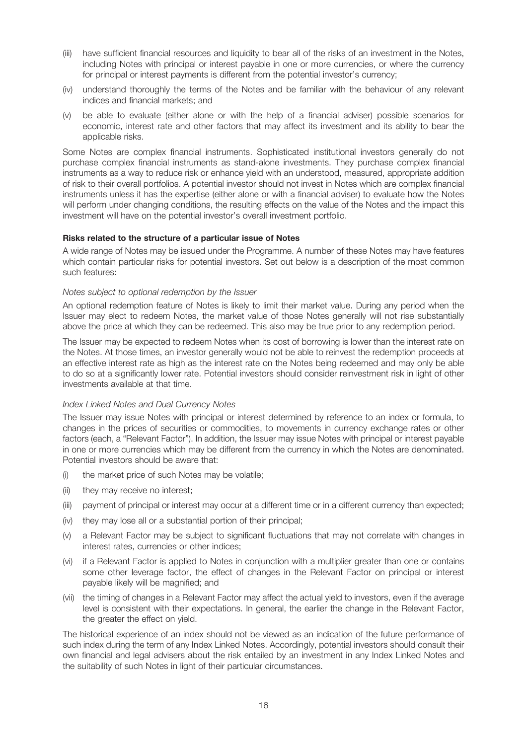(iii) have sufficient financial resources and liquidity to bear all of the risks of an investment in the Notes, including Notes with principal or interest payable in one or more currencies, or where the currency for principal or interest payments is different from the potential investor's currency;

(iv) understand thoroughly the terms of the Notes and be familiar with the behaviour of any relevant indices and financial markets; and

(v) be able to evaluate (either alone or with the help of a financial adviser) possible scenarios for economic, interest rate and other factors that may affect its investment and its ability to bear the applicable risks.

Some Notes are complex financial instruments. Sophisticated institutional investors generally do not purchase complex financial instruments as stand-alone investments. They purchase complex financial instruments as a way to reduce risk or enhance yield with an understood, measured, appropriate addition of risk to their overall portfolios. A potential investor should not invest in Notes which are complex financial instruments unless it has the expertise (either alone or with a financial adviser) to evaluate how the Notes will perform under changing conditions, the resulting effects on the value of the Notes and the impact this investment will have on the potential investor's overall investment portfolio.

**Risks related to the structure of a particular issue of Notes**

A wide range of Notes may be issued under the Programme. A number of these Notes may have features which contain particular risks for potential investors. Set out below is a description of the most common such features:

*Notes subject to optional redemption by the Issuer*

An optional redemption feature of Notes is likely to limit their market value. During any period when the Issuer may elect to redeem Notes, the market value of those Notes generally will not rise substantially above the price at which they can be redeemed. This also may be true prior to any redemption period.

The Issuer may be expected to redeem Notes when its cost of borrowing is lower than the interest rate on the Notes. At those times, an investor generally would not be able to reinvest the redemption proceeds at an effective interest rate as high as the interest rate on the Notes being redeemed and may only be able to do so at a significantly lower rate. Potential investors should consider reinvestment risk in light of other investments available at that time.

*Index Linked Notes and Dual Currency Notes*

The Issuer may issue Notes with principal or interest determined by reference to an index or formula, to changes in the prices of securities or commodities, to movements in currency exchange rates or other factors (each, a "Relevant Factor"). In addition, the Issuer may issue Notes with principal or interest payable in one or more currencies which may be different from the currency in which the Notes are denominated. Potential investors should be aware that:

(i) the market price of such Notes may be volatile;

(ii) they may receive no interest;

(iii) payment of principal or interest may occur at a different time or in a different currency than expected;

(iv) they may lose all or a substantial portion of their principal;

(v) a Relevant Factor may be subject to significant fluctuations that may not correlate with changes in interest rates, currencies or other indices;

(vi) if a Relevant Factor is applied to Notes in conjunction with a multiplier greater than one or contains some other leverage factor, the effect of changes in the Relevant Factor on principal or interest payable likely will be magnified; and

(vii) the timing of changes in a Relevant Factor may affect the actual yield to investors, even if the average level is consistent with their expectations. In general, the earlier the change in the Relevant Factor, the greater the effect on yield.

The historical experience of an index should not be viewed as an indication of the future performance of such index during the term of any Index Linked Notes. Accordingly, potential investors should consult their own financial and legal advisers about the risk entailed by an investment in any Index Linked Notes and the suitability of such Notes in light of their particular circumstances.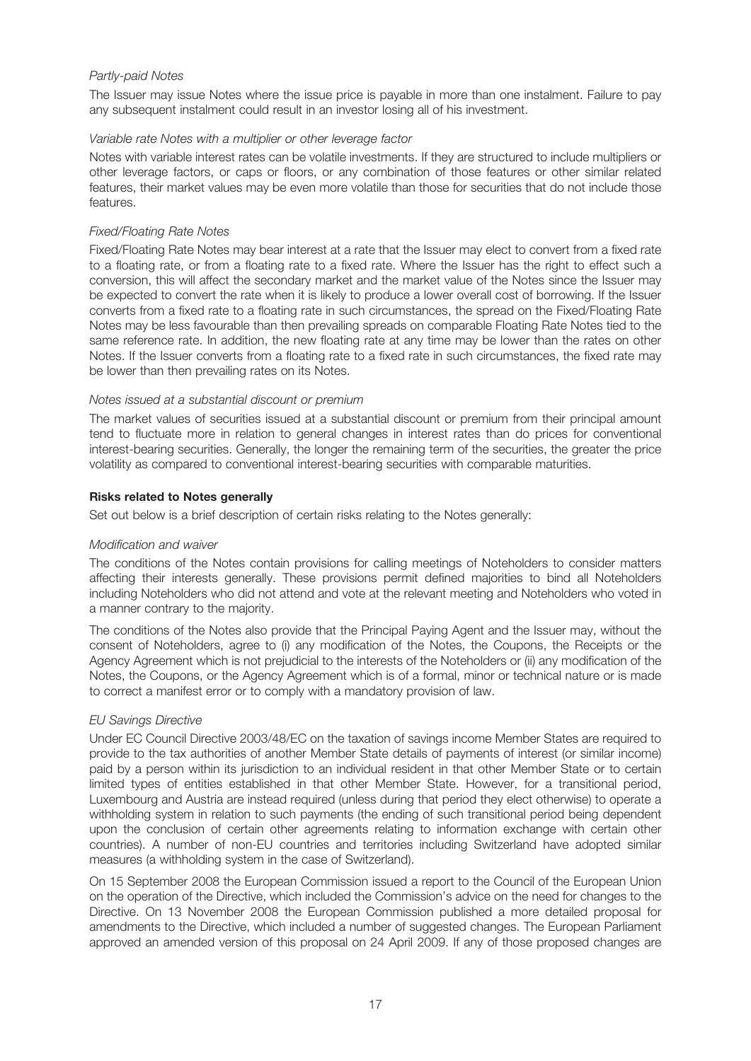*Partly-paid Notes*

The Issuer may issue Notes where the issue price is payable in more than one instalment. Failure to pay any subsequent instalment could result in an investor losing all of his investment.

*Variable rate Notes with a multiplier or other leverage factor*

Notes with variable interest rates can be volatile investments. If they are structured to include multipliers or other leverage factors, or caps or floors, or any combination of those features or other similar related features, their market values may be even more volatile than those for securities that do not include those features.

*Fixed/Floating Rate Notes*

Fixed/Floating Rate Notes may bear interest at a rate that the Issuer may elect to convert from a fixed rate to a floating rate, or from a floating rate to a fixed rate. Where the Issuer has the right to effect such a conversion, this will affect the secondary market and the market value of the Notes since the Issuer may be expected to convert the rate when it is likely to produce a lower overall cost of borrowing. If the Issuer converts from a fixed rate to a floating rate in such circumstances, the spread on the Fixed/Floating Rate Notes may be less favourable than then prevailing spreads on comparable Floating Rate Notes tied to the same reference rate. In addition, the new floating rate at any time may be lower than the rates on other Notes. If the Issuer converts from a floating rate to a fixed rate in such circumstances, the fixed rate may be lower than then prevailing rates on its Notes.

*Notes issued at a substantial discount or premium*

The market values of securities issued at a substantial discount or premium from their principal amount tend to fluctuate more in relation to general changes in interest rates than do prices for conventional interest-bearing securities. Generally, the longer the remaining term of the securities, the greater the price volatility as compared to conventional interest-bearing securities with comparable maturities.

**Risks related to Notes generally**

Set out below is a brief description of certain risks relating to the Notes generally:

*Modification and waiver*

The conditions of the Notes contain provisions for calling meetings of Noteholders to consider matters affecting their interests generally. These provisions permit defined majorities to bind all Noteholders including Noteholders who did not attend and vote at the relevant meeting and Noteholders who voted in a manner contrary to the majority.

The conditions of the Notes also provide that the Principal Paying Agent and the Issuer may, without the consent of Noteholders, agree to (i) any modification of the Notes, the Coupons, the Receipts or the Agency Agreement which is not prejudicial to the interests of the Noteholders or (ii) any modification of the Notes, the Coupons, or the Agency Agreement which is of a formal, minor or technical nature or is made to correct a manifest error or to comply with a mandatory provision of law.

*EU Savings Directive*

Under EC Council Directive 2003/48/EC on the taxation of savings income Member States are required to provide to the tax authorities of another Member State details of payments of interest (or similar income) paid by a person within its jurisdiction to an individual resident in that other Member State or to certain limited types of entities established in that other Member State. However, for a transitional period, Luxembourg and Austria are instead required (unless during that period they elect otherwise) to operate a withholding system in relation to such payments (the ending of such transitional period being dependent upon the conclusion of certain other agreements relating to information exchange with certain other countries). A number of non-EU countries and territories including Switzerland have adopted similar measures (a withholding system in the case of Switzerland).

On 15 September 2008 the European Commission issued a report to the Council of the European Union on the operation of the Directive, which included the Commission's advice on the need for changes to the Directive. On 13 November 2008 the European Commission published a more detailed proposal for amendments to the Directive, which included a number of suggested changes. The European Parliament approved an amended version of this proposal on 24 April 2009. If any of those proposed changes are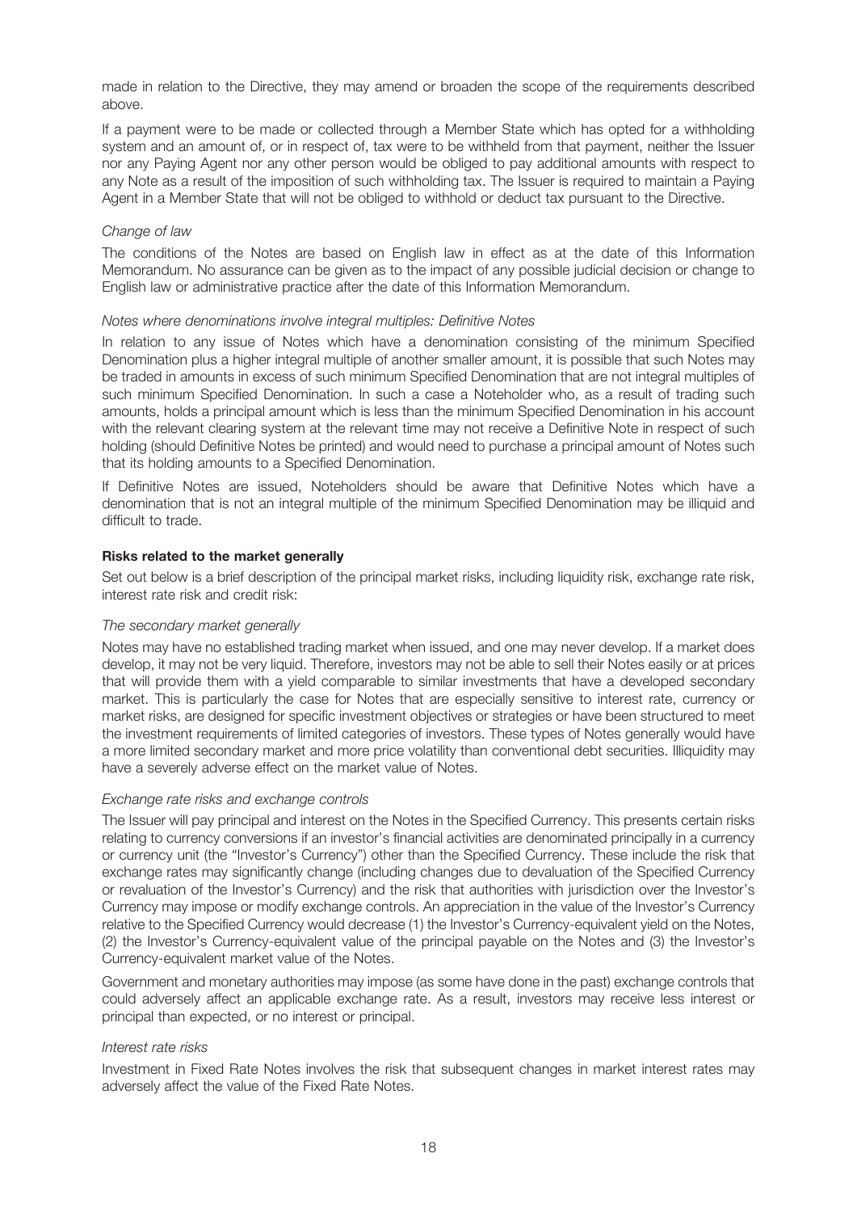made in relation to the Directive, they may amend or broaden the scope of the requirements described above.

If a payment were to be made or collected through a Member State which has opted for a withholding system and an amount of, or in respect of, tax were to be withheld from that payment, neither the Issuer nor any Paying Agent nor any other person would be obliged to pay additional amounts with respect to any Note as a result of the imposition of such withholding tax. The Issuer is required to maintain a Paying Agent in a Member State that will not be obliged to withhold or deduct tax pursuant to the Directive.

*Change of law*

The conditions of the Notes are based on English law in effect as at the date of this Information Memorandum. No assurance can be given as to the impact of any possible judicial decision or change to English law or administrative practice after the date of this Information Memorandum.

*Notes where denominations involve integral multiples: Definitive Notes*

In relation to any issue of Notes which have a denomination consisting of the minimum Specified Denomination plus a higher integral multiple of another smaller amount, it is possible that such Notes may be traded in amounts in excess of such minimum Specified Denomination that are not integral multiples of such minimum Specified Denomination. In such a case a Noteholder who, as a result of trading such amounts, holds a principal amount which is less than the minimum Specified Denomination in his account with the relevant clearing system at the relevant time may not receive a Definitive Note in respect of such holding (should Definitive Notes be printed) and would need to purchase a principal amount of Notes such that its holding amounts to a Specified Denomination.

If Definitive Notes are issued, Noteholders should be aware that Definitive Notes which have a denomination that is not an integral multiple of the minimum Specified Denomination may be illiquid and difficult to trade.

**Risks related to the market generally**

Set out below is a brief description of the principal market risks, including liquidity risk, exchange rate risk, interest rate risk and credit risk:

*The secondary market generally*

Notes may have no established trading market when issued, and one may never develop. If a market does develop, it may not be very liquid. Therefore, investors may not be able to sell their Notes easily or at prices that will provide them with a yield comparable to similar investments that have a developed secondary market. This is particularly the case for Notes that are especially sensitive to interest rate, currency or market risks, are designed for specific investment objectives or strategies or have been structured to meet the investment requirements of limited categories of investors. These types of Notes generally would have a more limited secondary market and more price volatility than conventional debt securities. Illiquidity may have a severely adverse effect on the market value of Notes.

*Exchange rate risks and exchange controls*

The Issuer will pay principal and interest on the Notes in the Specified Currency. This presents certain risks relating to currency conversions if an investor's financial activities are denominated principally in a currency or currency unit (the "Investor's Currency") other than the Specified Currency. These include the risk that exchange rates may significantly change (including changes due to devaluation of the Specified Currency or revaluation of the Investor's Currency) and the risk that authorities with jurisdiction over the Investor's Currency may impose or modify exchange controls. An appreciation in the value of the Investor's Currency relative to the Specified Currency would decrease (1) the Investor's Currency-equivalent yield on the Notes, (2) the Investor's Currency-equivalent value of the principal payable on the Notes and (3) the Investor's Currency-equivalent market value of the Notes.

Government and monetary authorities may impose (as some have done in the past) exchange controls that could adversely affect an applicable exchange rate. As a result, investors may receive less interest or principal than expected, or no interest or principal.

*Interest rate risks*

Investment in Fixed Rate Notes involves the risk that subsequent changes in market interest rates may adversely affect the value of the Fixed Rate Notes.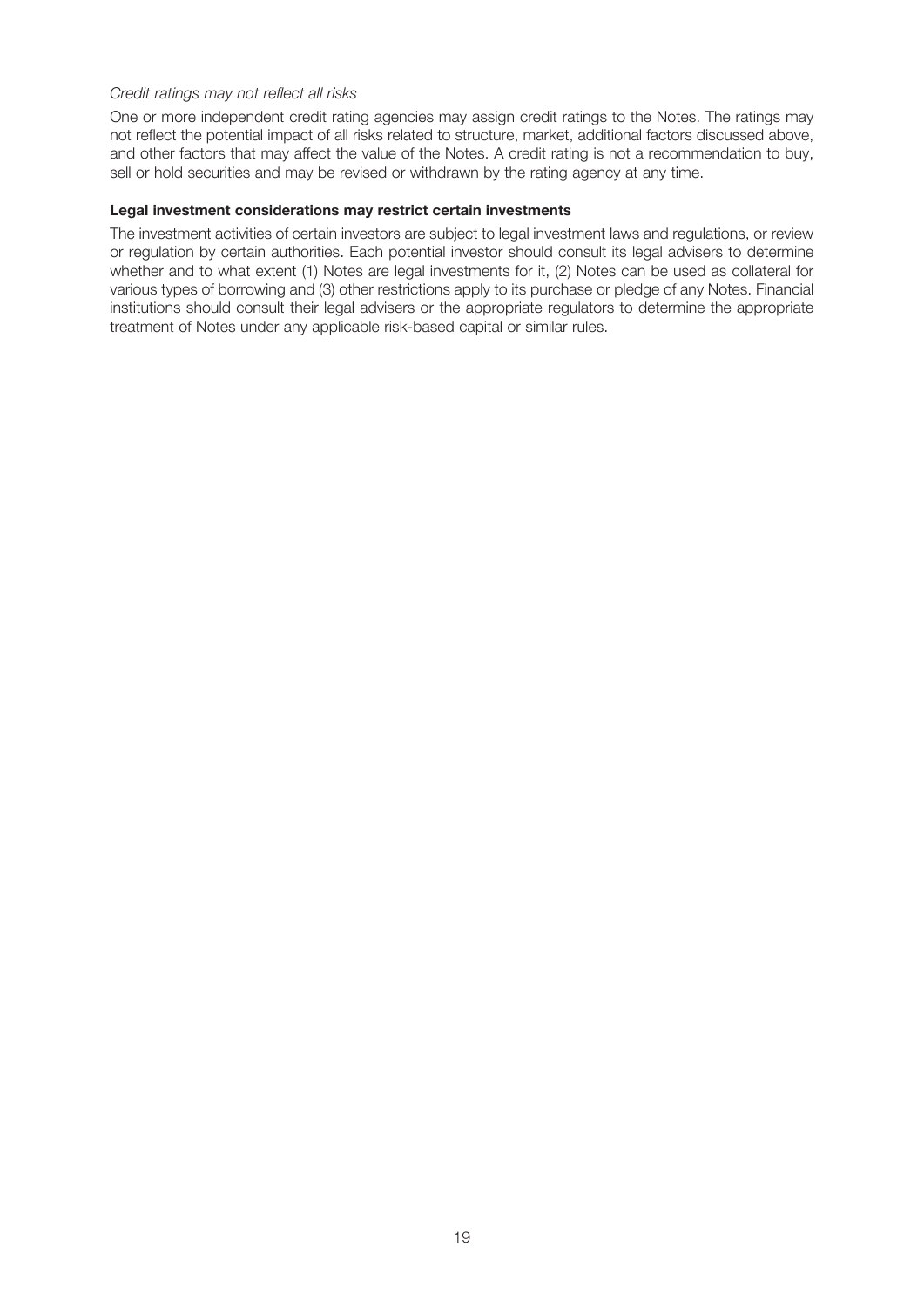*Credit ratings may not reflect all risks*

One or more independent credit rating agencies may assign credit ratings to the Notes. The ratings may not reflect the potential impact of all risks related to structure, market, additional factors discussed above, and other factors that may affect the value of the Notes. A credit rating is not a recommendation to buy, sell or hold securities and may be revised or withdrawn by the rating agency at any time.

**Legal investment considerations may restrict certain investments**

The investment activities of certain investors are subject to legal investment laws and regulations, or review or regulation by certain authorities. Each potential investor should consult its legal advisers to determine whether and to what extent (1) Notes are legal investments for it, (2) Notes can be used as collateral for various types of borrowing and (3) other restrictions apply to its purchase or pledge of any Notes. Financial institutions should consult their legal advisers or the appropriate regulators to determine the appropriate treatment of Notes under any applicable risk-based capital or similar rules.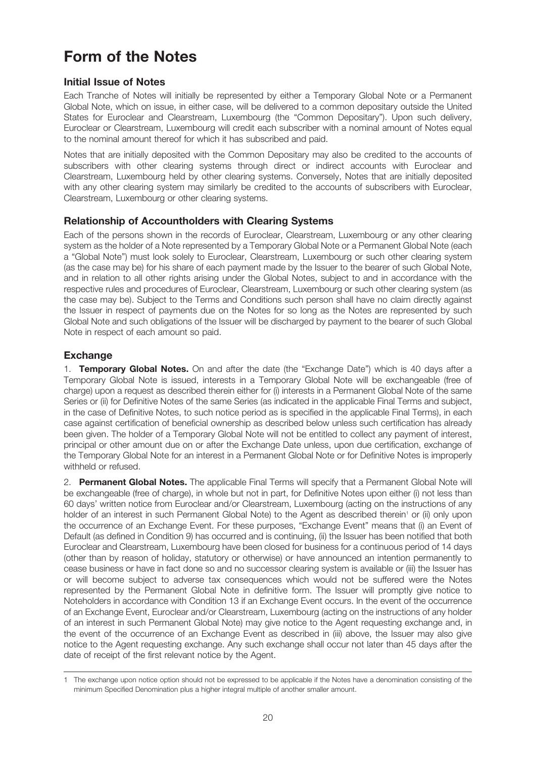# Form of the Notes

## Initial Issue of Notes

Each Tranche of Notes will initially be represented by either a Temporary Global Note or a Permanent Global Note, which on issue, in either case, will be delivered to a common depositary outside the United States for Euroclear and Clearstream, Luxembourg (the "Common Depositary"). Upon such delivery, Euroclear or Clearstream, Luxembourg will credit each subscriber with a nominal amount of Notes equal to the nominal amount thereof for which it has subscribed and paid.

Notes that are initially deposited with the Common Depositary may also be credited to the accounts of subscribers with other clearing systems through direct or indirect accounts with Euroclear and Clearstream, Luxembourg held by other clearing systems. Conversely, Notes that are initially deposited with any other clearing system may similarly be credited to the accounts of subscribers with Euroclear, Clearstream, Luxembourg or other clearing systems.

## Relationship of Accountholders with Clearing Systems

Each of the persons shown in the records of Euroclear, Clearstream, Luxembourg or any other clearing system as the holder of a Note represented by a Temporary Global Note or a Permanent Global Note (each a "Global Note") must look solely to Euroclear, Clearstream, Luxembourg or such other clearing system (as the case may be) for his share of each payment made by the Issuer to the bearer of such Global Note, and in relation to all other rights arising under the Global Notes, subject to and in accordance with the respective rules and procedures of Euroclear, Clearstream, Luxembourg or such other clearing system (as the case may be). Subject to the Terms and Conditions such person shall have no claim directly against the Issuer in respect of payments due on the Notes for so long as the Notes are represented by such Global Note and such obligations of the Issuer will be discharged by payment to the bearer of such Global Note in respect of each amount so paid.

## Exchange

1. **Temporary Global Notes.** On and after the date (the "Exchange Date") which is 40 days after a Temporary Global Note is issued, interests in a Temporary Global Note will be exchangeable (free of charge) upon a request as described therein either for (i) interests in a Permanent Global Note of the same Series or (ii) for Definitive Notes of the same Series (as indicated in the applicable Final Terms and subject, in the case of Definitive Notes, to such notice period as is specified in the applicable Final Terms), in each case against certification of beneficial ownership as described below unless such certification has already been given. The holder of a Temporary Global Note will not be entitled to collect any payment of interest, principal or other amount due on or after the Exchange Date unless, upon due certification, exchange of the Temporary Global Note for an interest in a Permanent Global Note or for Definitive Notes is improperly withheld or refused.

2. **Permanent Global Notes.** The applicable Final Terms will specify that a Permanent Global Note will be exchangeable (free of charge), in whole but not in part, for Definitive Notes upon either (i) not less than 60 days' written notice from Euroclear and/or Clearstream, Luxembourg (acting on the instructions of any holder of an interest in such Permanent Global Note) to the Agent as described therein[1] or (ii) only upon the occurrence of an Exchange Event. For these purposes, "Exchange Event" means that (i) an Event of Default (as defined in Condition 9) has occurred and is continuing, (ii) the Issuer has been notified that both Euroclear and Clearstream, Luxembourg have been closed for business for a continuous period of 14 days (other than by reason of holiday, statutory or otherwise) or have announced an intention permanently to cease business or have in fact done so and no successor clearing system is available or (iii) the Issuer has or will become subject to adverse tax consequences which would not be suffered were the Notes represented by the Permanent Global Note in definitive form. The Issuer will promptly give notice to Noteholders in accordance with Condition 13 if an Exchange Event occurs. In the event of the occurrence of an Exchange Event, Euroclear and/or Clearstream, Luxembourg (acting on the instructions of any holder of an interest in such Permanent Global Note) may give notice to the Agent requesting exchange and, in the event of the occurrence of an Exchange Event as described in (iii) above, the Issuer may also give notice to the Agent requesting exchange. Any such exchange shall occur not later than 45 days after the date of receipt of the first relevant notice by the Agent.

---

[1] The exchange upon notice option should not be expressed to be applicable if the Notes have a denomination consisting of the minimum Specified Denomination plus a higher integral multiple of another smaller amount.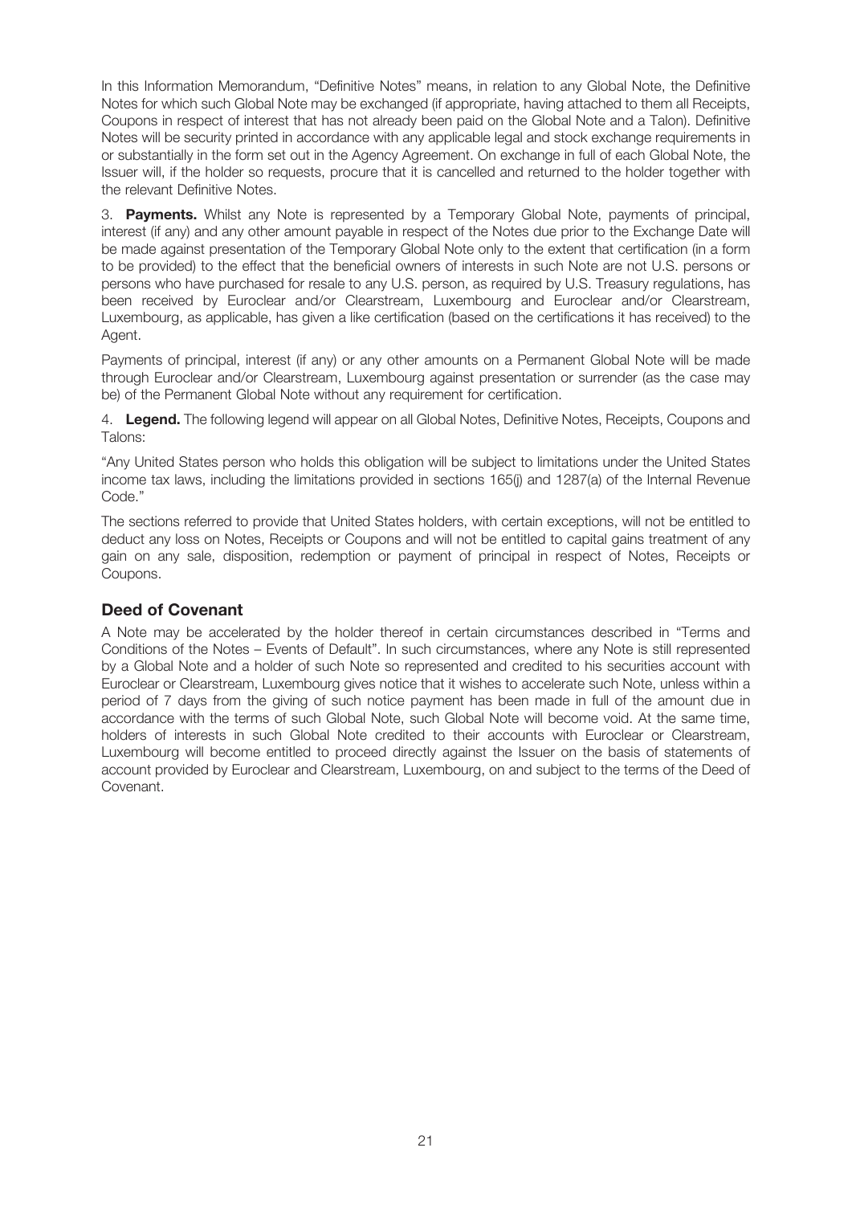In this Information Memorandum, "Definitive Notes" means, in relation to any Global Note, the Definitive Notes for which such Global Note may be exchanged (if appropriate, having attached to them all Receipts, Coupons in respect of interest that has not already been paid on the Global Note and a Talon). Definitive Notes will be security printed in accordance with any applicable legal and stock exchange requirements in or substantially in the form set out in the Agency Agreement. On exchange in full of each Global Note, the Issuer will, if the holder so requests, procure that it is cancelled and returned to the holder together with the relevant Definitive Notes.

3. **Payments.** Whilst any Note is represented by a Temporary Global Note, payments of principal, interest (if any) and any other amount payable in respect of the Notes due prior to the Exchange Date will be made against presentation of the Temporary Global Note only to the extent that certification (in a form to be provided) to the effect that the beneficial owners of interests in such Note are not U.S. persons or persons who have purchased for resale to any U.S. person, as required by U.S. Treasury regulations, has been received by Euroclear and/or Clearstream, Luxembourg and Euroclear and/or Clearstream, Luxembourg, as applicable, has given a like certification (based on the certifications it has received) to the Agent.

Payments of principal, interest (if any) or any other amounts on a Permanent Global Note will be made through Euroclear and/or Clearstream, Luxembourg against presentation or surrender (as the case may be) of the Permanent Global Note without any requirement for certification.

4. **Legend.** The following legend will appear on all Global Notes, Definitive Notes, Receipts, Coupons and Talons:

"Any United States person who holds this obligation will be subject to limitations under the United States income tax laws, including the limitations provided in sections 165(j) and 1287(a) of the Internal Revenue Code."

The sections referred to provide that United States holders, with certain exceptions, will not be entitled to deduct any loss on Notes, Receipts or Coupons and will not be entitled to capital gains treatment of any gain on any sale, disposition, redemption or payment of principal in respect of Notes, Receipts or Coupons.

## Deed of Covenant

A Note may be accelerated by the holder thereof in certain circumstances described in "Terms and Conditions of the Notes – Events of Default". In such circumstances, where any Note is still represented by a Global Note and a holder of such Note so represented and credited to his securities account with Euroclear or Clearstream, Luxembourg gives notice that it wishes to accelerate such Note, unless within a period of 7 days from the giving of such notice payment has been made in full of the amount due in accordance with the terms of such Global Note, such Global Note will become void. At the same time, holders of interests in such Global Note credited to their accounts with Euroclear or Clearstream, Luxembourg will become entitled to proceed directly against the Issuer on the basis of statements of account provided by Euroclear and Clearstream, Luxembourg, on and subject to the terms of the Deed of Covenant.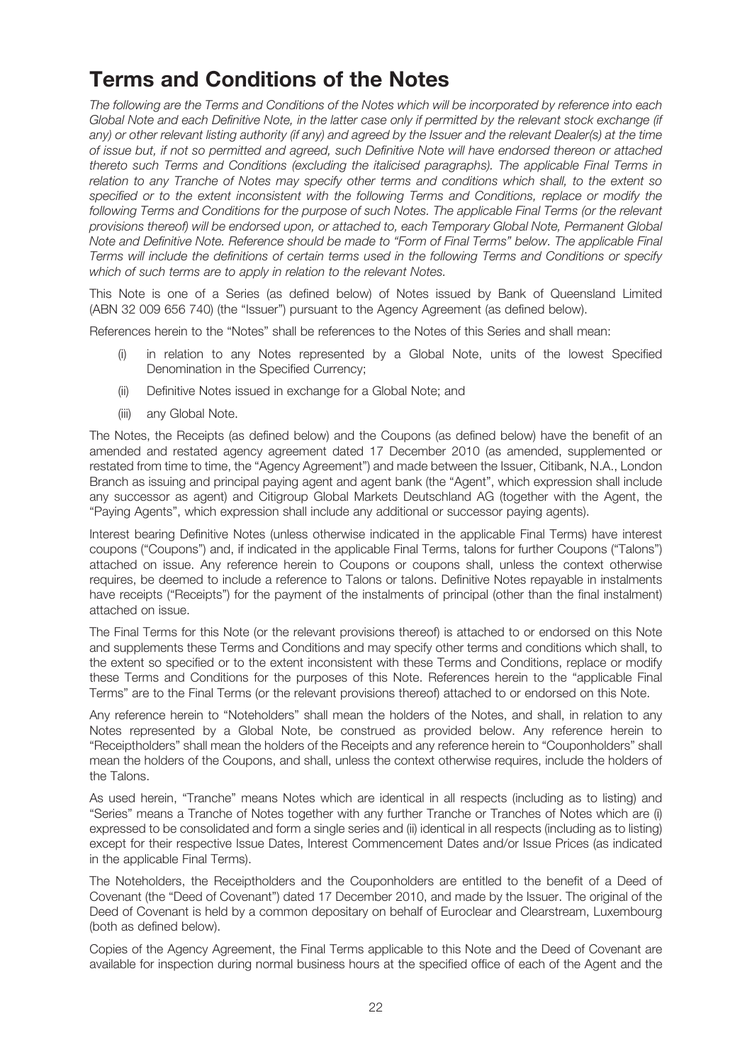# Terms and Conditions of the Notes

*The following are the Terms and Conditions of the Notes which will be incorporated by reference into each Global Note and each Definitive Note, in the latter case only if permitted by the relevant stock exchange (if any) or other relevant listing authority (if any) and agreed by the Issuer and the relevant Dealer(s) at the time of issue but, if not so permitted and agreed, such Definitive Note will have endorsed thereon or attached thereto such Terms and Conditions (excluding the italicised paragraphs). The applicable Final Terms in relation to any Tranche of Notes may specify other terms and conditions which shall, to the extent so specified or to the extent inconsistent with the following Terms and Conditions, replace or modify the following Terms and Conditions for the purpose of such Notes. The applicable Final Terms (or the relevant provisions thereof) will be endorsed upon, or attached to, each Temporary Global Note, Permanent Global Note and Definitive Note. Reference should be made to "Form of Final Terms" below. The applicable Final Terms will include the definitions of certain terms used in the following Terms and Conditions or specify which of such terms are to apply in relation to the relevant Notes.*

This Note is one of a Series (as defined below) of Notes issued by Bank of Queensland Limited (ABN 32 009 656 740) (the "Issuer") pursuant to the Agency Agreement (as defined below).

References herein to the "Notes" shall be references to the Notes of this Series and shall mean:

(i) in relation to any Notes represented by a Global Note, units of the lowest Specified Denomination in the Specified Currency;

(ii) Definitive Notes issued in exchange for a Global Note; and

(iii) any Global Note.

The Notes, the Receipts (as defined below) and the Coupons (as defined below) have the benefit of an amended and restated agency agreement dated 17 December 2010 (as amended, supplemented or restated from time to time, the "Agency Agreement") and made between the Issuer, Citibank, N.A., London Branch as issuing and principal paying agent and agent bank (the "Agent", which expression shall include any successor as agent) and Citigroup Global Markets Deutschland AG (together with the Agent, the "Paying Agents", which expression shall include any additional or successor paying agents).

Interest bearing Definitive Notes (unless otherwise indicated in the applicable Final Terms) have interest coupons ("Coupons") and, if indicated in the applicable Final Terms, talons for further Coupons ("Talons") attached on issue. Any reference herein to Coupons or coupons shall, unless the context otherwise requires, be deemed to include a reference to Talons or talons. Definitive Notes repayable in instalments have receipts ("Receipts") for the payment of the instalments of principal (other than the final instalment) attached on issue.

The Final Terms for this Note (or the relevant provisions thereof) is attached to or endorsed on this Note and supplements these Terms and Conditions and may specify other terms and conditions which shall, to the extent so specified or to the extent inconsistent with these Terms and Conditions, replace or modify these Terms and Conditions for the purposes of this Note. References herein to the "applicable Final Terms" are to the Final Terms (or the relevant provisions thereof) attached to or endorsed on this Note.

Any reference herein to "Noteholders" shall mean the holders of the Notes, and shall, in relation to any Notes represented by a Global Note, be construed as provided below. Any reference herein to "Receiptholders" shall mean the holders of the Receipts and any reference herein to "Couponholders" shall mean the holders of the Coupons, and shall, unless the context otherwise requires, include the holders of the Talons.

As used herein, "Tranche" means Notes which are identical in all respects (including as to listing) and "Series" means a Tranche of Notes together with any further Tranche or Tranches of Notes which are (i) expressed to be consolidated and form a single series and (ii) identical in all respects (including as to listing) except for their respective Issue Dates, Interest Commencement Dates and/or Issue Prices (as indicated in the applicable Final Terms).

The Noteholders, the Receiptholders and the Couponholders are entitled to the benefit of a Deed of Covenant (the "Deed of Covenant") dated 17 December 2010, and made by the Issuer. The original of the Deed of Covenant is held by a common depositary on behalf of Euroclear and Clearstream, Luxembourg (both as defined below).

Copies of the Agency Agreement, the Final Terms applicable to this Note and the Deed of Covenant are available for inspection during normal business hours at the specified office of each of the Agent and the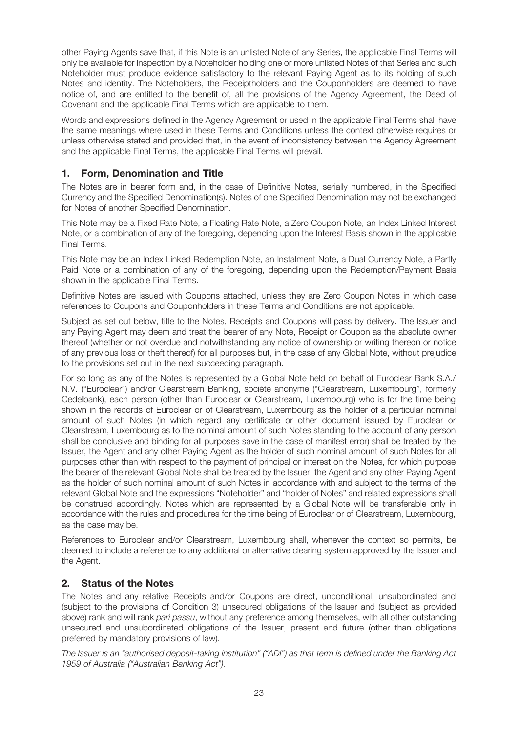other Paying Agents save that, if this Note is an unlisted Note of any Series, the applicable Final Terms will only be available for inspection by a Noteholder holding one or more unlisted Notes of that Series and such Noteholder must produce evidence satisfactory to the relevant Paying Agent as to its holding of such Notes and identity. The Noteholders, the Receiptholders and the Couponholders are deemed to have notice of, and are entitled to the benefit of, all the provisions of the Agency Agreement, the Deed of Covenant and the applicable Final Terms which are applicable to them.

Words and expressions defined in the Agency Agreement or used in the applicable Final Terms shall have the same meanings where used in these Terms and Conditions unless the context otherwise requires or unless otherwise stated and provided that, in the event of inconsistency between the Agency Agreement and the applicable Final Terms, the applicable Final Terms will prevail.

## 1. Form, Denomination and Title

The Notes are in bearer form and, in the case of Definitive Notes, serially numbered, in the Specified Currency and the Specified Denomination(s). Notes of one Specified Denomination may not be exchanged for Notes of another Specified Denomination.

This Note may be a Fixed Rate Note, a Floating Rate Note, a Zero Coupon Note, an Index Linked Interest Note, or a combination of any of the foregoing, depending upon the Interest Basis shown in the applicable Final Terms.

This Note may be an Index Linked Redemption Note, an Instalment Note, a Dual Currency Note, a Partly Paid Note or a combination of any of the foregoing, depending upon the Redemption/Payment Basis shown in the applicable Final Terms.

Definitive Notes are issued with Coupons attached, unless they are Zero Coupon Notes in which case references to Coupons and Couponholders in these Terms and Conditions are not applicable.

Subject as set out below, title to the Notes, Receipts and Coupons will pass by delivery. The Issuer and any Paying Agent may deem and treat the bearer of any Note, Receipt or Coupon as the absolute owner thereof (whether or not overdue and notwithstanding any notice of ownership or writing thereon or notice of any previous loss or theft thereof) for all purposes but, in the case of any Global Note, without prejudice to the provisions set out in the next succeeding paragraph.

For so long as any of the Notes is represented by a Global Note held on behalf of Euroclear Bank S.A./N.V. ("Euroclear") and/or Clearstream Banking, société anonyme ("Clearstream, Luxembourg", formerly Cedelbank), each person (other than Euroclear or Clearstream, Luxembourg) who is for the time being shown in the records of Euroclear or of Clearstream, Luxembourg as the holder of a particular nominal amount of such Notes (in which regard any certificate or other document issued by Euroclear or Clearstream, Luxembourg as to the nominal amount of such Notes standing to the account of any person shall be conclusive and binding for all purposes save in the case of manifest error) shall be treated by the Issuer, the Agent and any other Paying Agent as the holder of such nominal amount of such Notes for all purposes other than with respect to the payment of principal or interest on the Notes, for which purpose the bearer of the relevant Global Note shall be treated by the Issuer, the Agent and any other Paying Agent as the holder of such nominal amount of such Notes in accordance with and subject to the terms of the relevant Global Note and the expressions "Noteholder" and "holder of Notes" and related expressions shall be construed accordingly. Notes which are represented by a Global Note will be transferable only in accordance with the rules and procedures for the time being of Euroclear or of Clearstream, Luxembourg, as the case may be.

References to Euroclear and/or Clearstream, Luxembourg shall, whenever the context so permits, be deemed to include a reference to any additional or alternative clearing system approved by the Issuer and the Agent.

## 2. Status of the Notes

The Notes and any relative Receipts and/or Coupons are direct, unconditional, unsubordinated and (subject to the provisions of Condition 3) unsecured obligations of the Issuer and (subject as provided above) rank and will rank *pari passu*, without any preference among themselves, with all other outstanding unsecured and unsubordinated obligations of the Issuer, present and future (other than obligations preferred by mandatory provisions of law).

*The Issuer is an "authorised deposit-taking institution" ("ADI") as that term is defined under the Banking Act 1959 of Australia ("Australian Banking Act").*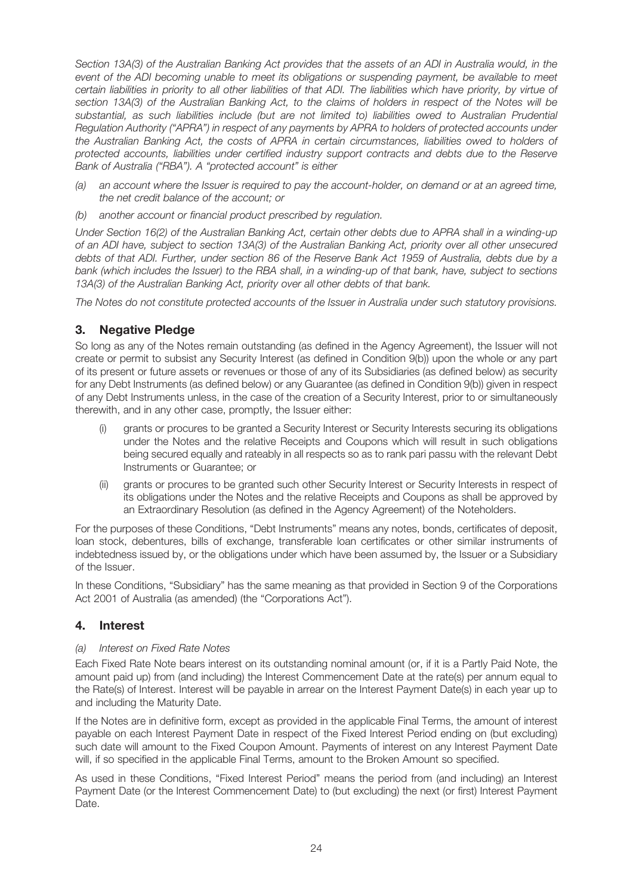*Section 13A(3) of the Australian Banking Act provides that the assets of an ADI in Australia would, in the event of the ADI becoming unable to meet its obligations or suspending payment, be available to meet certain liabilities in priority to all other liabilities of that ADI. The liabilities which have priority, by virtue of section 13A(3) of the Australian Banking Act, to the claims of holders in respect of the Notes will be substantial, as such liabilities include (but are not limited to) liabilities owed to Australian Prudential Regulation Authority ("APRA") in respect of any payments by APRA to holders of protected accounts under the Australian Banking Act, the costs of APRA in certain circumstances, liabilities owed to holders of protected accounts, liabilities under certified industry support contracts and debts due to the Reserve Bank of Australia ("RBA"). A "protected account" is either*

*(a) an account where the Issuer is required to pay the account-holder, on demand or at an agreed time, the net credit balance of the account; or*

*(b) another account or financial product prescribed by regulation.*

*Under Section 16(2) of the Australian Banking Act, certain other debts due to APRA shall in a winding-up of an ADI have, subject to section 13A(3) of the Australian Banking Act, priority over all other unsecured debts of that ADI. Further, under section 86 of the Reserve Bank Act 1959 of Australia, debts due by a bank (which includes the Issuer) to the RBA shall, in a winding-up of that bank, have, subject to sections 13A(3) of the Australian Banking Act, priority over all other debts of that bank.*

*The Notes do not constitute protected accounts of the Issuer in Australia under such statutory provisions.*

## 3. Negative Pledge

So long as any of the Notes remain outstanding (as defined in the Agency Agreement), the Issuer will not create or permit to subsist any Security Interest (as defined in Condition 9(b)) upon the whole or any part of its present or future assets or revenues or those of any of its Subsidiaries (as defined below) as security for any Debt Instruments (as defined below) or any Guarantee (as defined in Condition 9(b)) given in respect of any Debt Instruments unless, in the case of the creation of a Security Interest, prior to or simultaneously therewith, and in any other case, promptly, the Issuer either:

(i) grants or procures to be granted a Security Interest or Security Interests securing its obligations under the Notes and the relative Receipts and Coupons which will result in such obligations being secured equally and rateably in all respects so as to rank pari passu with the relevant Debt Instruments or Guarantee; or

(ii) grants or procures to be granted such other Security Interest or Security Interests in respect of its obligations under the Notes and the relative Receipts and Coupons as shall be approved by an Extraordinary Resolution (as defined in the Agency Agreement) of the Noteholders.

For the purposes of these Conditions, "Debt Instruments" means any notes, bonds, certificates of deposit, loan stock, debentures, bills of exchange, transferable loan certificates or other similar instruments of indebtedness issued by, or the obligations under which have been assumed by, the Issuer or a Subsidiary of the Issuer.

In these Conditions, "Subsidiary" has the same meaning as that provided in Section 9 of the Corporations Act 2001 of Australia (as amended) (the "Corporations Act").

## 4. Interest

*(a) Interest on Fixed Rate Notes*

Each Fixed Rate Note bears interest on its outstanding nominal amount (or, if it is a Partly Paid Note, the amount paid up) from (and including) the Interest Commencement Date at the rate(s) per annum equal to the Rate(s) of Interest. Interest will be payable in arrear on the Interest Payment Date(s) in each year up to and including the Maturity Date.

If the Notes are in definitive form, except as provided in the applicable Final Terms, the amount of interest payable on each Interest Payment Date in respect of the Fixed Interest Period ending on (but excluding) such date will amount to the Fixed Coupon Amount. Payments of interest on any Interest Payment Date will, if so specified in the applicable Final Terms, amount to the Broken Amount so specified.

As used in these Conditions, "Fixed Interest Period" means the period from (and including) an Interest Payment Date (or the Interest Commencement Date) to (but excluding) the next (or first) Interest Payment Date.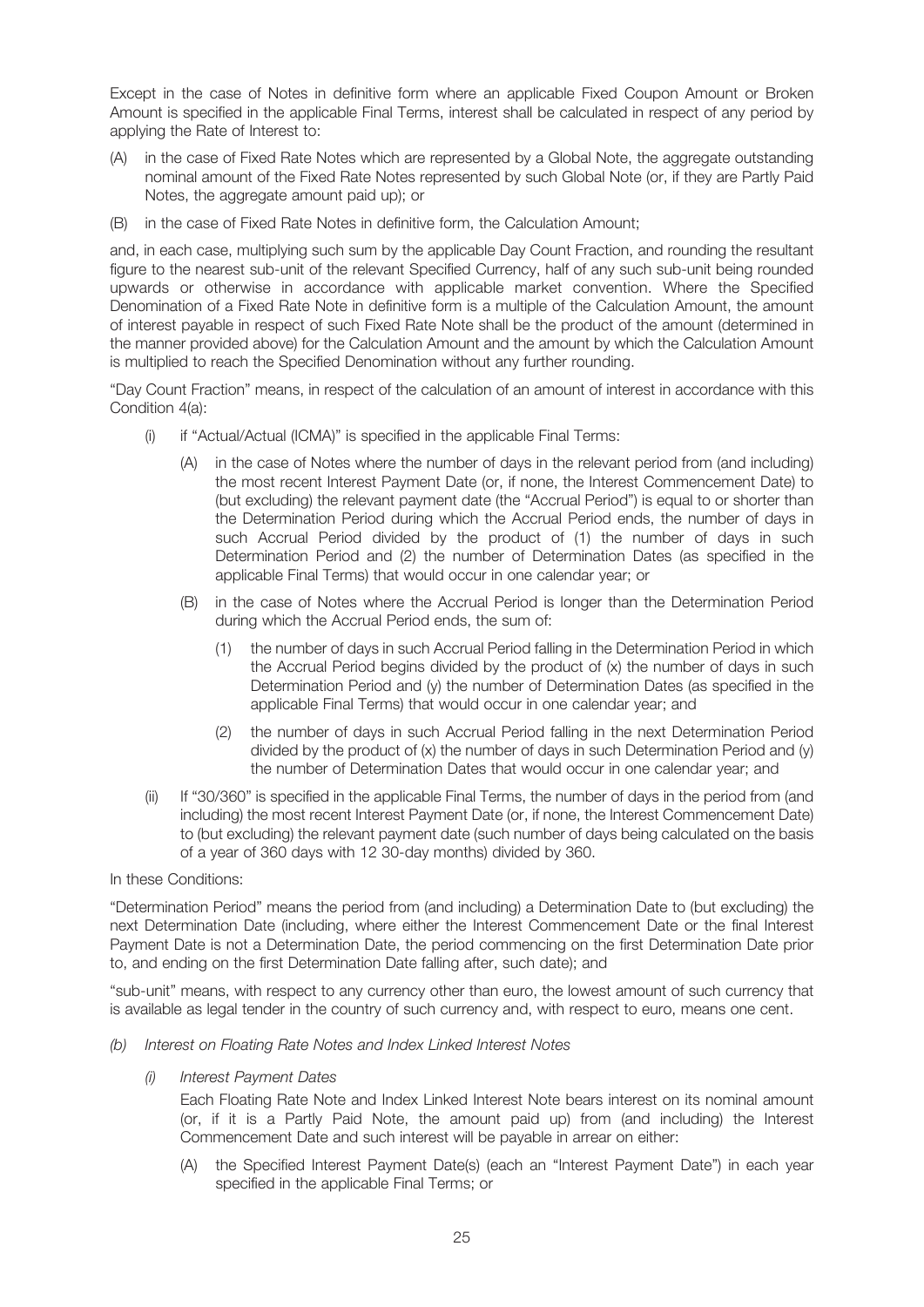Except in the case of Notes in definitive form where an applicable Fixed Coupon Amount or Broken Amount is specified in the applicable Final Terms, interest shall be calculated in respect of any period by applying the Rate of Interest to:

(A) in the case of Fixed Rate Notes which are represented by a Global Note, the aggregate outstanding nominal amount of the Fixed Rate Notes represented by such Global Note (or, if they are Partly Paid Notes, the aggregate amount paid up); or

(B) in the case of Fixed Rate Notes in definitive form, the Calculation Amount;

and, in each case, multiplying such sum by the applicable Day Count Fraction, and rounding the resultant figure to the nearest sub-unit of the relevant Specified Currency, half of any such sub-unit being rounded upwards or otherwise in accordance with applicable market convention. Where the Specified Denomination of a Fixed Rate Note in definitive form is a multiple of the Calculation Amount, the amount of interest payable in respect of such Fixed Rate Note shall be the product of the amount (determined in the manner provided above) for the Calculation Amount and the amount by which the Calculation Amount is multiplied to reach the Specified Denomination without any further rounding.

"Day Count Fraction" means, in respect of the calculation of an amount of interest in accordance with this Condition 4(a):

(i) if "Actual/Actual (ICMA)" is specified in the applicable Final Terms:

   (A) in the case of Notes where the number of days in the relevant period from (and including) the most recent Interest Payment Date (or, if none, the Interest Commencement Date) to (but excluding) the relevant payment date (the "Accrual Period") is equal to or shorter than the Determination Period during which the Accrual Period ends, the number of days in such Accrual Period divided by the product of (1) the number of days in such Determination Period and (2) the number of Determination Dates (as specified in the applicable Final Terms) that would occur in one calendar year; or

   (B) in the case of Notes where the Accrual Period is longer than the Determination Period during which the Accrual Period ends, the sum of:

      (1) the number of days in such Accrual Period falling in the Determination Period in which the Accrual Period begins divided by the product of (x) the number of days in such Determination Period and (y) the number of Determination Dates (as specified in the applicable Final Terms) that would occur in one calendar year; and

      (2) the number of days in such Accrual Period falling in the next Determination Period divided by the product of (x) the number of days in such Determination Period and (y) the number of Determination Dates that would occur in one calendar year; and

(ii) If "30/360" is specified in the applicable Final Terms, the number of days in the period from (and including) the most recent Interest Payment Date (or, if none, the Interest Commencement Date) to (but excluding) the relevant payment date (such number of days being calculated on the basis of a year of 360 days with 12 30-day months) divided by 360.

In these Conditions:

"Determination Period" means the period from (and including) a Determination Date to (but excluding) the next Determination Date (including, where either the Interest Commencement Date or the final Interest Payment Date is not a Determination Date, the period commencing on the first Determination Date prior to, and ending on the first Determination Date falling after, such date); and

"sub-unit" means, with respect to any currency other than euro, the lowest amount of such currency that is available as legal tender in the country of such currency and, with respect to euro, means one cent.

*(b) Interest on Floating Rate Notes and Index Linked Interest Notes*

*(i) Interest Payment Dates*

Each Floating Rate Note and Index Linked Interest Note bears interest on its nominal amount (or, if it is a Partly Paid Note, the amount paid up) from (and including) the Interest Commencement Date and such interest will be payable in arrear on either:

(A) the Specified Interest Payment Date(s) (each an "Interest Payment Date") in each year specified in the applicable Final Terms; or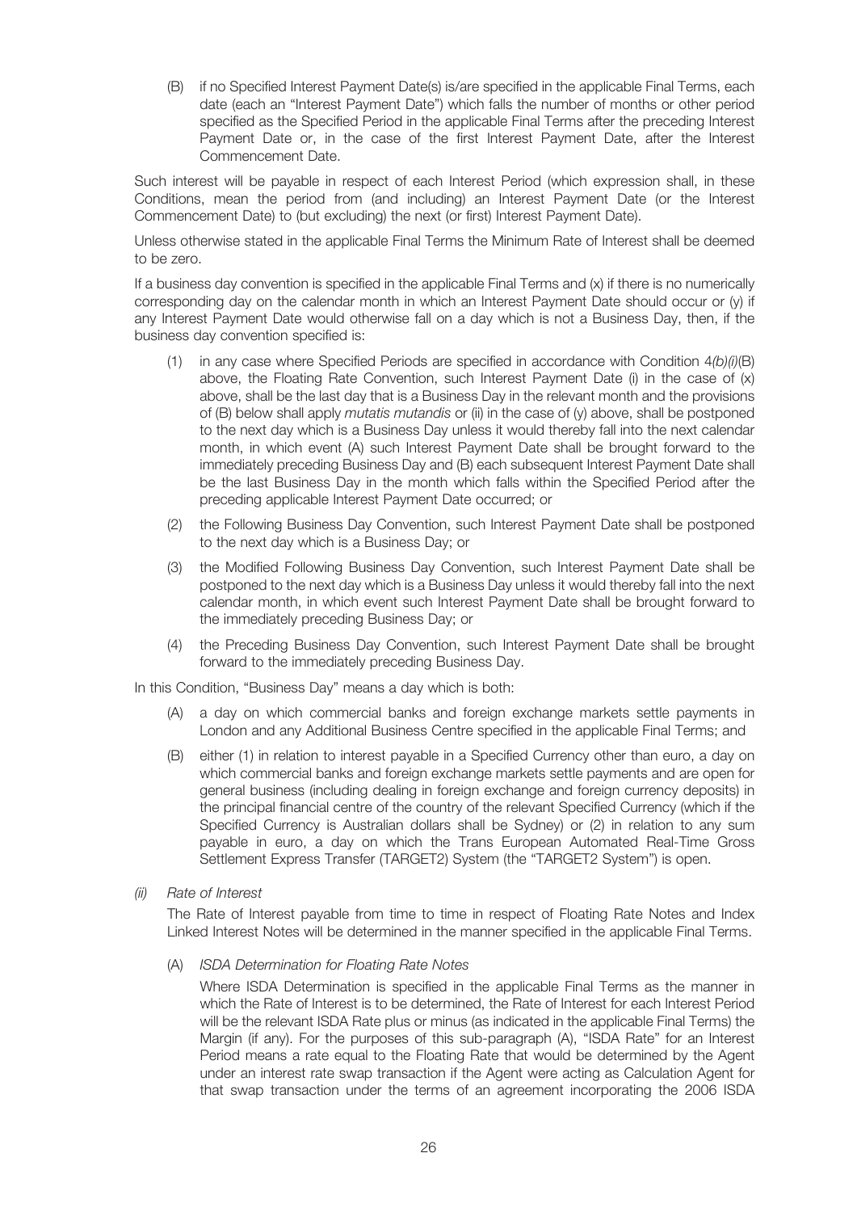(B) if no Specified Interest Payment Date(s) is/are specified in the applicable Final Terms, each date (each an "Interest Payment Date") which falls the number of months or other period specified as the Specified Period in the applicable Final Terms after the preceding Interest Payment Date or, in the case of the first Interest Payment Date, after the Interest Commencement Date.

Such interest will be payable in respect of each Interest Period (which expression shall, in these Conditions, mean the period from (and including) an Interest Payment Date (or the Interest Commencement Date) to (but excluding) the next (or first) Interest Payment Date).

Unless otherwise stated in the applicable Final Terms the Minimum Rate of Interest shall be deemed to be zero.

If a business day convention is specified in the applicable Final Terms and (x) if there is no numerically corresponding day on the calendar month in which an Interest Payment Date should occur or (y) if any Interest Payment Date would otherwise fall on a day which is not a Business Day, then, if the business day convention specified is:

(1) in any case where Specified Periods are specified in accordance with Condition 4*(b)(i)*(B) above, the Floating Rate Convention, such Interest Payment Date (i) in the case of (x) above, shall be the last day that is a Business Day in the relevant month and the provisions of (B) below shall apply *mutatis mutandis* or (ii) in the case of (y) above, shall be postponed to the next day which is a Business Day unless it would thereby fall into the next calendar month, in which event (A) such Interest Payment Date shall be brought forward to the immediately preceding Business Day and (B) each subsequent Interest Payment Date shall be the last Business Day in the month which falls within the Specified Period after the preceding applicable Interest Payment Date occurred; or

(2) the Following Business Day Convention, such Interest Payment Date shall be postponed to the next day which is a Business Day; or

(3) the Modified Following Business Day Convention, such Interest Payment Date shall be postponed to the next day which is a Business Day unless it would thereby fall into the next calendar month, in which event such Interest Payment Date shall be brought forward to the immediately preceding Business Day; or

(4) the Preceding Business Day Convention, such Interest Payment Date shall be brought forward to the immediately preceding Business Day.

In this Condition, "Business Day" means a day which is both:

(A) a day on which commercial banks and foreign exchange markets settle payments in London and any Additional Business Centre specified in the applicable Final Terms; and

(B) either (1) in relation to interest payable in a Specified Currency other than euro, a day on which commercial banks and foreign exchange markets settle payments and are open for general business (including dealing in foreign exchange and foreign currency deposits) in the principal financial centre of the country of the relevant Specified Currency (which if the Specified Currency is Australian dollars shall be Sydney) or (2) in relation to any sum payable in euro, a day on which the Trans European Automated Real-Time Gross Settlement Express Transfer (TARGET2) System (the "TARGET2 System") is open.

*(ii) Rate of Interest*

The Rate of Interest payable from time to time in respect of Floating Rate Notes and Index Linked Interest Notes will be determined in the manner specified in the applicable Final Terms.

(A) *ISDA Determination for Floating Rate Notes*

Where ISDA Determination is specified in the applicable Final Terms as the manner in which the Rate of Interest is to be determined, the Rate of Interest for each Interest Period will be the relevant ISDA Rate plus or minus (as indicated in the applicable Final Terms) the Margin (if any). For the purposes of this sub-paragraph (A), "ISDA Rate" for an Interest Period means a rate equal to the Floating Rate that would be determined by the Agent under an interest rate swap transaction if the Agent were acting as Calculation Agent for that swap transaction under the terms of an agreement incorporating the 2006 ISDA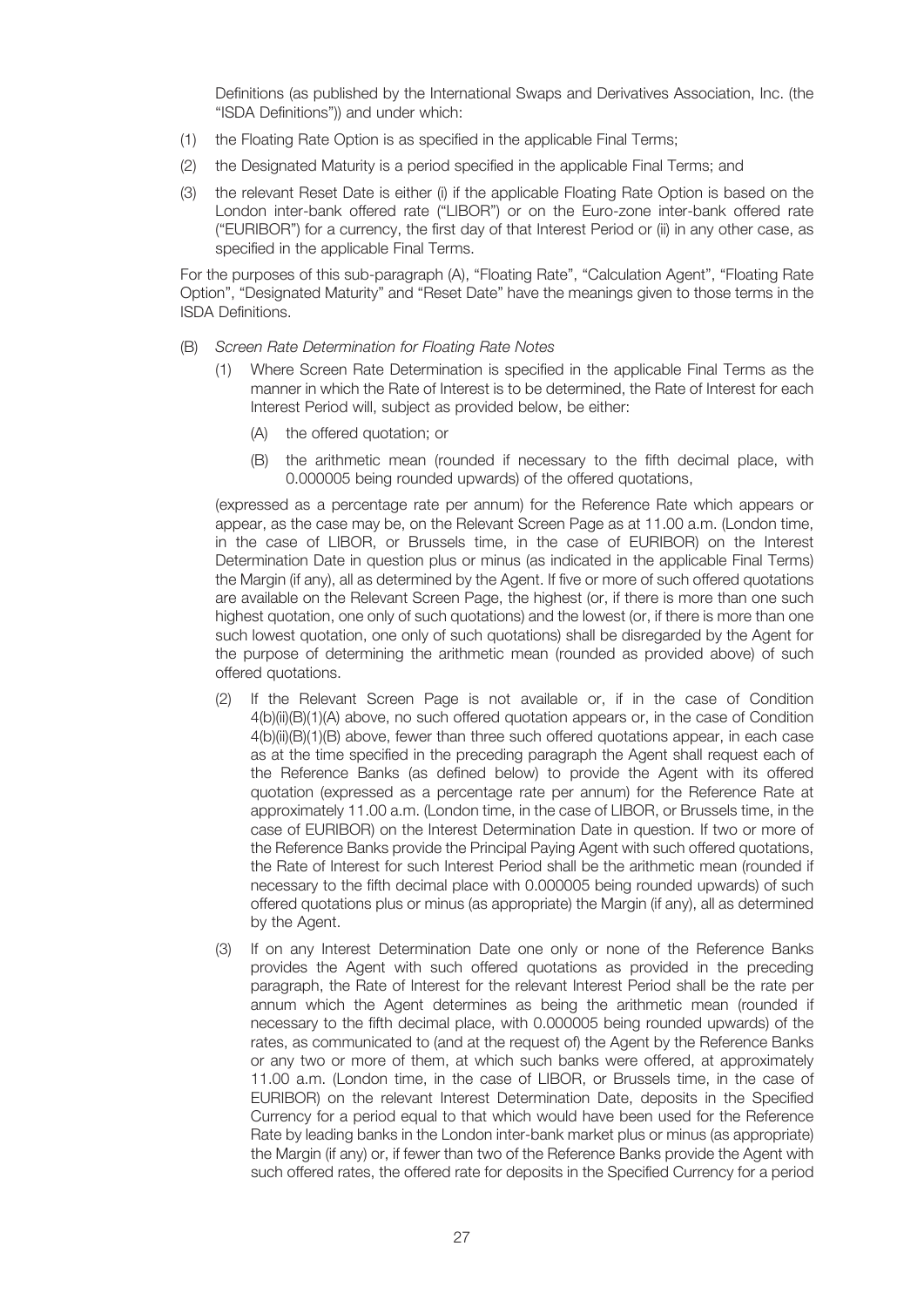Definitions (as published by the International Swaps and Derivatives Association, Inc. (the "ISDA Definitions")) and under which:

(1) the Floating Rate Option is as specified in the applicable Final Terms;

(2) the Designated Maturity is a period specified in the applicable Final Terms; and

(3) the relevant Reset Date is either (i) if the applicable Floating Rate Option is based on the London inter-bank offered rate ("LIBOR") or on the Euro-zone inter-bank offered rate ("EURIBOR") for a currency, the first day of that Interest Period or (ii) in any other case, as specified in the applicable Final Terms.

For the purposes of this sub-paragraph (A), "Floating Rate", "Calculation Agent", "Floating Rate Option", "Designated Maturity" and "Reset Date" have the meanings given to those terms in the ISDA Definitions.

(B) *Screen Rate Determination for Floating Rate Notes*

(1) Where Screen Rate Determination is specified in the applicable Final Terms as the manner in which the Rate of Interest is to be determined, the Rate of Interest for each Interest Period will, subject as provided below, be either:

(A) the offered quotation; or

(B) the arithmetic mean (rounded if necessary to the fifth decimal place, with 0.000005 being rounded upwards) of the offered quotations,

(expressed as a percentage rate per annum) for the Reference Rate which appears or appear, as the case may be, on the Relevant Screen Page as at 11.00 a.m. (London time, in the case of LIBOR, or Brussels time, in the case of EURIBOR) on the Interest Determination Date in question plus or minus (as indicated in the applicable Final Terms) the Margin (if any), all as determined by the Agent. If five or more of such offered quotations are available on the Relevant Screen Page, the highest (or, if there is more than one such highest quotation, one only of such quotations) and the lowest (or, if there is more than one such lowest quotation, one only of such quotations) shall be disregarded by the Agent for the purpose of determining the arithmetic mean (rounded as provided above) of such offered quotations.

(2) If the Relevant Screen Page is not available or, if in the case of Condition 4(b)(ii)(B)(1)(A) above, no such offered quotation appears or, in the case of Condition 4(b)(ii)(B)(1)(B) above, fewer than three such offered quotations appear, in each case as at the time specified in the preceding paragraph the Agent shall request each of the Reference Banks (as defined below) to provide the Agent with its offered quotation (expressed as a percentage rate per annum) for the Reference Rate at approximately 11.00 a.m. (London time, in the case of LIBOR, or Brussels time, in the case of EURIBOR) on the Interest Determination Date in question. If two or more of the Reference Banks provide the Principal Paying Agent with such offered quotations, the Rate of Interest for such Interest Period shall be the arithmetic mean (rounded if necessary to the fifth decimal place with 0.000005 being rounded upwards) of such offered quotations plus or minus (as appropriate) the Margin (if any), all as determined by the Agent.

(3) If on any Interest Determination Date one only or none of the Reference Banks provides the Agent with such offered quotations as provided in the preceding paragraph, the Rate of Interest for the relevant Interest Period shall be the rate per annum which the Agent determines as being the arithmetic mean (rounded if necessary to the fifth decimal place, with 0.000005 being rounded upwards) of the rates, as communicated to (and at the request of) the Agent by the Reference Banks or any two or more of them, at which such banks were offered, at approximately 11.00 a.m. (London time, in the case of LIBOR, or Brussels time, in the case of EURIBOR) on the relevant Interest Determination Date, deposits in the Specified Currency for a period equal to that which would have been used for the Reference Rate by leading banks in the London inter-bank market plus or minus (as appropriate) the Margin (if any) or, if fewer than two of the Reference Banks provide the Agent with such offered rates, the offered rate for deposits in the Specified Currency for a period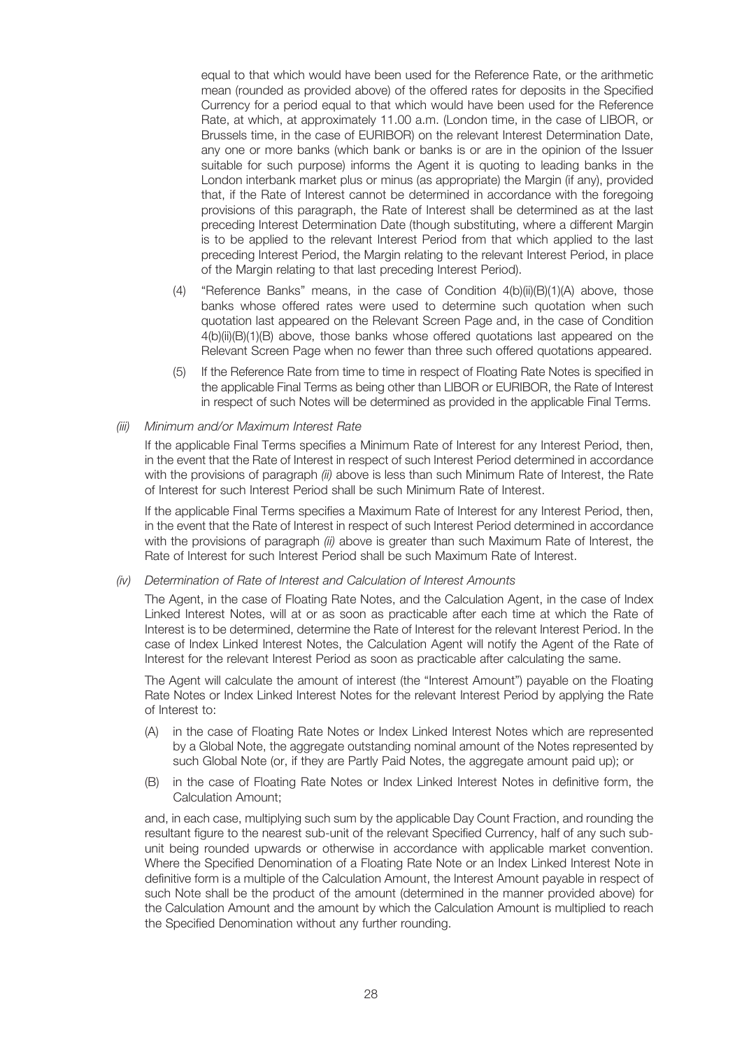equal to that which would have been used for the Reference Rate, or the arithmetic mean (rounded as provided above) of the offered rates for deposits in the Specified Currency for a period equal to that which would have been used for the Reference Rate, at which, at approximately 11.00 a.m. (London time, in the case of LIBOR, or Brussels time, in the case of EURIBOR) on the relevant Interest Determination Date, any one or more banks (which bank or banks is or are in the opinion of the Issuer suitable for such purpose) informs the Agent it is quoting to leading banks in the London interbank market plus or minus (as appropriate) the Margin (if any), provided that, if the Rate of Interest cannot be determined in accordance with the foregoing provisions of this paragraph, the Rate of Interest shall be determined as at the last preceding Interest Determination Date (though substituting, where a different Margin is to be applied to the relevant Interest Period from that which applied to the last preceding Interest Period, the Margin relating to the relevant Interest Period, in place of the Margin relating to that last preceding Interest Period).

(4) "Reference Banks" means, in the case of Condition 4(b)(ii)(B)(1)(A) above, those banks whose offered rates were used to determine such quotation when such quotation last appeared on the Relevant Screen Page and, in the case of Condition 4(b)(ii)(B)(1)(B) above, those banks whose offered quotations last appeared on the Relevant Screen Page when no fewer than three such offered quotations appeared.

(5) If the Reference Rate from time to time in respect of Floating Rate Notes is specified in the applicable Final Terms as being other than LIBOR or EURIBOR, the Rate of Interest in respect of such Notes will be determined as provided in the applicable Final Terms.

*(iii) Minimum and/or Maximum Interest Rate*

If the applicable Final Terms specifies a Minimum Rate of Interest for any Interest Period, then, in the event that the Rate of Interest in respect of such Interest Period determined in accordance with the provisions of paragraph *(ii)* above is less than such Minimum Rate of Interest, the Rate of Interest for such Interest Period shall be such Minimum Rate of Interest.

If the applicable Final Terms specifies a Maximum Rate of Interest for any Interest Period, then, in the event that the Rate of Interest in respect of such Interest Period determined in accordance with the provisions of paragraph *(ii)* above is greater than such Maximum Rate of Interest, the Rate of Interest for such Interest Period shall be such Maximum Rate of Interest.

*(iv) Determination of Rate of Interest and Calculation of Interest Amounts*

The Agent, in the case of Floating Rate Notes, and the Calculation Agent, in the case of Index Linked Interest Notes, will at or as soon as practicable after each time at which the Rate of Interest is to be determined, determine the Rate of Interest for the relevant Interest Period. In the case of Index Linked Interest Notes, the Calculation Agent will notify the Agent of the Rate of Interest for the relevant Interest Period as soon as practicable after calculating the same.

The Agent will calculate the amount of interest (the "Interest Amount") payable on the Floating Rate Notes or Index Linked Interest Notes for the relevant Interest Period by applying the Rate of Interest to:

(A) in the case of Floating Rate Notes or Index Linked Interest Notes which are represented by a Global Note, the aggregate outstanding nominal amount of the Notes represented by such Global Note (or, if they are Partly Paid Notes, the aggregate amount paid up); or

(B) in the case of Floating Rate Notes or Index Linked Interest Notes in definitive form, the Calculation Amount;

and, in each case, multiplying such sum by the applicable Day Count Fraction, and rounding the resultant figure to the nearest sub-unit of the relevant Specified Currency, half of any such sub-unit being rounded upwards or otherwise in accordance with applicable market convention. Where the Specified Denomination of a Floating Rate Note or an Index Linked Interest Note in definitive form is a multiple of the Calculation Amount, the Interest Amount payable in respect of such Note shall be the product of the amount (determined in the manner provided above) for the Calculation Amount and the amount by which the Calculation Amount is multiplied to reach the Specified Denomination without any further rounding.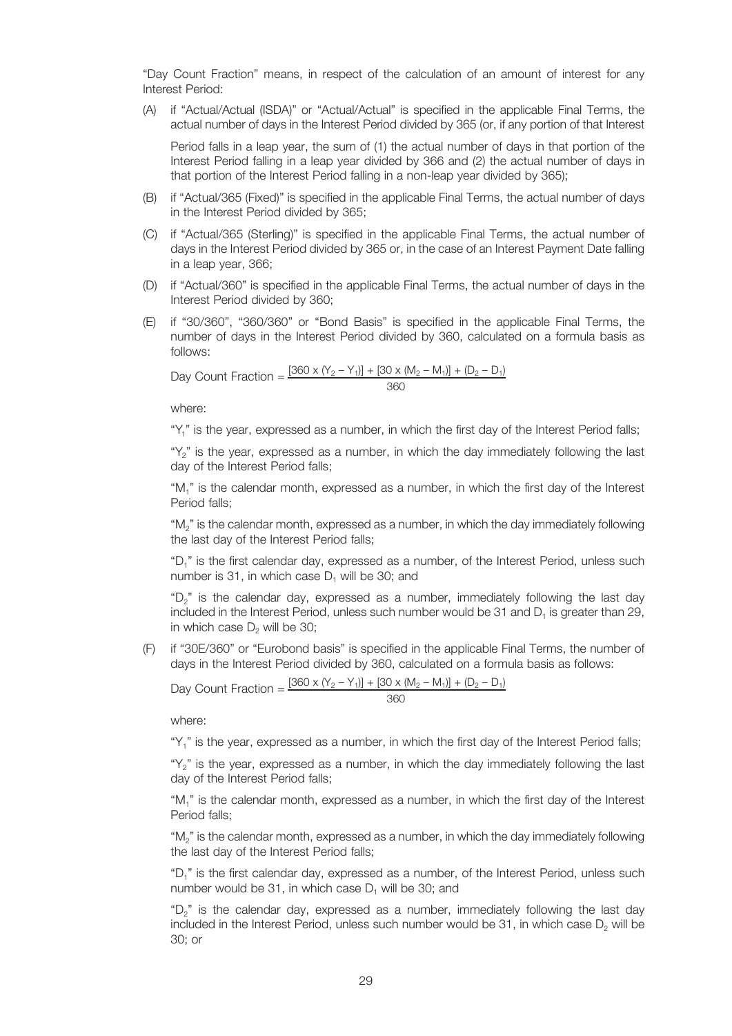"Day Count Fraction" means, in respect of the calculation of an amount of interest for any Interest Period:

(A) if "Actual/Actual (ISDA)" or "Actual/Actual" is specified in the applicable Final Terms, the actual number of days in the Interest Period divided by 365 (or, if any portion of that Interest Period falls in a leap year, the sum of (1) the actual number of days in that portion of the Interest Period falling in a leap year divided by 366 and (2) the actual number of days in that portion of the Interest Period falling in a non-leap year divided by 365);

(B) if "Actual/365 (Fixed)" is specified in the applicable Final Terms, the actual number of days in the Interest Period divided by 365;

(C) if "Actual/365 (Sterling)" is specified in the applicable Final Terms, the actual number of days in the Interest Period divided by 365 or, in the case of an Interest Payment Date falling in a leap year, 366;

(D) if "Actual/360" is specified in the applicable Final Terms, the actual number of days in the Interest Period divided by 360;

(E) if "30/360", "360/360" or "Bond Basis" is specified in the applicable Final Terms, the number of days in the Interest Period divided by 360, calculated on a formula basis as follows:

$$\text{Day Count Fraction} = \frac{[360 \times (Y_2 - Y_1)] + [30 \times (M_2 - M_1)] + (D_2 - D_1)}{360}$$

where:

"$Y_1$" is the year, expressed as a number, in which the first day of the Interest Period falls;

"$Y_2$" is the year, expressed as a number, in which the day immediately following the last day of the Interest Period falls;

"$M_1$" is the calendar month, expressed as a number, in which the first day of the Interest Period falls;

"$M_2$" is the calendar month, expressed as a number, in which the day immediately following the last day of the Interest Period falls;

"$D_1$" is the first calendar day, expressed as a number, of the Interest Period, unless such number is 31, in which case $D_1$ will be 30; and

"$D_2$" is the calendar day, expressed as a number, immediately following the last day included in the Interest Period, unless such number would be 31 and $D_1$ is greater than 29, in which case $D_2$ will be 30;

(F) if "30E/360" or "Eurobond basis" is specified in the applicable Final Terms, the number of days in the Interest Period divided by 360, calculated on a formula basis as follows:

$$\text{Day Count Fraction} = \frac{[360 \times (Y_2 - Y_1)] + [30 \times (M_2 - M_1)] + (D_2 - D_1)}{360}$$

where:

"$Y_1$" is the year, expressed as a number, in which the first day of the Interest Period falls;

"$Y_2$" is the year, expressed as a number, in which the day immediately following the last day of the Interest Period falls;

"$M_1$" is the calendar month, expressed as a number, in which the first day of the Interest Period falls;

"$M_2$" is the calendar month, expressed as a number, in which the day immediately following the last day of the Interest Period falls;

"$D_1$" is the first calendar day, expressed as a number, of the Interest Period, unless such number would be 31, in which case $D_1$ will be 30; and

"$D_2$" is the calendar day, expressed as a number, immediately following the last day included in the Interest Period, unless such number would be 31, in which case $D_2$ will be 30; or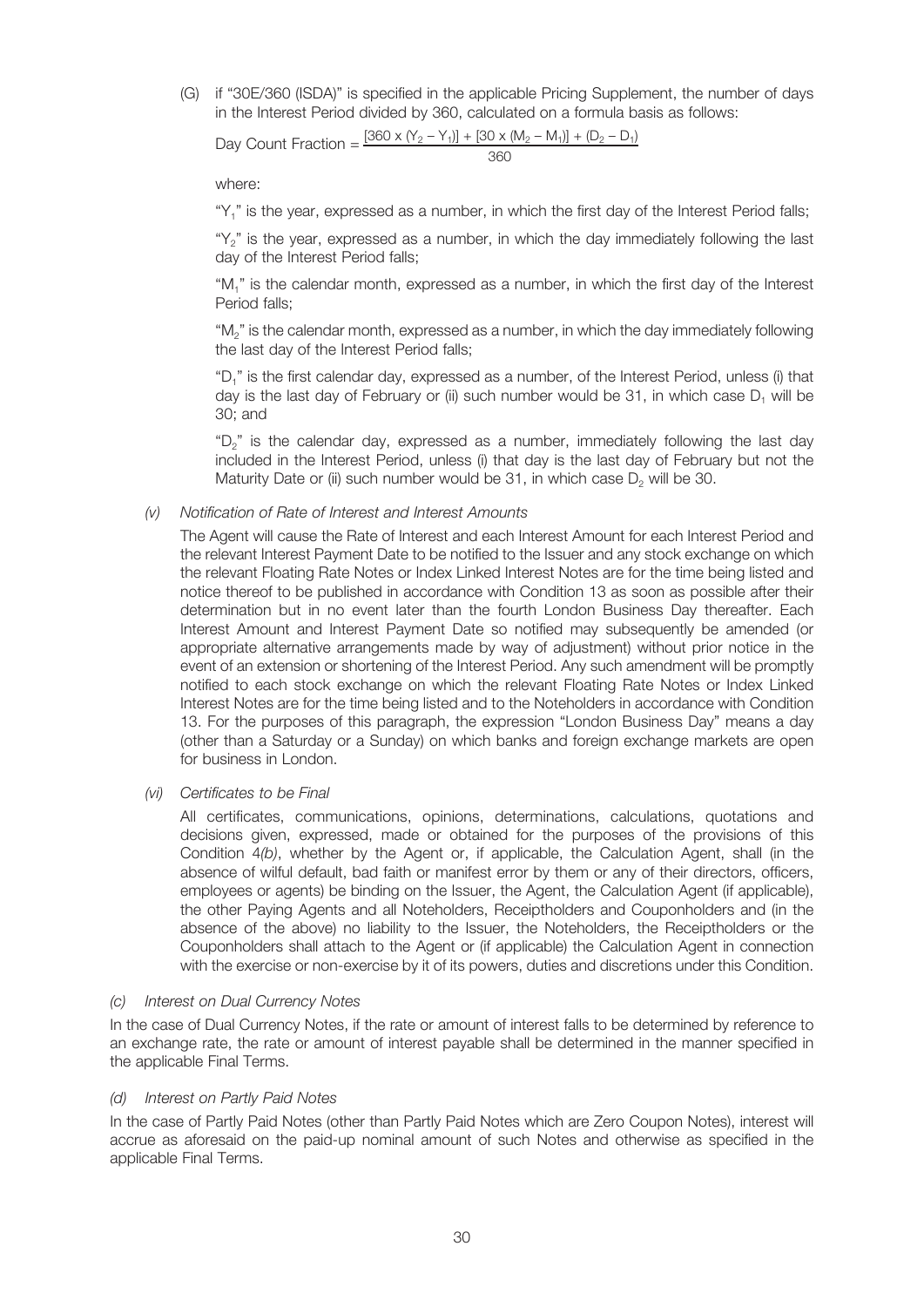(G) if "30E/360 (ISDA)" is specified in the applicable Pricing Supplement, the number of days in the Interest Period divided by 360, calculated on a formula basis as follows:

$$\text{Day Count Fraction} = \frac{[360 \times (Y_2 - Y_1)] + [30 \times (M_2 - M_1)] + (D_2 - D_1)}{360}$$

where:

"$Y_1$" is the year, expressed as a number, in which the first day of the Interest Period falls;

"$Y_2$" is the year, expressed as a number, in which the day immediately following the last day of the Interest Period falls;

"$M_1$" is the calendar month, expressed as a number, in which the first day of the Interest Period falls;

"$M_2$" is the calendar month, expressed as a number, in which the day immediately following the last day of the Interest Period falls;

"$D_1$" is the first calendar day, expressed as a number, of the Interest Period, unless (i) that day is the last day of February or (ii) such number would be 31, in which case $D_1$ will be 30; and

"$D_2$" is the calendar day, expressed as a number, immediately following the last day included in the Interest Period, unless (i) that day is the last day of February but not the Maturity Date or (ii) such number would be 31, in which case $D_2$ will be 30.

*(v) Notification of Rate of Interest and Interest Amounts*

The Agent will cause the Rate of Interest and each Interest Amount for each Interest Period and the relevant Interest Payment Date to be notified to the Issuer and any stock exchange on which the relevant Floating Rate Notes or Index Linked Interest Notes are for the time being listed and notice thereof to be published in accordance with Condition 13 as soon as possible after their determination but in no event later than the fourth London Business Day thereafter. Each Interest Amount and Interest Payment Date so notified may subsequently be amended (or appropriate alternative arrangements made by way of adjustment) without prior notice in the event of an extension or shortening of the Interest Period. Any such amendment will be promptly notified to each stock exchange on which the relevant Floating Rate Notes or Index Linked Interest Notes are for the time being listed and to the Noteholders in accordance with Condition 13. For the purposes of this paragraph, the expression "London Business Day" means a day (other than a Saturday or a Sunday) on which banks and foreign exchange markets are open for business in London.

*(vi) Certificates to be Final*

All certificates, communications, opinions, determinations, calculations, quotations and decisions given, expressed, made or obtained for the purposes of the provisions of this Condition 4*(b)*, whether by the Agent or, if applicable, the Calculation Agent, shall (in the absence of wilful default, bad faith or manifest error by them or any of their directors, officers, employees or agents) be binding on the Issuer, the Agent, the Calculation Agent (if applicable), the other Paying Agents and all Noteholders, Receiptholders and Couponholders and (in the absence of the above) no liability to the Issuer, the Noteholders, the Receiptholders or the Couponholders shall attach to the Agent or (if applicable) the Calculation Agent in connection with the exercise or non-exercise by it of its powers, duties and discretions under this Condition.

*(c) Interest on Dual Currency Notes*

In the case of Dual Currency Notes, if the rate or amount of interest falls to be determined by reference to an exchange rate, the rate or amount of interest payable shall be determined in the manner specified in the applicable Final Terms.

*(d) Interest on Partly Paid Notes*

In the case of Partly Paid Notes (other than Partly Paid Notes which are Zero Coupon Notes), interest will accrue as aforesaid on the paid-up nominal amount of such Notes and otherwise as specified in the applicable Final Terms.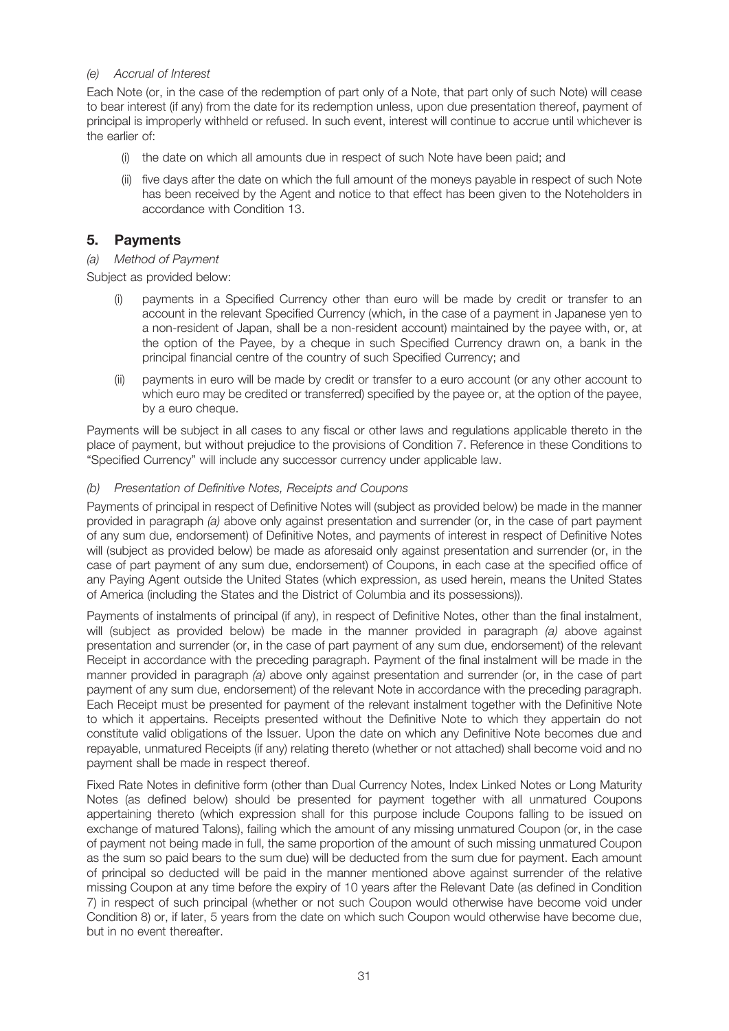*(e) Accrual of Interest*

Each Note (or, in the case of the redemption of part only of a Note, that part only of such Note) will cease to bear interest (if any) from the date for its redemption unless, upon due presentation thereof, payment of principal is improperly withheld or refused. In such event, interest will continue to accrue until whichever is the earlier of:

(i) the date on which all amounts due in respect of such Note have been paid; and

(ii) five days after the date on which the full amount of the moneys payable in respect of such Note has been received by the Agent and notice to that effect has been given to the Noteholders in accordance with Condition 13.

## 5. Payments

*(a) Method of Payment*

Subject as provided below:

(i) payments in a Specified Currency other than euro will be made by credit or transfer to an account in the relevant Specified Currency (which, in the case of a payment in Japanese yen to a non-resident of Japan, shall be a non-resident account) maintained by the payee with, or, at the option of the Payee, by a cheque in such Specified Currency drawn on, a bank in the principal financial centre of the country of such Specified Currency; and

(ii) payments in euro will be made by credit or transfer to a euro account (or any other account to which euro may be credited or transferred) specified by the payee or, at the option of the payee, by a euro cheque.

Payments will be subject in all cases to any fiscal or other laws and regulations applicable thereto in the place of payment, but without prejudice to the provisions of Condition 7. Reference in these Conditions to "Specified Currency" will include any successor currency under applicable law.

*(b) Presentation of Definitive Notes, Receipts and Coupons*

Payments of principal in respect of Definitive Notes will (subject as provided below) be made in the manner provided in paragraph *(a)* above only against presentation and surrender (or, in the case of part payment of any sum due, endorsement) of Definitive Notes, and payments of interest in respect of Definitive Notes will (subject as provided below) be made as aforesaid only against presentation and surrender (or, in the case of part payment of any sum due, endorsement) of Coupons, in each case at the specified office of any Paying Agent outside the United States (which expression, as used herein, means the United States of America (including the States and the District of Columbia and its possessions)).

Payments of instalments of principal (if any), in respect of Definitive Notes, other than the final instalment, will (subject as provided below) be made in the manner provided in paragraph *(a)* above against presentation and surrender (or, in the case of part payment of any sum due, endorsement) of the relevant Receipt in accordance with the preceding paragraph. Payment of the final instalment will be made in the manner provided in paragraph *(a)* above only against presentation and surrender (or, in the case of part payment of any sum due, endorsement) of the relevant Note in accordance with the preceding paragraph. Each Receipt must be presented for payment of the relevant instalment together with the Definitive Note to which it appertains. Receipts presented without the Definitive Note to which they appertain do not constitute valid obligations of the Issuer. Upon the date on which any Definitive Note becomes due and repayable, unmatured Receipts (if any) relating thereto (whether or not attached) shall become void and no payment shall be made in respect thereof.

Fixed Rate Notes in definitive form (other than Dual Currency Notes, Index Linked Notes or Long Maturity Notes (as defined below) should be presented for payment together with all unmatured Coupons appertaining thereto (which expression shall for this purpose include Coupons falling to be issued on exchange of matured Talons), failing which the amount of any missing unmatured Coupon (or, in the case of payment not being made in full, the same proportion of the amount of such missing unmatured Coupon as the sum so paid bears to the sum due) will be deducted from the sum due for payment. Each amount of principal so deducted will be paid in the manner mentioned above against surrender of the relative missing Coupon at any time before the expiry of 10 years after the Relevant Date (as defined in Condition 7) in respect of such principal (whether or not such Coupon would otherwise have become void under Condition 8) or, if later, 5 years from the date on which such Coupon would otherwise have become due, but in no event thereafter.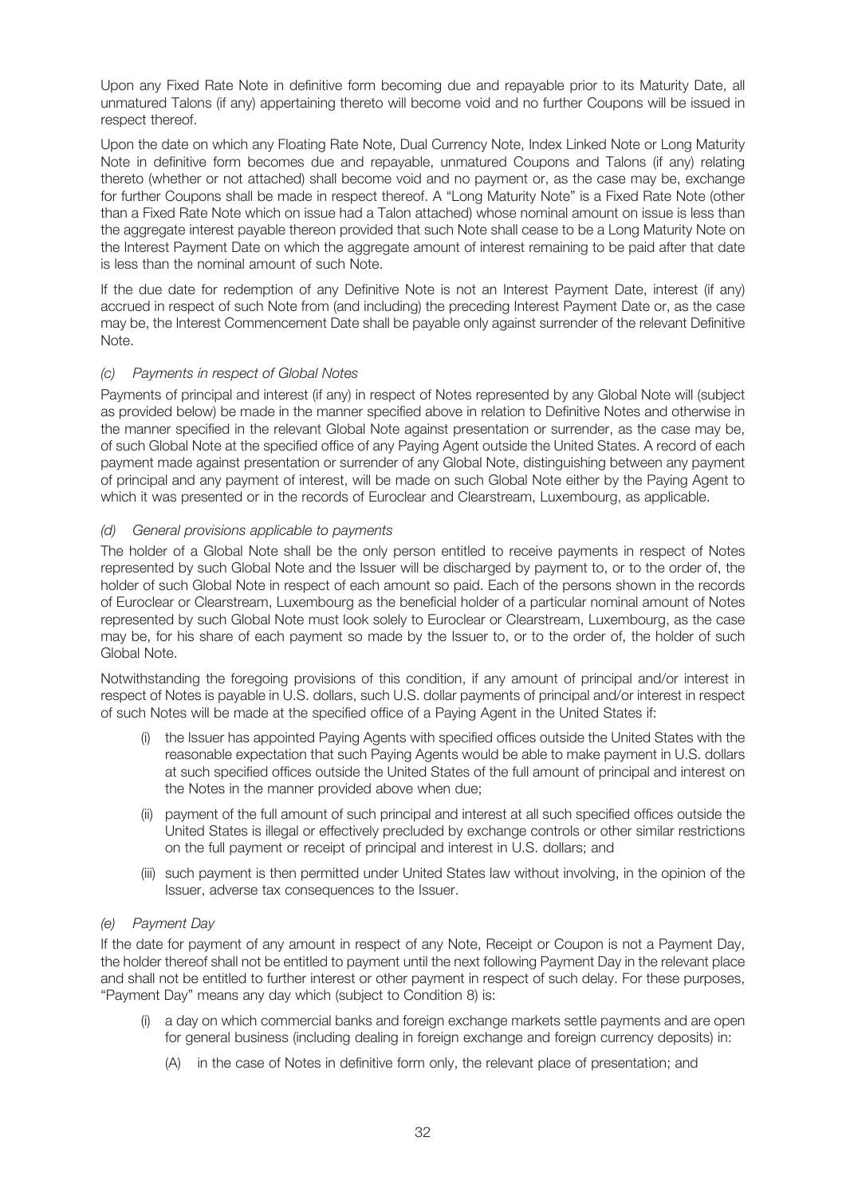Upon any Fixed Rate Note in definitive form becoming due and repayable prior to its Maturity Date, all unmatured Talons (if any) appertaining thereto will become void and no further Coupons will be issued in respect thereof.

Upon the date on which any Floating Rate Note, Dual Currency Note, Index Linked Note or Long Maturity Note in definitive form becomes due and repayable, unmatured Coupons and Talons (if any) relating thereto (whether or not attached) shall become void and no payment or, as the case may be, exchange for further Coupons shall be made in respect thereof. A "Long Maturity Note" is a Fixed Rate Note (other than a Fixed Rate Note which on issue had a Talon attached) whose nominal amount on issue is less than the aggregate interest payable thereon provided that such Note shall cease to be a Long Maturity Note on the Interest Payment Date on which the aggregate amount of interest remaining to be paid after that date is less than the nominal amount of such Note.

If the due date for redemption of any Definitive Note is not an Interest Payment Date, interest (if any) accrued in respect of such Note from (and including) the preceding Interest Payment Date or, as the case may be, the Interest Commencement Date shall be payable only against surrender of the relevant Definitive Note.

*(c) Payments in respect of Global Notes*

Payments of principal and interest (if any) in respect of Notes represented by any Global Note will (subject as provided below) be made in the manner specified above in relation to Definitive Notes and otherwise in the manner specified in the relevant Global Note against presentation or surrender, as the case may be, of such Global Note at the specified office of any Paying Agent outside the United States. A record of each payment made against presentation or surrender of any Global Note, distinguishing between any payment of principal and any payment of interest, will be made on such Global Note either by the Paying Agent to which it was presented or in the records of Euroclear and Clearstream, Luxembourg, as applicable.

*(d) General provisions applicable to payments*

The holder of a Global Note shall be the only person entitled to receive payments in respect of Notes represented by such Global Note and the Issuer will be discharged by payment to, or to the order of, the holder of such Global Note in respect of each amount so paid. Each of the persons shown in the records of Euroclear or Clearstream, Luxembourg as the beneficial holder of a particular nominal amount of Notes represented by such Global Note must look solely to Euroclear or Clearstream, Luxembourg, as the case may be, for his share of each payment so made by the Issuer to, or to the order of, the holder of such Global Note.

Notwithstanding the foregoing provisions of this condition, if any amount of principal and/or interest in respect of Notes is payable in U.S. dollars, such U.S. dollar payments of principal and/or interest in respect of such Notes will be made at the specified office of a Paying Agent in the United States if:

(i) the Issuer has appointed Paying Agents with specified offices outside the United States with the reasonable expectation that such Paying Agents would be able to make payment in U.S. dollars at such specified offices outside the United States of the full amount of principal and interest on the Notes in the manner provided above when due;

(ii) payment of the full amount of such principal and interest at all such specified offices outside the United States is illegal or effectively precluded by exchange controls or other similar restrictions on the full payment or receipt of principal and interest in U.S. dollars; and

(iii) such payment is then permitted under United States law without involving, in the opinion of the Issuer, adverse tax consequences to the Issuer.

*(e) Payment Day*

If the date for payment of any amount in respect of any Note, Receipt or Coupon is not a Payment Day, the holder thereof shall not be entitled to payment until the next following Payment Day in the relevant place and shall not be entitled to further interest or other payment in respect of such delay. For these purposes, "Payment Day" means any day which (subject to Condition 8) is:

(i) a day on which commercial banks and foreign exchange markets settle payments and are open for general business (including dealing in foreign exchange and foreign currency deposits) in:

(A) in the case of Notes in definitive form only, the relevant place of presentation; and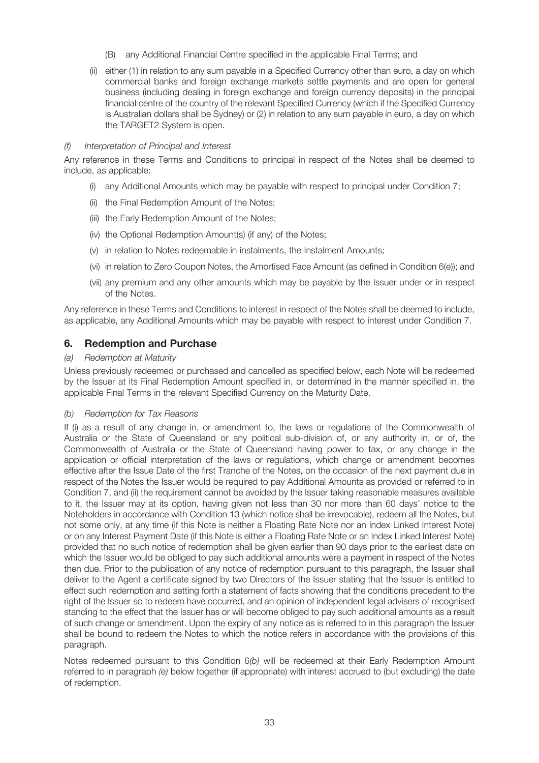(B) any Additional Financial Centre specified in the applicable Final Terms; and

(ii) either (1) in relation to any sum payable in a Specified Currency other than euro, a day on which commercial banks and foreign exchange markets settle payments and are open for general business (including dealing in foreign exchange and foreign currency deposits) in the principal financial centre of the country of the relevant Specified Currency (which if the Specified Currency is Australian dollars shall be Sydney) or (2) in relation to any sum payable in euro, a day on which the TARGET2 System is open.

*(f) Interpretation of Principal and Interest*

Any reference in these Terms and Conditions to principal in respect of the Notes shall be deemed to include, as applicable:

(i) any Additional Amounts which may be payable with respect to principal under Condition 7;

(ii) the Final Redemption Amount of the Notes;

(iii) the Early Redemption Amount of the Notes;

(iv) the Optional Redemption Amount(s) (if any) of the Notes;

(v) in relation to Notes redeemable in instalments, the Instalment Amounts;

(vi) in relation to Zero Coupon Notes, the Amortised Face Amount (as defined in Condition 6(e)); and

(vii) any premium and any other amounts which may be payable by the Issuer under or in respect of the Notes.

Any reference in these Terms and Conditions to interest in respect of the Notes shall be deemed to include, as applicable, any Additional Amounts which may be payable with respect to interest under Condition 7.

## 6. Redemption and Purchase

*(a) Redemption at Maturity*

Unless previously redeemed or purchased and cancelled as specified below, each Note will be redeemed by the Issuer at its Final Redemption Amount specified in, or determined in the manner specified in, the applicable Final Terms in the relevant Specified Currency on the Maturity Date.

*(b) Redemption for Tax Reasons*

If (i) as a result of any change in, or amendment to, the laws or regulations of the Commonwealth of Australia or the State of Queensland or any political sub-division of, or any authority in, or of, the Commonwealth of Australia or the State of Queensland having power to tax, or any change in the application or official interpretation of the laws or regulations, which change or amendment becomes effective after the Issue Date of the first Tranche of the Notes, on the occasion of the next payment due in respect of the Notes the Issuer would be required to pay Additional Amounts as provided or referred to in Condition 7, and (ii) the requirement cannot be avoided by the Issuer taking reasonable measures available to it, the Issuer may at its option, having given not less than 30 nor more than 60 days' notice to the Noteholders in accordance with Condition 13 (which notice shall be irrevocable), redeem all the Notes, but not some only, at any time (if this Note is neither a Floating Rate Note nor an Index Linked Interest Note) or on any Interest Payment Date (if this Note is either a Floating Rate Note or an Index Linked Interest Note) provided that no such notice of redemption shall be given earlier than 90 days prior to the earliest date on which the Issuer would be obliged to pay such additional amounts were a payment in respect of the Notes then due. Prior to the publication of any notice of redemption pursuant to this paragraph, the Issuer shall deliver to the Agent a certificate signed by two Directors of the Issuer stating that the Issuer is entitled to effect such redemption and setting forth a statement of facts showing that the conditions precedent to the right of the Issuer so to redeem have occurred, and an opinion of independent legal advisers of recognised standing to the effect that the Issuer has or will become obliged to pay such additional amounts as a result of such change or amendment. Upon the expiry of any notice as is referred to in this paragraph the Issuer shall be bound to redeem the Notes to which the notice refers in accordance with the provisions of this paragraph.

Notes redeemed pursuant to this Condition 6*(b)* will be redeemed at their Early Redemption Amount referred to in paragraph *(e)* below together (if appropriate) with interest accrued to (but excluding) the date of redemption.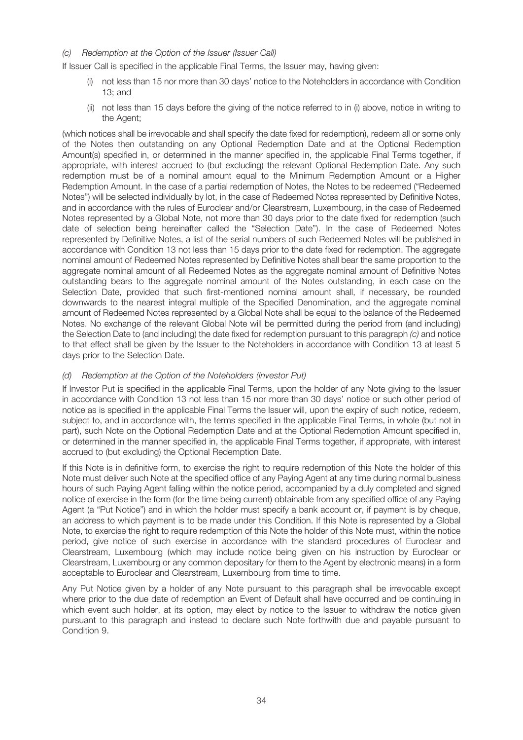*(c) Redemption at the Option of the Issuer (Issuer Call)*

If Issuer Call is specified in the applicable Final Terms, the Issuer may, having given:

(i) not less than 15 nor more than 30 days' notice to the Noteholders in accordance with Condition 13; and

(ii) not less than 15 days before the giving of the notice referred to in (i) above, notice in writing to the Agent;

(which notices shall be irrevocable and shall specify the date fixed for redemption), redeem all or some only of the Notes then outstanding on any Optional Redemption Date and at the Optional Redemption Amount(s) specified in, or determined in the manner specified in, the applicable Final Terms together, if appropriate, with interest accrued to (but excluding) the relevant Optional Redemption Date. Any such redemption must be of a nominal amount equal to the Minimum Redemption Amount or a Higher Redemption Amount. In the case of a partial redemption of Notes, the Notes to be redeemed ("Redeemed Notes") will be selected individually by lot, in the case of Redeemed Notes represented by Definitive Notes, and in accordance with the rules of Euroclear and/or Clearstream, Luxembourg, in the case of Redeemed Notes represented by a Global Note, not more than 30 days prior to the date fixed for redemption (such date of selection being hereinafter called the "Selection Date"). In the case of Redeemed Notes represented by Definitive Notes, a list of the serial numbers of such Redeemed Notes will be published in accordance with Condition 13 not less than 15 days prior to the date fixed for redemption. The aggregate nominal amount of Redeemed Notes represented by Definitive Notes shall bear the same proportion to the aggregate nominal amount of all Redeemed Notes as the aggregate nominal amount of Definitive Notes outstanding bears to the aggregate nominal amount of the Notes outstanding, in each case on the Selection Date, provided that such first-mentioned nominal amount shall, if necessary, be rounded downwards to the nearest integral multiple of the Specified Denomination, and the aggregate nominal amount of Redeemed Notes represented by a Global Note shall be equal to the balance of the Redeemed Notes. No exchange of the relevant Global Note will be permitted during the period from (and including) the Selection Date to (and including) the date fixed for redemption pursuant to this paragraph *(c)* and notice to that effect shall be given by the Issuer to the Noteholders in accordance with Condition 13 at least 5 days prior to the Selection Date.

*(d) Redemption at the Option of the Noteholders (Investor Put)*

If Investor Put is specified in the applicable Final Terms, upon the holder of any Note giving to the Issuer in accordance with Condition 13 not less than 15 nor more than 30 days' notice or such other period of notice as is specified in the applicable Final Terms the Issuer will, upon the expiry of such notice, redeem, subject to, and in accordance with, the terms specified in the applicable Final Terms, in whole (but not in part), such Note on the Optional Redemption Date and at the Optional Redemption Amount specified in, or determined in the manner specified in, the applicable Final Terms together, if appropriate, with interest accrued to (but excluding) the Optional Redemption Date.

If this Note is in definitive form, to exercise the right to require redemption of this Note the holder of this Note must deliver such Note at the specified office of any Paying Agent at any time during normal business hours of such Paying Agent falling within the notice period, accompanied by a duly completed and signed notice of exercise in the form (for the time being current) obtainable from any specified office of any Paying Agent (a "Put Notice") and in which the holder must specify a bank account or, if payment is by cheque, an address to which payment is to be made under this Condition. If this Note is represented by a Global Note, to exercise the right to require redemption of this Note the holder of this Note must, within the notice period, give notice of such exercise in accordance with the standard procedures of Euroclear and Clearstream, Luxembourg (which may include notice being given on his instruction by Euroclear or Clearstream, Luxembourg or any common depositary for them to the Agent by electronic means) in a form acceptable to Euroclear and Clearstream, Luxembourg from time to time.

Any Put Notice given by a holder of any Note pursuant to this paragraph shall be irrevocable except where prior to the due date of redemption an Event of Default shall have occurred and be continuing in which event such holder, at its option, may elect by notice to the Issuer to withdraw the notice given pursuant to this paragraph and instead to declare such Note forthwith due and payable pursuant to Condition 9.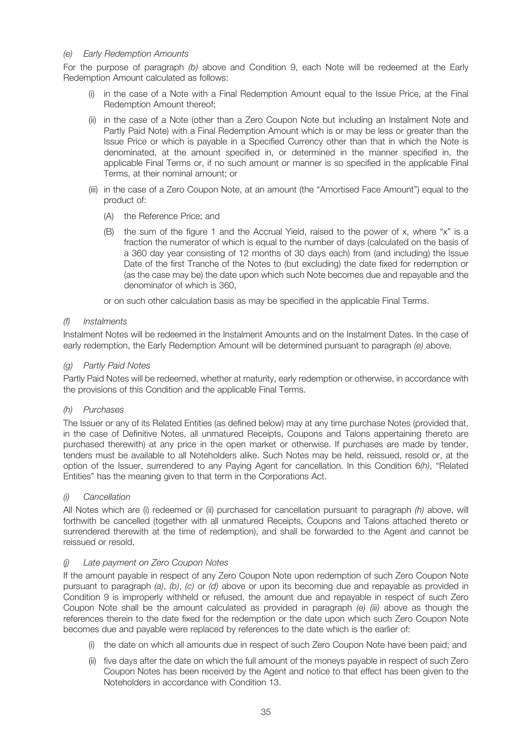*(e) Early Redemption Amounts*

For the purpose of paragraph *(b)* above and Condition 9, each Note will be redeemed at the Early Redemption Amount calculated as follows:

(i) in the case of a Note with a Final Redemption Amount equal to the Issue Price, at the Final Redemption Amount thereof;

(ii) in the case of a Note (other than a Zero Coupon Note but including an Instalment Note and Partly Paid Note) with a Final Redemption Amount which is or may be less or greater than the Issue Price or which is payable in a Specified Currency other than that in which the Note is denominated, at the amount specified in, or determined in the manner specified in, the applicable Final Terms or, if no such amount or manner is so specified in the applicable Final Terms, at their nominal amount; or

(iii) in the case of a Zero Coupon Note, at an amount (the "Amortised Face Amount") equal to the product of:

(A) the Reference Price; and

(B) the sum of the figure 1 and the Accrual Yield, raised to the power of x, where "x" is a fraction the numerator of which is equal to the number of days (calculated on the basis of a 360 day year consisting of 12 months of 30 days each) from (and including) the Issue Date of the first Tranche of the Notes to (but excluding) the date fixed for redemption or (as the case may be) the date upon which such Note becomes due and repayable and the denominator of which is 360,

or on such other calculation basis as may be specified in the applicable Final Terms.

*(f) Instalments*

Instalment Notes will be redeemed in the Instalment Amounts and on the Instalment Dates. In the case of early redemption, the Early Redemption Amount will be determined pursuant to paragraph *(e)* above.

*(g) Partly Paid Notes*

Partly Paid Notes will be redeemed, whether at maturity, early redemption or otherwise, in accordance with the provisions of this Condition and the applicable Final Terms.

*(h) Purchases*

The Issuer or any of its Related Entities (as defined below) may at any time purchase Notes (provided that, in the case of Definitive Notes, all unmatured Receipts, Coupons and Talons appertaining thereto are purchased therewith) at any price in the open market or otherwise. If purchases are made by tender, tenders must be available to all Noteholders alike. Such Notes may be held, reissued, resold or, at the option of the Issuer, surrendered to any Paying Agent for cancellation. In this Condition 6*(h)*, "Related Entities" has the meaning given to that term in the Corporations Act.

*(i) Cancellation*

All Notes which are (i) redeemed or (ii) purchased for cancellation pursuant to paragraph *(h)* above, will forthwith be cancelled (together with all unmatured Receipts, Coupons and Talons attached thereto or surrendered therewith at the time of redemption), and shall be forwarded to the Agent and cannot be reissued or resold.

*(j) Late payment on Zero Coupon Notes*

If the amount payable in respect of any Zero Coupon Note upon redemption of such Zero Coupon Note pursuant to paragraph *(a)*, *(b)*, *(c)* or *(d)* above or upon its becoming due and repayable as provided in Condition 9 is improperly withheld or refused, the amount due and repayable in respect of such Zero Coupon Note shall be the amount calculated as provided in paragraph *(e) (iii)* above as though the references therein to the date fixed for the redemption or the date upon which such Zero Coupon Note becomes due and payable were replaced by references to the date which is the earlier of:

(i) the date on which all amounts due in respect of such Zero Coupon Note have been paid; and

(ii) five days after the date on which the full amount of the moneys payable in respect of such Zero Coupon Notes has been received by the Agent and notice to that effect has been given to the Noteholders in accordance with Condition 13.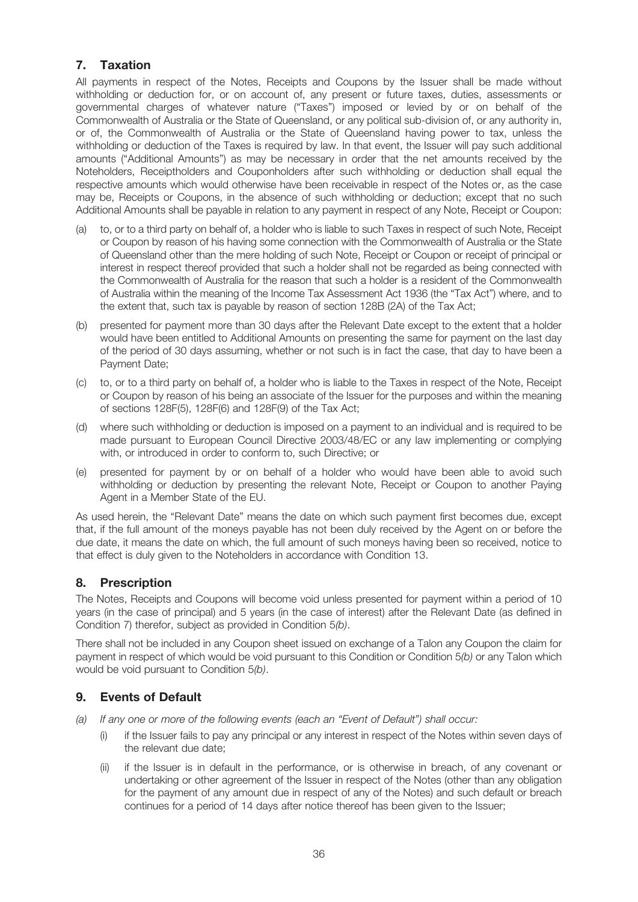## 7. Taxation

All payments in respect of the Notes, Receipts and Coupons by the Issuer shall be made without withholding or deduction for, or on account of, any present or future taxes, duties, assessments or governmental charges of whatever nature ("Taxes") imposed or levied by or on behalf of the Commonwealth of Australia or the State of Queensland, or any political sub-division of, or any authority in, or of, the Commonwealth of Australia or the State of Queensland having power to tax, unless the withholding or deduction of the Taxes is required by law. In that event, the Issuer will pay such additional amounts ("Additional Amounts") as may be necessary in order that the net amounts received by the Noteholders, Receiptholders and Couponholders after such withholding or deduction shall equal the respective amounts which would otherwise have been receivable in respect of the Notes or, as the case may be, Receipts or Coupons, in the absence of such withholding or deduction; except that no such Additional Amounts shall be payable in relation to any payment in respect of any Note, Receipt or Coupon:

(a) to, or to a third party on behalf of, a holder who is liable to such Taxes in respect of such Note, Receipt or Coupon by reason of his having some connection with the Commonwealth of Australia or the State of Queensland other than the mere holding of such Note, Receipt or Coupon or receipt of principal or interest in respect thereof provided that such a holder shall not be regarded as being connected with the Commonwealth of Australia for the reason that such a holder is a resident of the Commonwealth of Australia within the meaning of the Income Tax Assessment Act 1936 (the "Tax Act") where, and to the extent that, such tax is payable by reason of section 128B (2A) of the Tax Act;

(b) presented for payment more than 30 days after the Relevant Date except to the extent that a holder would have been entitled to Additional Amounts on presenting the same for payment on the last day of the period of 30 days assuming, whether or not such is in fact the case, that day to have been a Payment Date;

(c) to, or to a third party on behalf of, a holder who is liable to the Taxes in respect of the Note, Receipt or Coupon by reason of his being an associate of the Issuer for the purposes and within the meaning of sections 128F(5), 128F(6) and 128F(9) of the Tax Act;

(d) where such withholding or deduction is imposed on a payment to an individual and is required to be made pursuant to European Council Directive 2003/48/EC or any law implementing or complying with, or introduced in order to conform to, such Directive; or

(e) presented for payment by or on behalf of a holder who would have been able to avoid such withholding or deduction by presenting the relevant Note, Receipt or Coupon to another Paying Agent in a Member State of the EU.

As used herein, the "Relevant Date" means the date on which such payment first becomes due, except that, if the full amount of the moneys payable has not been duly received by the Agent on or before the due date, it means the date on which, the full amount of such moneys having been so received, notice to that effect is duly given to the Noteholders in accordance with Condition 13.

## 8. Prescription

The Notes, Receipts and Coupons will become void unless presented for payment within a period of 10 years (in the case of principal) and 5 years (in the case of interest) after the Relevant Date (as defined in Condition 7) therefor, subject as provided in Condition 5*(b)*.

There shall not be included in any Coupon sheet issued on exchange of a Talon any Coupon the claim for payment in respect of which would be void pursuant to this Condition or Condition 5*(b)* or any Talon which would be void pursuant to Condition 5*(b)*.

## 9. Events of Default

*(a) If any one or more of the following events (each an "Event of Default") shall occur:*

(i) if the Issuer fails to pay any principal or any interest in respect of the Notes within seven days of the relevant due date;

(ii) if the Issuer is in default in the performance, or is otherwise in breach, of any covenant or undertaking or other agreement of the Issuer in respect of the Notes (other than any obligation for the payment of any amount due in respect of any of the Notes) and such default or breach continues for a period of 14 days after notice thereof has been given to the Issuer;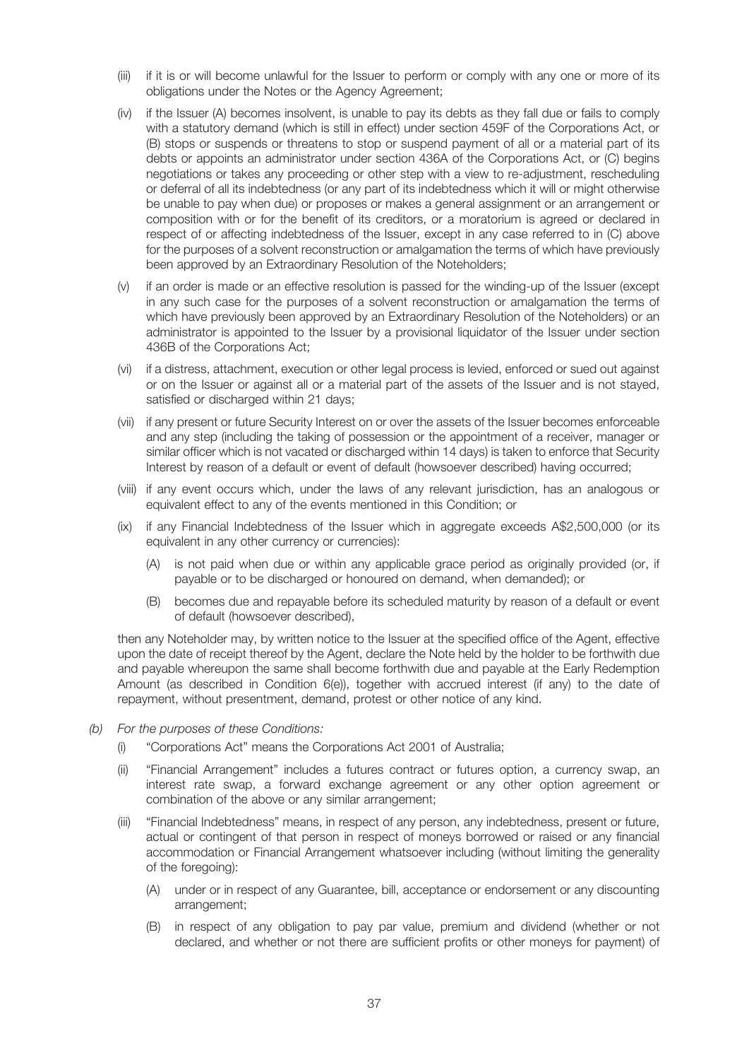(iii) if it is or will become unlawful for the Issuer to perform or comply with any one or more of its obligations under the Notes or the Agency Agreement;

(iv) if the Issuer (A) becomes insolvent, is unable to pay its debts as they fall due or fails to comply with a statutory demand (which is still in effect) under section 459F of the Corporations Act, or (B) stops or suspends or threatens to stop or suspend payment of all or a material part of its debts or appoints an administrator under section 436A of the Corporations Act, or (C) begins negotiations or takes any proceeding or other step with a view to re-adjustment, rescheduling or deferral of all its indebtedness (or any part of its indebtedness which it will or might otherwise be unable to pay when due) or proposes or makes a general assignment or an arrangement or composition with or for the benefit of its creditors, or a moratorium is agreed or declared in respect of or affecting indebtedness of the Issuer, except in any case referred to in (C) above for the purposes of a solvent reconstruction or amalgamation the terms of which have previously been approved by an Extraordinary Resolution of the Noteholders;

(v) if an order is made or an effective resolution is passed for the winding-up of the Issuer (except in any such case for the purposes of a solvent reconstruction or amalgamation the terms of which have previously been approved by an Extraordinary Resolution of the Noteholders) or an administrator is appointed to the Issuer by a provisional liquidator of the Issuer under section 436B of the Corporations Act;

(vi) if a distress, attachment, execution or other legal process is levied, enforced or sued out against or on the Issuer or against all or a material part of the assets of the Issuer and is not stayed, satisfied or discharged within 21 days;

(vii) if any present or future Security Interest on or over the assets of the Issuer becomes enforceable and any step (including the taking of possession or the appointment of a receiver, manager or similar officer which is not vacated or discharged within 14 days) is taken to enforce that Security Interest by reason of a default or event of default (howsoever described) having occurred;

(viii) if any event occurs which, under the laws of any relevant jurisdiction, has an analogous or equivalent effect to any of the events mentioned in this Condition; or

(ix) if any Financial Indebtedness of the Issuer which in aggregate exceeds A$2,500,000 (or its equivalent in any other currency or currencies):

   (A) is not paid when due or within any applicable grace period as originally provided (or, if payable or to be discharged or honoured on demand, when demanded); or

   (B) becomes due and repayable before its scheduled maturity by reason of a default or event of default (howsoever described),

then any Noteholder may, by written notice to the Issuer at the specified office of the Agent, effective upon the date of receipt thereof by the Agent, declare the Note held by the holder to be forthwith due and payable whereupon the same shall become forthwith due and payable at the Early Redemption Amount (as described in Condition 6(e)), together with accrued interest (if any) to the date of repayment, without presentment, demand, protest or other notice of any kind.

*(b) For the purposes of these Conditions:*

(i) "Corporations Act" means the Corporations Act 2001 of Australia;

(ii) "Financial Arrangement" includes a futures contract or futures option, a currency swap, an interest rate swap, a forward exchange agreement or any other option agreement or combination of the above or any similar arrangement;

(iii) "Financial Indebtedness" means, in respect of any person, any indebtedness, present or future, actual or contingent of that person in respect of moneys borrowed or raised or any financial accommodation or Financial Arrangement whatsoever including (without limiting the generality of the foregoing):

   (A) under or in respect of any Guarantee, bill, acceptance or endorsement or any discounting arrangement;

   (B) in respect of any obligation to pay par value, premium and dividend (whether or not declared, and whether or not there are sufficient profits or other moneys for payment) of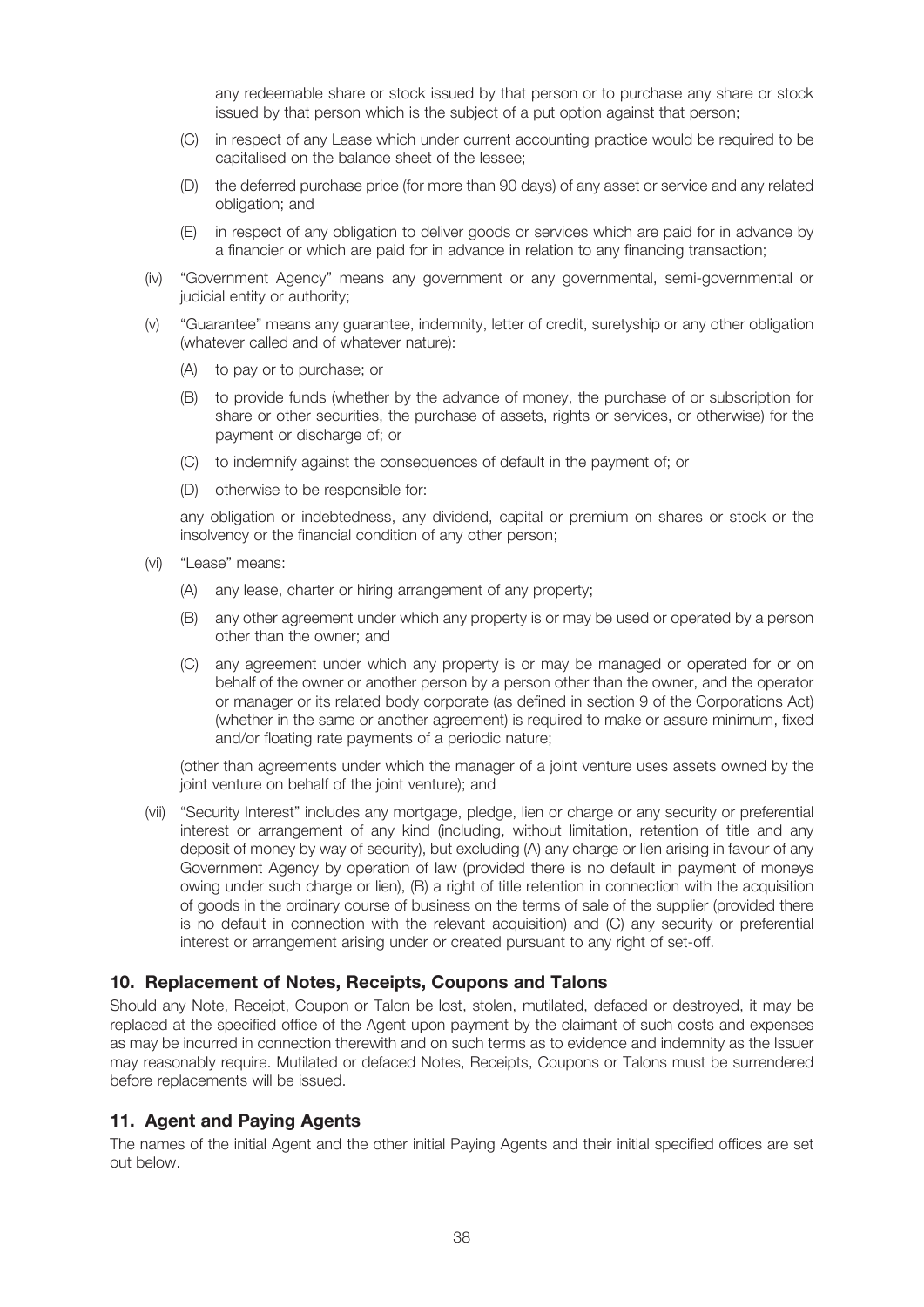any redeemable share or stock issued by that person or to purchase any share or stock issued by that person which is the subject of a put option against that person;

(C) in respect of any Lease which under current accounting practice would be required to be capitalised on the balance sheet of the lessee;

(D) the deferred purchase price (for more than 90 days) of any asset or service and any related obligation; and

(E) in respect of any obligation to deliver goods or services which are paid for in advance by a financier or which are paid for in advance in relation to any financing transaction;

(iv) "Government Agency" means any government or any governmental, semi-governmental or judicial entity or authority;

(v) "Guarantee" means any guarantee, indemnity, letter of credit, suretyship or any other obligation (whatever called and of whatever nature):

(A) to pay or to purchase; or

(B) to provide funds (whether by the advance of money, the purchase of or subscription for share or other securities, the purchase of assets, rights or services, or otherwise) for the payment or discharge of; or

(C) to indemnify against the consequences of default in the payment of; or

(D) otherwise to be responsible for:

any obligation or indebtedness, any dividend, capital or premium on shares or stock or the insolvency or the financial condition of any other person;

(vi) "Lease" means:

(A) any lease, charter or hiring arrangement of any property;

(B) any other agreement under which any property is or may be used or operated by a person other than the owner; and

(C) any agreement under which any property is or may be managed or operated for or on behalf of the owner or another person by a person other than the owner, and the operator or manager or its related body corporate (as defined in section 9 of the Corporations Act) (whether in the same or another agreement) is required to make or assure minimum, fixed and/or floating rate payments of a periodic nature;

(other than agreements under which the manager of a joint venture uses assets owned by the joint venture on behalf of the joint venture); and

(vii) "Security Interest" includes any mortgage, pledge, lien or charge or any security or preferential interest or arrangement of any kind (including, without limitation, retention of title and any deposit of money by way of security), but excluding (A) any charge or lien arising in favour of any Government Agency by operation of law (provided there is no default in payment of moneys owing under such charge or lien), (B) a right of title retention in connection with the acquisition of goods in the ordinary course of business on the terms of sale of the supplier (provided there is no default in connection with the relevant acquisition) and (C) any security or preferential interest or arrangement arising under or created pursuant to any right of set-off.

## 10. Replacement of Notes, Receipts, Coupons and Talons

Should any Note, Receipt, Coupon or Talon be lost, stolen, mutilated, defaced or destroyed, it may be replaced at the specified office of the Agent upon payment by the claimant of such costs and expenses as may be incurred in connection therewith and on such terms as to evidence and indemnity as the Issuer may reasonably require. Mutilated or defaced Notes, Receipts, Coupons or Talons must be surrendered before replacements will be issued.

## 11. Agent and Paying Agents

The names of the initial Agent and the other initial Paying Agents and their initial specified offices are set out below.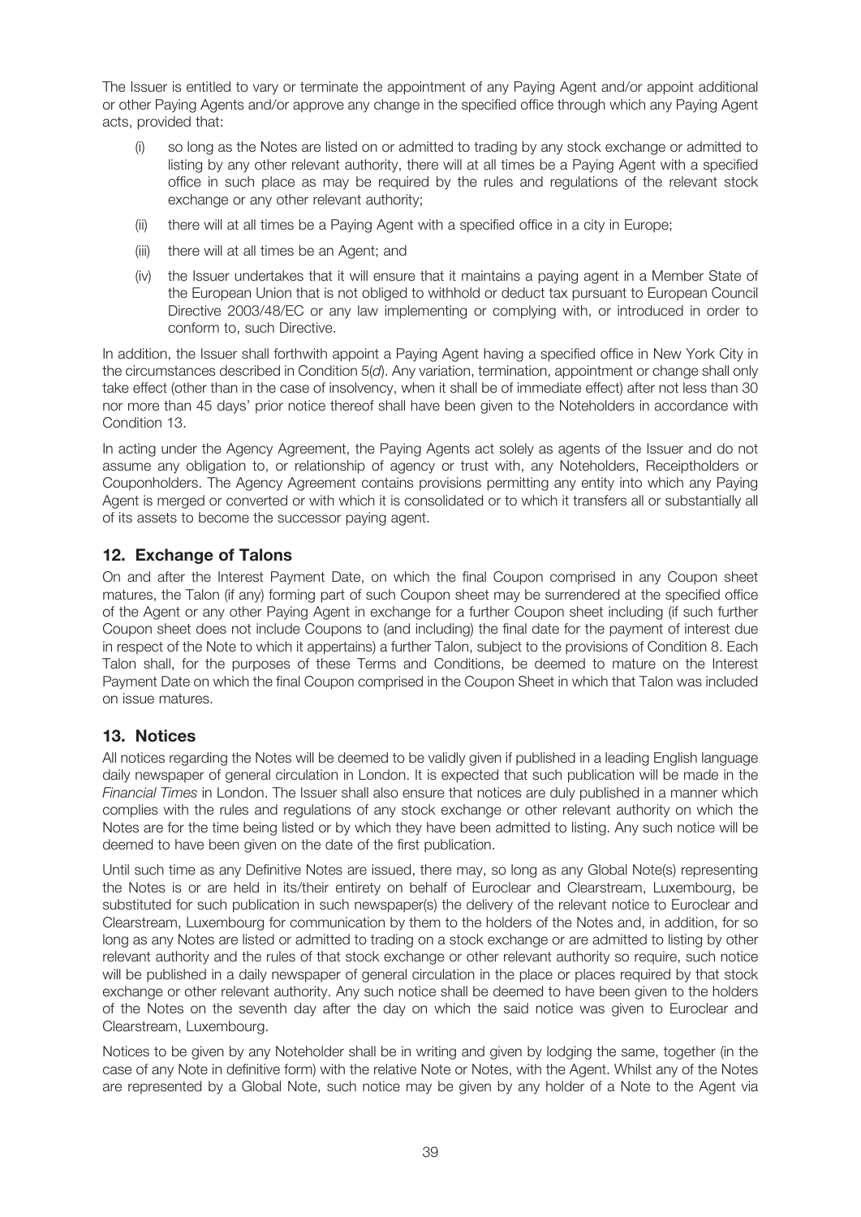The Issuer is entitled to vary or terminate the appointment of any Paying Agent and/or appoint additional or other Paying Agents and/or approve any change in the specified office through which any Paying Agent acts, provided that:

(i) so long as the Notes are listed on or admitted to trading by any stock exchange or admitted to listing by any other relevant authority, there will at all times be a Paying Agent with a specified office in such place as may be required by the rules and regulations of the relevant stock exchange or any other relevant authority;

(ii) there will at all times be a Paying Agent with a specified office in a city in Europe;

(iii) there will at all times be an Agent; and

(iv) the Issuer undertakes that it will ensure that it maintains a paying agent in a Member State of the European Union that is not obliged to withhold or deduct tax pursuant to European Council Directive 2003/48/EC or any law implementing or complying with, or introduced in order to conform to, such Directive.

In addition, the Issuer shall forthwith appoint a Paying Agent having a specified office in New York City in the circumstances described in Condition 5(*d*). Any variation, termination, appointment or change shall only take effect (other than in the case of insolvency, when it shall be of immediate effect) after not less than 30 nor more than 45 days' prior notice thereof shall have been given to the Noteholders in accordance with Condition 13.

In acting under the Agency Agreement, the Paying Agents act solely as agents of the Issuer and do not assume any obligation to, or relationship of agency or trust with, any Noteholders, Receiptholders or Couponholders. The Agency Agreement contains provisions permitting any entity into which any Paying Agent is merged or converted or with which it is consolidated or to which it transfers all or substantially all of its assets to become the successor paying agent.

## 12. Exchange of Talons

On and after the Interest Payment Date, on which the final Coupon comprised in any Coupon sheet matures, the Talon (if any) forming part of such Coupon sheet may be surrendered at the specified office of the Agent or any other Paying Agent in exchange for a further Coupon sheet including (if such further Coupon sheet does not include Coupons to (and including) the final date for the payment of interest due in respect of the Note to which it appertains) a further Talon, subject to the provisions of Condition 8. Each Talon shall, for the purposes of these Terms and Conditions, be deemed to mature on the Interest Payment Date on which the final Coupon comprised in the Coupon Sheet in which that Talon was included on issue matures.

## 13. Notices

All notices regarding the Notes will be deemed to be validly given if published in a leading English language daily newspaper of general circulation in London. It is expected that such publication will be made in the *Financial Times* in London. The Issuer shall also ensure that notices are duly published in a manner which complies with the rules and regulations of any stock exchange or other relevant authority on which the Notes are for the time being listed or by which they have been admitted to listing. Any such notice will be deemed to have been given on the date of the first publication.

Until such time as any Definitive Notes are issued, there may, so long as any Global Note(s) representing the Notes is or are held in its/their entirety on behalf of Euroclear and Clearstream, Luxembourg, be substituted for such publication in such newspaper(s) the delivery of the relevant notice to Euroclear and Clearstream, Luxembourg for communication by them to the holders of the Notes and, in addition, for so long as any Notes are listed or admitted to trading on a stock exchange or are admitted to listing by other relevant authority and the rules of that stock exchange or other relevant authority so require, such notice will be published in a daily newspaper of general circulation in the place or places required by that stock exchange or other relevant authority. Any such notice shall be deemed to have been given to the holders of the Notes on the seventh day after the day on which the said notice was given to Euroclear and Clearstream, Luxembourg.

Notices to be given by any Noteholder shall be in writing and given by lodging the same, together (in the case of any Note in definitive form) with the relative Note or Notes, with the Agent. Whilst any of the Notes are represented by a Global Note, such notice may be given by any holder of a Note to the Agent via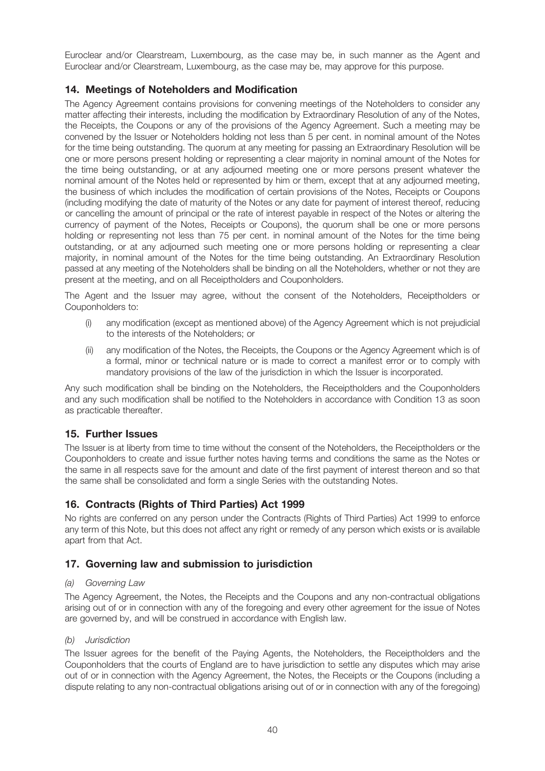Euroclear and/or Clearstream, Luxembourg, as the case may be, in such manner as the Agent and Euroclear and/or Clearstream, Luxembourg, as the case may be, may approve for this purpose.

## 14. Meetings of Noteholders and Modification

The Agency Agreement contains provisions for convening meetings of the Noteholders to consider any matter affecting their interests, including the modification by Extraordinary Resolution of any of the Notes, the Receipts, the Coupons or any of the provisions of the Agency Agreement. Such a meeting may be convened by the Issuer or Noteholders holding not less than 5 per cent. in nominal amount of the Notes for the time being outstanding. The quorum at any meeting for passing an Extraordinary Resolution will be one or more persons present holding or representing a clear majority in nominal amount of the Notes for the time being outstanding, or at any adjourned meeting one or more persons present whatever the nominal amount of the Notes held or represented by him or them, except that at any adjourned meeting, the business of which includes the modification of certain provisions of the Notes, Receipts or Coupons (including modifying the date of maturity of the Notes or any date for payment of interest thereof, reducing or cancelling the amount of principal or the rate of interest payable in respect of the Notes or altering the currency of payment of the Notes, Receipts or Coupons), the quorum shall be one or more persons holding or representing not less than 75 per cent. in nominal amount of the Notes for the time being outstanding, or at any adjourned such meeting one or more persons holding or representing a clear majority, in nominal amount of the Notes for the time being outstanding. An Extraordinary Resolution passed at any meeting of the Noteholders shall be binding on all the Noteholders, whether or not they are present at the meeting, and on all Receiptholders and Couponholders.

The Agent and the Issuer may agree, without the consent of the Noteholders, Receiptholders or Couponholders to:

- (i) any modification (except as mentioned above) of the Agency Agreement which is not prejudicial to the interests of the Noteholders; or
- (ii) any modification of the Notes, the Receipts, the Coupons or the Agency Agreement which is of a formal, minor or technical nature or is made to correct a manifest error or to comply with mandatory provisions of the law of the jurisdiction in which the Issuer is incorporated.

Any such modification shall be binding on the Noteholders, the Receiptholders and the Couponholders and any such modification shall be notified to the Noteholders in accordance with Condition 13 as soon as practicable thereafter.

## 15. Further Issues

The Issuer is at liberty from time to time without the consent of the Noteholders, the Receiptholders or the Couponholders to create and issue further notes having terms and conditions the same as the Notes or the same in all respects save for the amount and date of the first payment of interest thereon and so that the same shall be consolidated and form a single Series with the outstanding Notes.

## 16. Contracts (Rights of Third Parties) Act 1999

No rights are conferred on any person under the Contracts (Rights of Third Parties) Act 1999 to enforce any term of this Note, but this does not affect any right or remedy of any person which exists or is available apart from that Act.

## 17. Governing law and submission to jurisdiction

*(a) Governing Law*

The Agency Agreement, the Notes, the Receipts and the Coupons and any non-contractual obligations arising out of or in connection with any of the foregoing and every other agreement for the issue of Notes are governed by, and will be construed in accordance with English law.

*(b) Jurisdiction*

The Issuer agrees for the benefit of the Paying Agents, the Noteholders, the Receiptholders and the Couponholders that the courts of England are to have jurisdiction to settle any disputes which may arise out of or in connection with the Agency Agreement, the Notes, the Receipts or the Coupons (including a dispute relating to any non-contractual obligations arising out of or in connection with any of the foregoing)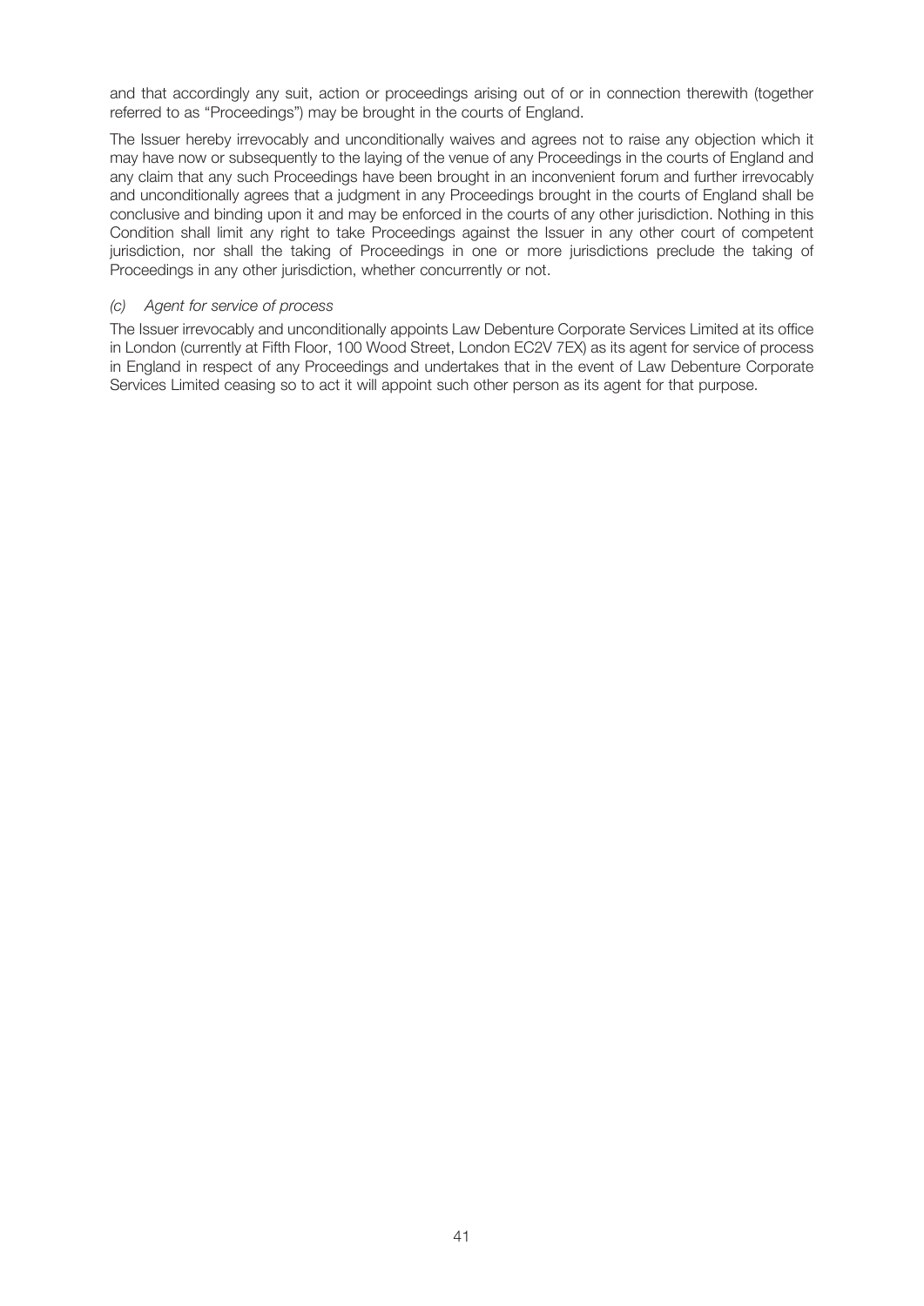and that accordingly any suit, action or proceedings arising out of or in connection therewith (together referred to as "Proceedings") may be brought in the courts of England.

The Issuer hereby irrevocably and unconditionally waives and agrees not to raise any objection which it may have now or subsequently to the laying of the venue of any Proceedings in the courts of England and any claim that any such Proceedings have been brought in an inconvenient forum and further irrevocably and unconditionally agrees that a judgment in any Proceedings brought in the courts of England shall be conclusive and binding upon it and may be enforced in the courts of any other jurisdiction. Nothing in this Condition shall limit any right to take Proceedings against the Issuer in any other court of competent jurisdiction, nor shall the taking of Proceedings in one or more jurisdictions preclude the taking of Proceedings in any other jurisdiction, whether concurrently or not.

*(c) Agent for service of process*

The Issuer irrevocably and unconditionally appoints Law Debenture Corporate Services Limited at its office in London (currently at Fifth Floor, 100 Wood Street, London EC2V 7EX) as its agent for service of process in England in respect of any Proceedings and undertakes that in the event of Law Debenture Corporate Services Limited ceasing so to act it will appoint such other person as its agent for that purpose.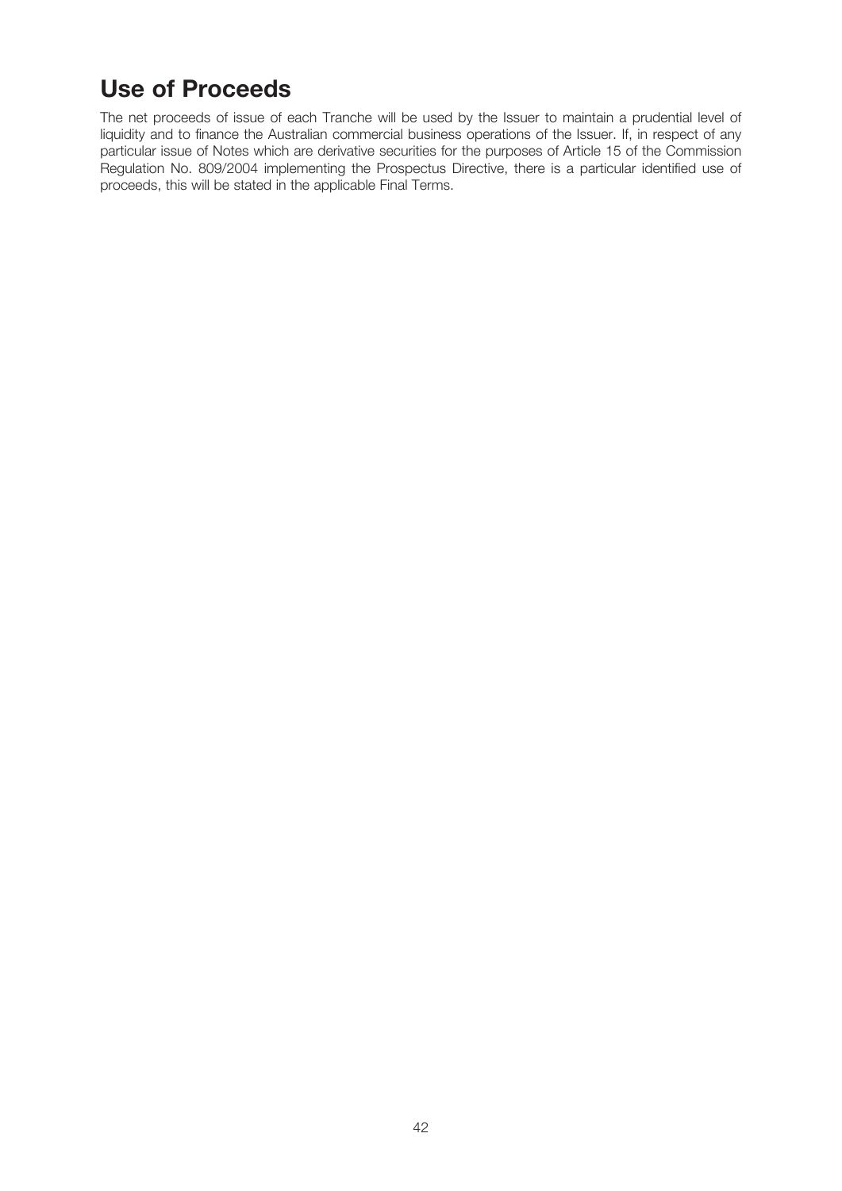# Use of Proceeds

The net proceeds of issue of each Tranche will be used by the Issuer to maintain a prudential level of liquidity and to finance the Australian commercial business operations of the Issuer. If, in respect of any particular issue of Notes which are derivative securities for the purposes of Article 15 of the Commission Regulation No. 809/2004 implementing the Prospectus Directive, there is a particular identified use of proceeds, this will be stated in the applicable Final Terms.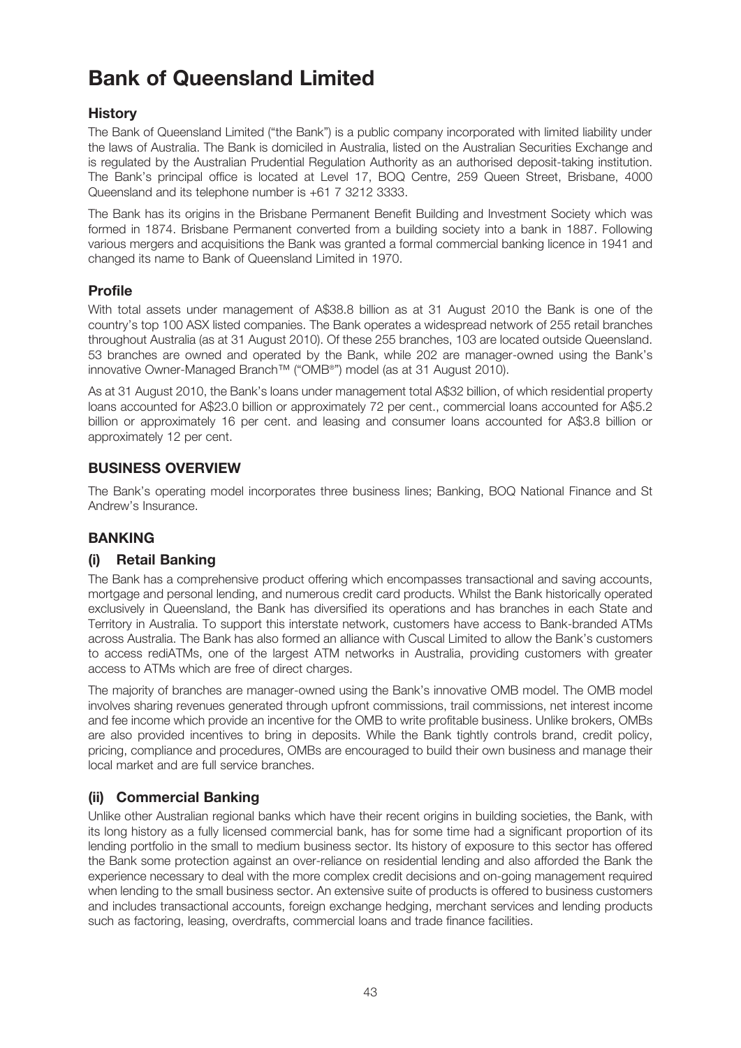# Bank of Queensland Limited

## History

The Bank of Queensland Limited ("the Bank") is a public company incorporated with limited liability under the laws of Australia. The Bank is domiciled in Australia, listed on the Australian Securities Exchange and is regulated by the Australian Prudential Regulation Authority as an authorised deposit-taking institution. The Bank's principal office is located at Level 17, BOQ Centre, 259 Queen Street, Brisbane, 4000 Queensland and its telephone number is +61 7 3212 3333.

The Bank has its origins in the Brisbane Permanent Benefit Building and Investment Society which was formed in 1874. Brisbane Permanent converted from a building society into a bank in 1887. Following various mergers and acquisitions the Bank was granted a formal commercial banking licence in 1941 and changed its name to Bank of Queensland Limited in 1970.

## Profile

With total assets under management of A$38.8 billion as at 31 August 2010 the Bank is one of the country's top 100 ASX listed companies. The Bank operates a widespread network of 255 retail branches throughout Australia (as at 31 August 2010). Of these 255 branches, 103 are located outside Queensland. 53 branches are owned and operated by the Bank, while 202 are manager-owned using the Bank's innovative Owner-Managed Branch™ ("OMB®") model (as at 31 August 2010).

As at 31 August 2010, the Bank's loans under management total A$32 billion, of which residential property loans accounted for A$23.0 billion or approximately 72 per cent., commercial loans accounted for A$5.2 billion or approximately 16 per cent. and leasing and consumer loans accounted for A$3.8 billion or approximately 12 per cent.

## BUSINESS OVERVIEW

The Bank's operating model incorporates three business lines; Banking, BOQ National Finance and St Andrew's Insurance.

## BANKING

### (i) Retail Banking

The Bank has a comprehensive product offering which encompasses transactional and saving accounts, mortgage and personal lending, and numerous credit card products. Whilst the Bank historically operated exclusively in Queensland, the Bank has diversified its operations and has branches in each State and Territory in Australia. To support this interstate network, customers have access to Bank-branded ATMs across Australia. The Bank has also formed an alliance with Cuscal Limited to allow the Bank's customers to access rediATMs, one of the largest ATM networks in Australia, providing customers with greater access to ATMs which are free of direct charges.

The majority of branches are manager-owned using the Bank's innovative OMB model. The OMB model involves sharing revenues generated through upfront commissions, trail commissions, net interest income and fee income which provide an incentive for the OMB to write profitable business. Unlike brokers, OMBs are also provided incentives to bring in deposits. While the Bank tightly controls brand, credit policy, pricing, compliance and procedures, OMBs are encouraged to build their own business and manage their local market and are full service branches.

### (ii) Commercial Banking

Unlike other Australian regional banks which have their recent origins in building societies, the Bank, with its long history as a fully licensed commercial bank, has for some time had a significant proportion of its lending portfolio in the small to medium business sector. Its history of exposure to this sector has offered the Bank some protection against an over-reliance on residential lending and also afforded the Bank the experience necessary to deal with the more complex credit decisions and on-going management required when lending to the small business sector. An extensive suite of products is offered to business customers and includes transactional accounts, foreign exchange hedging, merchant services and lending products such as factoring, leasing, overdrafts, commercial loans and trade finance facilities.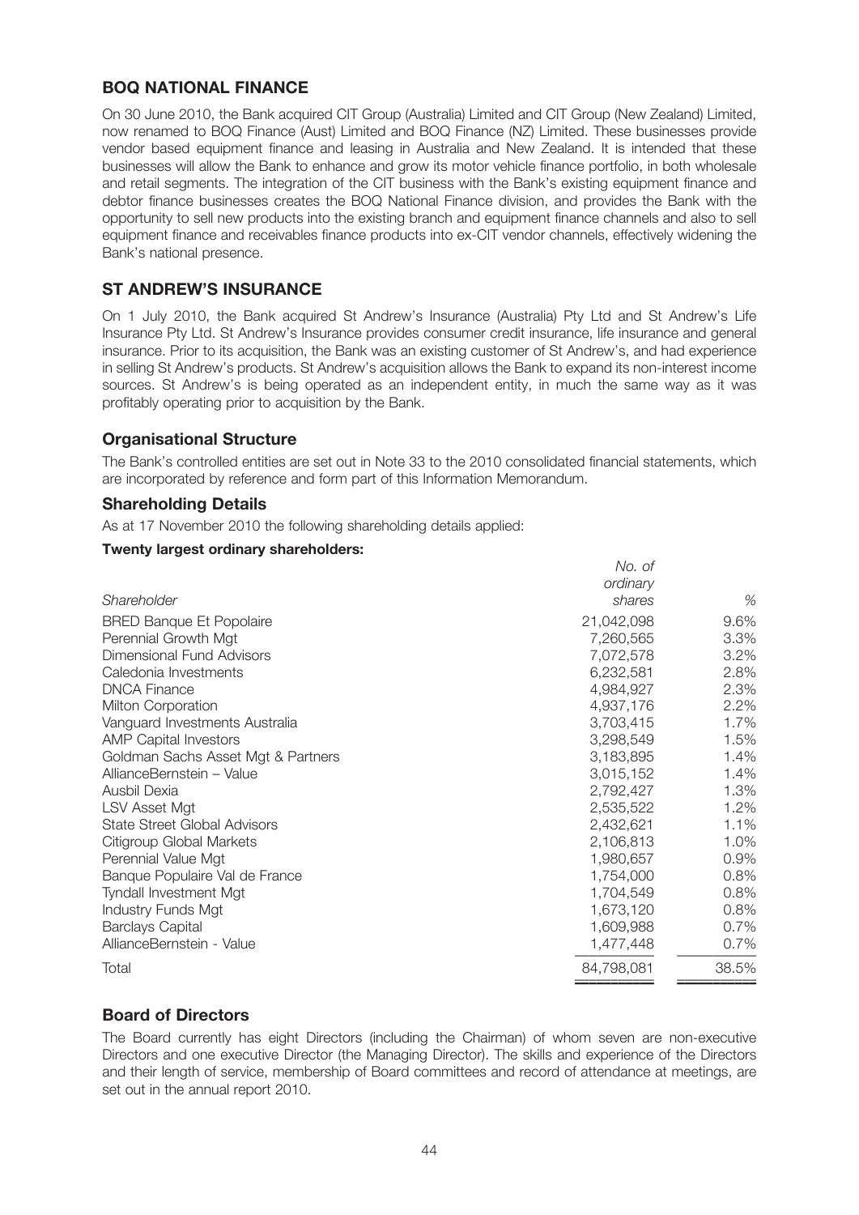## BOQ NATIONAL FINANCE

On 30 June 2010, the Bank acquired CIT Group (Australia) Limited and CIT Group (New Zealand) Limited, now renamed to BOQ Finance (Aust) Limited and BOQ Finance (NZ) Limited. These businesses provide vendor based equipment finance and leasing in Australia and New Zealand. It is intended that these businesses will allow the Bank to enhance and grow its motor vehicle finance portfolio, in both wholesale and retail segments. The integration of the CIT business with the Bank's existing equipment finance and debtor finance businesses creates the BOQ National Finance division, and provides the Bank with the opportunity to sell new products into the existing branch and equipment finance channels and also to sell equipment finance and receivables finance products into ex-CIT vendor channels, effectively widening the Bank's national presence.

## ST ANDREW'S INSURANCE

On 1 July 2010, the Bank acquired St Andrew's Insurance (Australia) Pty Ltd and St Andrew's Life Insurance Pty Ltd. St Andrew's Insurance provides consumer credit insurance, life insurance and general insurance. Prior to its acquisition, the Bank was an existing customer of St Andrew's, and had experience in selling St Andrew's products. St Andrew's acquisition allows the Bank to expand its non-interest income sources. St Andrew's is being operated as an independent entity, in much the same way as it was profitably operating prior to acquisition by the Bank.

### Organisational Structure

The Bank's controlled entities are set out in Note 33 to the 2010 consolidated financial statements, which are incorporated by reference and form part of this Information Memorandum.

### Shareholding Details

As at 17 November 2010 the following shareholding details applied:

**Twenty largest ordinary shareholders:**

| *Shareholder* | *No. of ordinary shares* | *%* |
|---|---|---|
| BRED Banque Et Popolaire | 21,042,098 | 9.6% |
| Perennial Growth Mgt | 7,260,565 | 3.3% |
| Dimensional Fund Advisors | 7,072,578 | 3.2% |
| Caledonia Investments | 6,232,581 | 2.8% |
| DNCA Finance | 4,984,927 | 2.3% |
| Milton Corporation | 4,937,176 | 2.2% |
| Vanguard Investments Australia | 3,703,415 | 1.7% |
| AMP Capital Investors | 3,298,549 | 1.5% |
| Goldman Sachs Asset Mgt & Partners | 3,183,895 | 1.4% |
| AllianceBernstein – Value | 3,015,152 | 1.4% |
| Ausbil Dexia | 2,792,427 | 1.3% |
| LSV Asset Mgt | 2,535,522 | 1.2% |
| State Street Global Advisors | 2,432,621 | 1.1% |
| Citigroup Global Markets | 2,106,813 | 1.0% |
| Perennial Value Mgt | 1,980,657 | 0.9% |
| Banque Populaire Val de France | 1,754,000 | 0.8% |
| Tyndall Investment Mgt | 1,704,549 | 0.8% |
| Industry Funds Mgt | 1,673,120 | 0.8% |
| Barclays Capital | 1,609,988 | 0.7% |
| AllianceBernstein - Value | 1,477,448 | 0.7% |
| Total | 84,798,081 | 38.5% |

### Board of Directors

The Board currently has eight Directors (including the Chairman) of whom seven are non-executive Directors and one executive Director (the Managing Director). The skills and experience of the Directors and their length of service, membership of Board committees and record of attendance at meetings, are set out in the annual report 2010.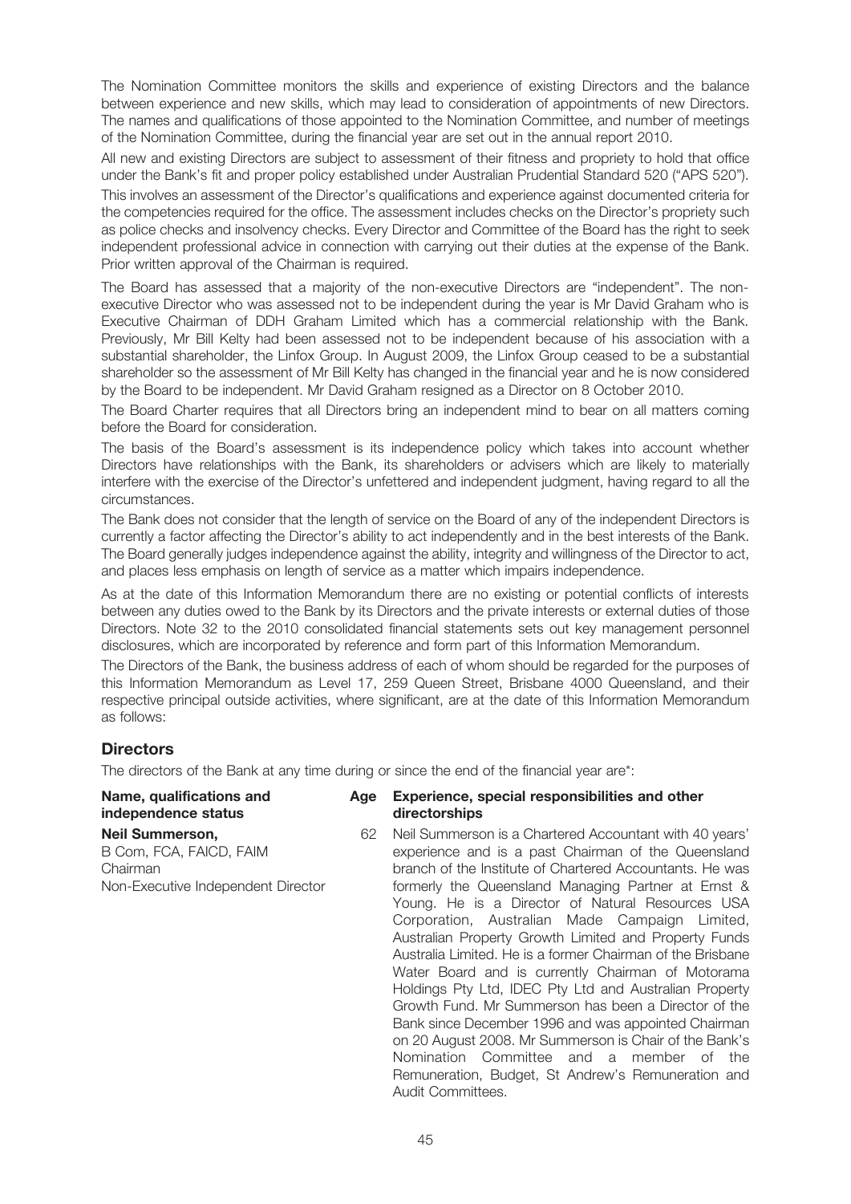The Nomination Committee monitors the skills and experience of existing Directors and the balance between experience and new skills, which may lead to consideration of appointments of new Directors. The names and qualifications of those appointed to the Nomination Committee, and number of meetings of the Nomination Committee, during the financial year are set out in the annual report 2010.

All new and existing Directors are subject to assessment of their fitness and propriety to hold that office under the Bank's fit and proper policy established under Australian Prudential Standard 520 ("APS 520"). This involves an assessment of the Director's qualifications and experience against documented criteria for the competencies required for the office. The assessment includes checks on the Director's propriety such as police checks and insolvency checks. Every Director and Committee of the Board has the right to seek independent professional advice in connection with carrying out their duties at the expense of the Bank. Prior written approval of the Chairman is required.

The Board has assessed that a majority of the non-executive Directors are "independent". The non-executive Director who was assessed not to be independent during the year is Mr David Graham who is Executive Chairman of DDH Graham Limited which has a commercial relationship with the Bank. Previously, Mr Bill Kelty had been assessed not to be independent because of his association with a substantial shareholder, the Linfox Group. In August 2009, the Linfox Group ceased to be a substantial shareholder so the assessment of Mr Bill Kelty has changed in the financial year and he is now considered by the Board to be independent. Mr David Graham resigned as a Director on 8 October 2010.

The Board Charter requires that all Directors bring an independent mind to bear on all matters coming before the Board for consideration.

The basis of the Board's assessment is its independence policy which takes into account whether Directors have relationships with the Bank, its shareholders or advisers which are likely to materially interfere with the exercise of the Director's unfettered and independent judgment, having regard to all the circumstances.

The Bank does not consider that the length of service on the Board of any of the independent Directors is currently a factor affecting the Director's ability to act independently and in the best interests of the Bank. The Board generally judges independence against the ability, integrity and willingness of the Director to act, and places less emphasis on length of service as a matter which impairs independence.

As at the date of this Information Memorandum there are no existing or potential conflicts of interests between any duties owed to the Bank by its Directors and the private interests or external duties of those Directors. Note 32 to the 2010 consolidated financial statements sets out key management personnel disclosures, which are incorporated by reference and form part of this Information Memorandum.

The Directors of the Bank, the business address of each of whom should be regarded for the purposes of this Information Memorandum as Level 17, 259 Queen Street, Brisbane 4000 Queensland, and their respective principal outside activities, where significant, are at the date of this Information Memorandum as follows:

## Directors

The directors of the Bank at any time during or since the end of the financial year are*:

| Name, qualifications and independence status | Age | Experience, special responsibilities and other directorships |
|---|---|---|
| **Neil Summerson,**<br>B Com, FCA, FAICD, FAIM<br>Chairman<br>Non-Executive Independent Director | 62 | Neil Summerson is a Chartered Accountant with 40 years' experience and is a past Chairman of the Queensland branch of the Institute of Chartered Accountants. He was formerly the Queensland Managing Partner at Ernst & Young. He is a Director of Natural Resources USA Corporation, Australian Made Campaign Limited, Australian Property Growth Limited and Property Funds Australia Limited. He is a former Chairman of the Brisbane Water Board and is currently Chairman of Motorama Holdings Pty Ltd, IDEC Pty Ltd and Australian Property Growth Fund. Mr Summerson has been a Director of the Bank since December 1996 and was appointed Chairman on 20 August 2008. Mr Summerson is Chair of the Bank's Nomination Committee and a member of the Remuneration, Budget, St Andrew's Remuneration and Audit Committees. |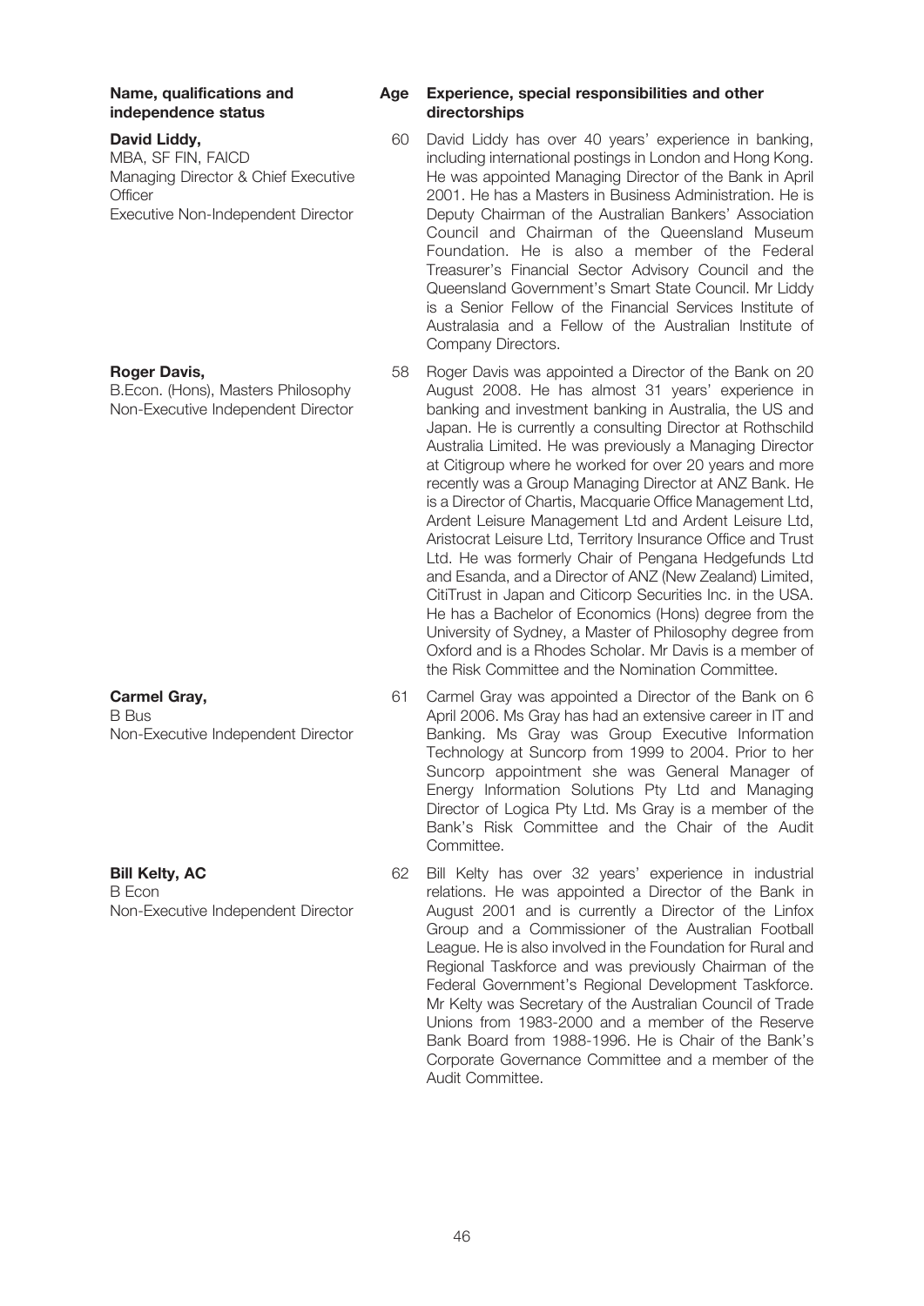| Name, qualifications and independence status | Age | Experience, special responsibilities and other directorships |
|---|---|---|
| **David Liddy,**<br>MBA, SF FIN, FAICD<br>Managing Director & Chief Executive Officer<br>Executive Non-Independent Director | 60 | David Liddy has over 40 years' experience in banking, including international postings in London and Hong Kong. He was appointed Managing Director of the Bank in April 2001. He has a Masters in Business Administration. He is Deputy Chairman of the Australian Bankers' Association Council and Chairman of the Queensland Museum Foundation. He is also a member of the Federal Treasurer's Financial Sector Advisory Council and the Queensland Government's Smart State Council. Mr Liddy is a Senior Fellow of the Financial Services Institute of Australasia and a Fellow of the Australian Institute of Company Directors. |
| **Roger Davis,**<br>B.Econ. (Hons), Masters Philosophy<br>Non-Executive Independent Director | 58 | Roger Davis was appointed a Director of the Bank on 20 August 2008. He has almost 31 years' experience in banking and investment banking in Australia, the US and Japan. He is currently a consulting Director at Rothschild Australia Limited. He was previously a Managing Director at Citigroup where he worked for over 20 years and more recently was a Group Managing Director at ANZ Bank. He is a Director of Chartis, Macquarie Office Management Ltd, Ardent Leisure Management Ltd and Ardent Leisure Ltd, Aristocrat Leisure Ltd, Territory Insurance Office and Trust Ltd. He was formerly Chair of Pengana Hedgefunds Ltd and Esanda, and a Director of ANZ (New Zealand) Limited, CitiTrust in Japan and Citicorp Securities Inc. in the USA. He has a Bachelor of Economics (Hons) degree from the University of Sydney, a Master of Philosophy degree from Oxford and is a Rhodes Scholar. Mr Davis is a member of the Risk Committee and the Nomination Committee. |
| **Carmel Gray,**<br>B Bus<br>Non-Executive Independent Director | 61 | Carmel Gray was appointed a Director of the Bank on 6 April 2006. Ms Gray has had an extensive career in IT and Banking. Ms Gray was Group Executive Information Technology at Suncorp from 1999 to 2004. Prior to her Suncorp appointment she was General Manager of Energy Information Solutions Pty Ltd and Managing Director of Logica Pty Ltd. Ms Gray is a member of the Bank's Risk Committee and the Chair of the Audit Committee. |
| **Bill Kelty, AC**<br>B Econ<br>Non-Executive Independent Director | 62 | Bill Kelty has over 32 years' experience in industrial relations. He was appointed a Director of the Bank in August 2001 and is currently a Director of the Linfox Group and a Commissioner of the Australian Football League. He is also involved in the Foundation for Rural and Regional Taskforce and was previously Chairman of the Federal Government's Regional Development Taskforce. Mr Kelty was Secretary of the Australian Council of Trade Unions from 1983-2000 and a member of the Reserve Bank Board from 1988-1996. He is Chair of the Bank's Corporate Governance Committee and a member of the Audit Committee. |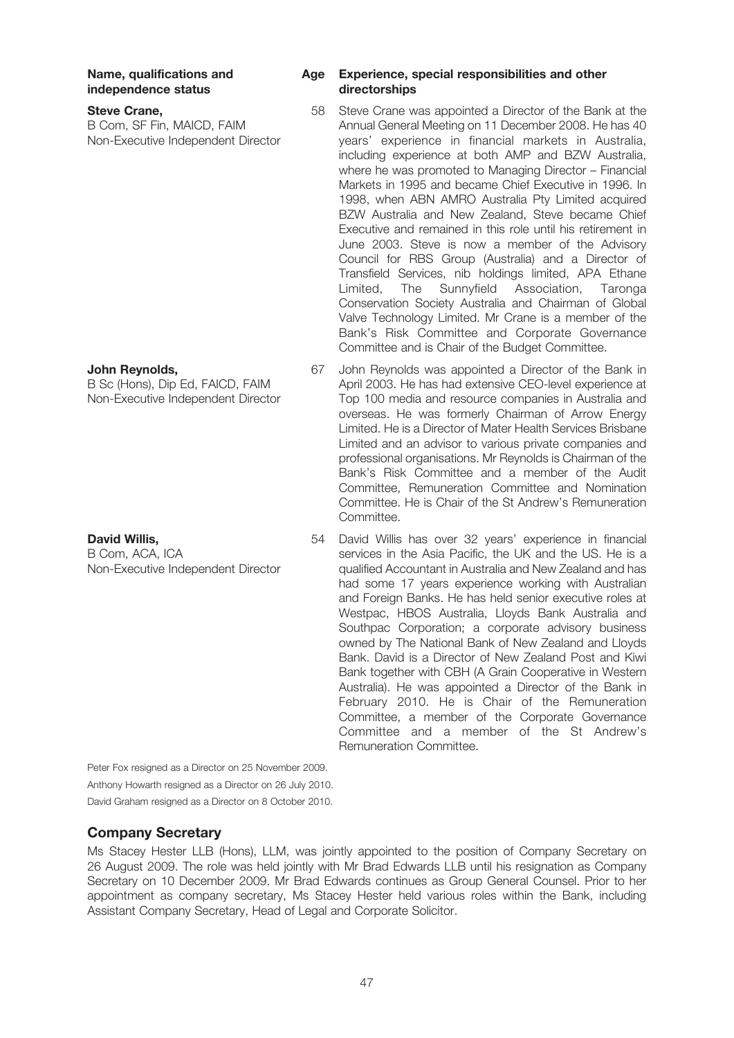| Name, qualifications and independence status | Age | Experience, special responsibilities and other directorships |
|---|---|---|
| **Steve Crane,**<br>B Com, SF Fin, MAICD, FAIM<br>Non-Executive Independent Director | 58 | Steve Crane was appointed a Director of the Bank at the Annual General Meeting on 11 December 2008. He has 40 years' experience in financial markets in Australia, including experience at both AMP and BZW Australia, where he was promoted to Managing Director – Financial Markets in 1995 and became Chief Executive in 1996. In 1998, when ABN AMRO Australia Pty Limited acquired BZW Australia and New Zealand, Steve became Chief Executive and remained in this role until his retirement in June 2003. Steve is now a member of the Advisory Council for RBS Group (Australia) and a Director of Transfield Services, nib holdings limited, APA Ethane Limited, The Sunnyfield Association, Taronga Conservation Society Australia and Chairman of Global Valve Technology Limited. Mr Crane is a member of the Bank's Risk Committee and Corporate Governance Committee and is Chair of the Budget Committee. |
| **John Reynolds,**<br>B Sc (Hons), Dip Ed, FAICD, FAIM<br>Non-Executive Independent Director | 67 | John Reynolds was appointed a Director of the Bank in April 2003. He has had extensive CEO-level experience at Top 100 media and resource companies in Australia and overseas. He was formerly Chairman of Arrow Energy Limited. He is a Director of Mater Health Services Brisbane Limited and an advisor to various private companies and professional organisations. Mr Reynolds is Chairman of the Bank's Risk Committee and a member of the Audit Committee, Remuneration Committee and Nomination Committee. He is Chair of the St Andrew's Remuneration Committee. |
| **David Willis,**<br>B Com, ACA, ICA<br>Non-Executive Independent Director | 54 | David Willis has over 32 years' experience in financial services in the Asia Pacific, the UK and the US. He is a qualified Accountant in Australia and New Zealand and has had some 17 years experience working with Australian and Foreign Banks. He has held senior executive roles at Westpac, HBOS Australia, Lloyds Bank Australia and Southpac Corporation; a corporate advisory business owned by The National Bank of New Zealand and Lloyds Bank. David is a Director of New Zealand Post and Kiwi Bank together with CBH (A Grain Cooperative in Western Australia). He was appointed a Director of the Bank in February 2010. He is Chair of the Remuneration Committee, a member of the Corporate Governance Committee and a member of the St Andrew's Remuneration Committee. |

Peter Fox resigned as a Director on 25 November 2009.

Anthony Howarth resigned as a Director on 26 July 2010.

David Graham resigned as a Director on 8 October 2010.

## Company Secretary

Ms Stacey Hester LLB (Hons), LLM, was jointly appointed to the position of Company Secretary on 26 August 2009. The role was held jointly with Mr Brad Edwards LLB until his resignation as Company Secretary on 10 December 2009. Mr Brad Edwards continues as Group General Counsel. Prior to her appointment as company secretary, Ms Stacey Hester held various roles within the Bank, including Assistant Company Secretary, Head of Legal and Corporate Solicitor.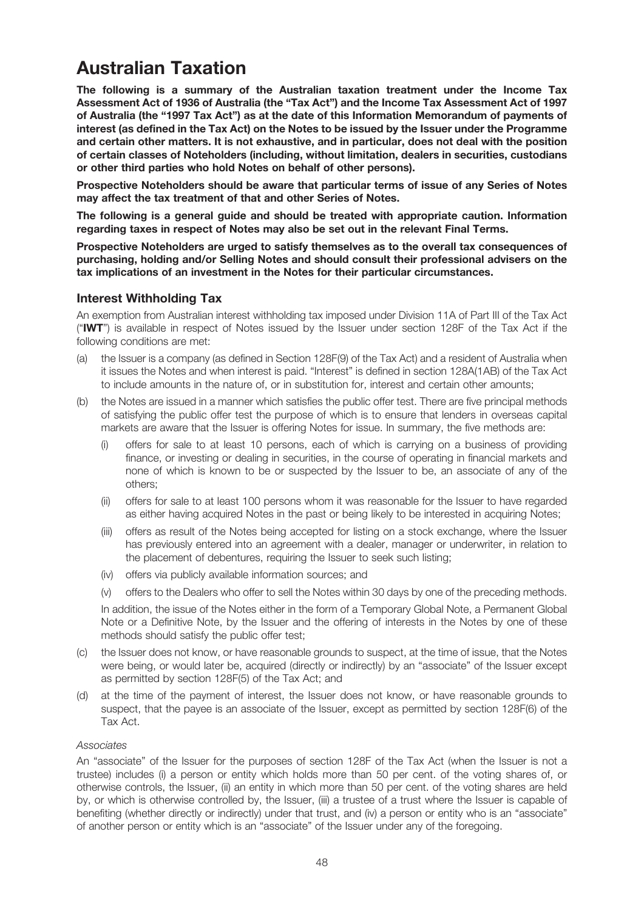# Australian Taxation

**The following is a summary of the Australian taxation treatment under the Income Tax Assessment Act of 1936 of Australia (the "Tax Act") and the Income Tax Assessment Act of 1997 of Australia (the "1997 Tax Act") as at the date of this Information Memorandum of payments of interest (as defined in the Tax Act) on the Notes to be issued by the Issuer under the Programme and certain other matters. It is not exhaustive, and in particular, does not deal with the position of certain classes of Noteholders (including, without limitation, dealers in securities, custodians or other third parties who hold Notes on behalf of other persons).**

**Prospective Noteholders should be aware that particular terms of issue of any Series of Notes may affect the tax treatment of that and other Series of Notes.**

**The following is a general guide and should be treated with appropriate caution. Information regarding taxes in respect of Notes may also be set out in the relevant Final Terms.**

**Prospective Noteholders are urged to satisfy themselves as to the overall tax consequences of purchasing, holding and/or Selling Notes and should consult their professional advisers on the tax implications of an investment in the Notes for their particular circumstances.**

## Interest Withholding Tax

An exemption from Australian interest withholding tax imposed under Division 11A of Part III of the Tax Act ("**IWT**") is available in respect of Notes issued by the Issuer under section 128F of the Tax Act if the following conditions are met:

(a) the Issuer is a company (as defined in Section 128F(9) of the Tax Act) and a resident of Australia when it issues the Notes and when interest is paid. "Interest" is defined in section 128A(1AB) of the Tax Act to include amounts in the nature of, or in substitution for, interest and certain other amounts;

(b) the Notes are issued in a manner which satisfies the public offer test. There are five principal methods of satisfying the public offer test the purpose of which is to ensure that lenders in overseas capital markets are aware that the Issuer is offering Notes for issue. In summary, the five methods are:

   (i) offers for sale to at least 10 persons, each of which is carrying on a business of providing finance, or investing or dealing in securities, in the course of operating in financial markets and none of which is known to be or suspected by the Issuer to be, an associate of any of the others;

   (ii) offers for sale to at least 100 persons whom it was reasonable for the Issuer to have regarded as either having acquired Notes in the past or being likely to be interested in acquiring Notes;

   (iii) offers as result of the Notes being accepted for listing on a stock exchange, where the Issuer has previously entered into an agreement with a dealer, manager or underwriter, in relation to the placement of debentures, requiring the Issuer to seek such listing;

   (iv) offers via publicly available information sources; and

   (v) offers to the Dealers who offer to sell the Notes within 30 days by one of the preceding methods.

   In addition, the issue of the Notes either in the form of a Temporary Global Note, a Permanent Global Note or a Definitive Note, by the Issuer and the offering of interests in the Notes by one of these methods should satisfy the public offer test;

(c) the Issuer does not know, or have reasonable grounds to suspect, at the time of issue, that the Notes were being, or would later be, acquired (directly or indirectly) by an "associate" of the Issuer except as permitted by section 128F(5) of the Tax Act; and

(d) at the time of the payment of interest, the Issuer does not know, or have reasonable grounds to suspect, that the payee is an associate of the Issuer, except as permitted by section 128F(6) of the Tax Act.

*Associates*

An "associate" of the Issuer for the purposes of section 128F of the Tax Act (when the Issuer is not a trustee) includes (i) a person or entity which holds more than 50 per cent. of the voting shares of, or otherwise controls, the Issuer, (ii) an entity in which more than 50 per cent. of the voting shares are held by, or which is otherwise controlled by, the Issuer, (iii) a trustee of a trust where the Issuer is capable of benefiting (whether directly or indirectly) under that trust, and (iv) a person or entity who is an "associate" of another person or entity which is an "associate" of the Issuer under any of the foregoing.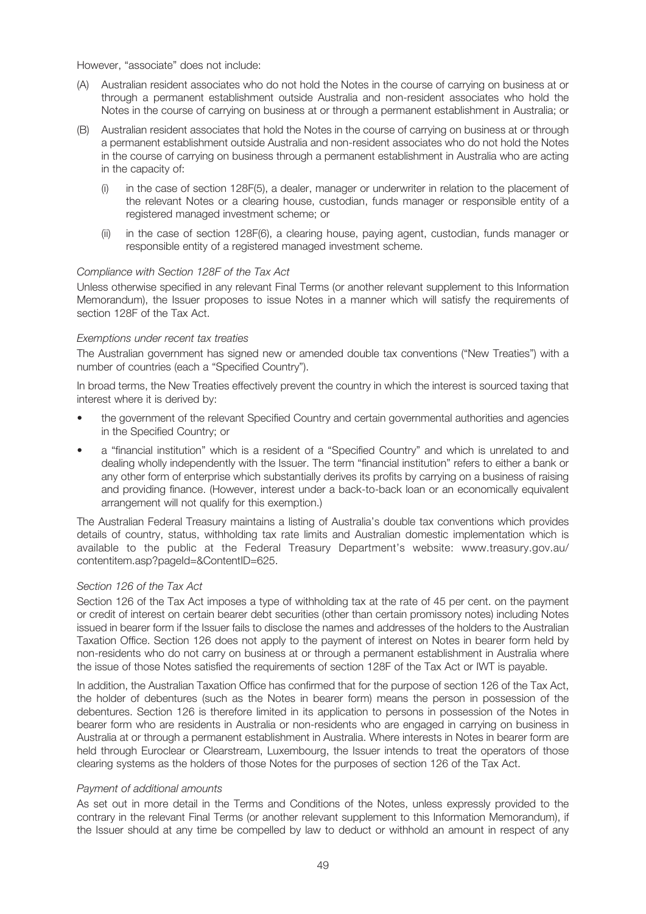However, "associate" does not include:

(A) Australian resident associates who do not hold the Notes in the course of carrying on business at or through a permanent establishment outside Australia and non-resident associates who hold the Notes in the course of carrying on business at or through a permanent establishment in Australia; or

(B) Australian resident associates that hold the Notes in the course of carrying on business at or through a permanent establishment outside Australia and non-resident associates who do not hold the Notes in the course of carrying on business through a permanent establishment in Australia who are acting in the capacity of:

  (i) in the case of section 128F(5), a dealer, manager or underwriter in relation to the placement of the relevant Notes or a clearing house, custodian, funds manager or responsible entity of a registered managed investment scheme; or

  (ii) in the case of section 128F(6), a clearing house, paying agent, custodian, funds manager or responsible entity of a registered managed investment scheme.

*Compliance with Section 128F of the Tax Act*

Unless otherwise specified in any relevant Final Terms (or another relevant supplement to this Information Memorandum), the Issuer proposes to issue Notes in a manner which will satisfy the requirements of section 128F of the Tax Act.

*Exemptions under recent tax treaties*

The Australian government has signed new or amended double tax conventions ("New Treaties") with a number of countries (each a "Specified Country").

In broad terms, the New Treaties effectively prevent the country in which the interest is sourced taxing that interest where it is derived by:

- the government of the relevant Specified Country and certain governmental authorities and agencies in the Specified Country; or
- a "financial institution" which is a resident of a "Specified Country" and which is unrelated to and dealing wholly independently with the Issuer. The term "financial institution" refers to either a bank or any other form of enterprise which substantially derives its profits by carrying on a business of raising and providing finance. (However, interest under a back-to-back loan or an economically equivalent arrangement will not qualify for this exemption.)

The Australian Federal Treasury maintains a listing of Australia's double tax conventions which provides details of country, status, withholding tax rate limits and Australian domestic implementation which is available to the public at the Federal Treasury Department's website: www.treasury.gov.au/contentitem.asp?pageId=&ContentID=625.

*Section 126 of the Tax Act*

Section 126 of the Tax Act imposes a type of withholding tax at the rate of 45 per cent. on the payment or credit of interest on certain bearer debt securities (other than certain promissory notes) including Notes issued in bearer form if the Issuer fails to disclose the names and addresses of the holders to the Australian Taxation Office. Section 126 does not apply to the payment of interest on Notes in bearer form held by non-residents who do not carry on business at or through a permanent establishment in Australia where the issue of those Notes satisfied the requirements of section 128F of the Tax Act or IWT is payable.

In addition, the Australian Taxation Office has confirmed that for the purpose of section 126 of the Tax Act, the holder of debentures (such as the Notes in bearer form) means the person in possession of the debentures. Section 126 is therefore limited in its application to persons in possession of the Notes in bearer form who are residents in Australia or non-residents who are engaged in carrying on business in Australia at or through a permanent establishment in Australia. Where interests in Notes in bearer form are held through Euroclear or Clearstream, Luxembourg, the Issuer intends to treat the operators of those clearing systems as the holders of those Notes for the purposes of section 126 of the Tax Act.

*Payment of additional amounts*

As set out in more detail in the Terms and Conditions of the Notes, unless expressly provided to the contrary in the relevant Final Terms (or another relevant supplement to this Information Memorandum), if the Issuer should at any time be compelled by law to deduct or withhold an amount in respect of any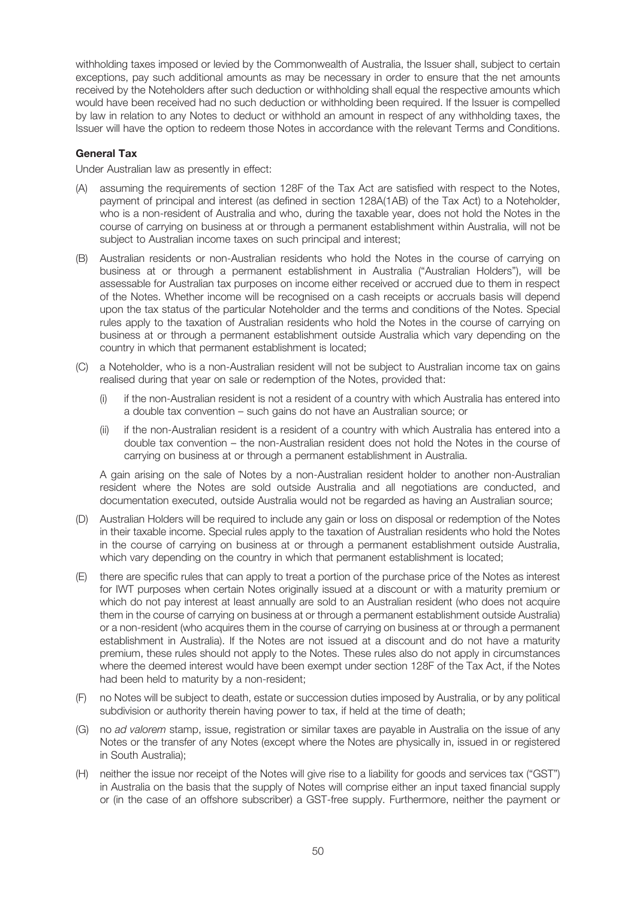withholding taxes imposed or levied by the Commonwealth of Australia, the Issuer shall, subject to certain exceptions, pay such additional amounts as may be necessary in order to ensure that the net amounts received by the Noteholders after such deduction or withholding shall equal the respective amounts which would have been received had no such deduction or withholding been required. If the Issuer is compelled by law in relation to any Notes to deduct or withhold an amount in respect of any withholding taxes, the Issuer will have the option to redeem those Notes in accordance with the relevant Terms and Conditions.

**General Tax**

Under Australian law as presently in effect:

(A) assuming the requirements of section 128F of the Tax Act are satisfied with respect to the Notes, payment of principal and interest (as defined in section 128A(1AB) of the Tax Act) to a Noteholder, who is a non-resident of Australia and who, during the taxable year, does not hold the Notes in the course of carrying on business at or through a permanent establishment within Australia, will not be subject to Australian income taxes on such principal and interest;

(B) Australian residents or non-Australian residents who hold the Notes in the course of carrying on business at or through a permanent establishment in Australia ("Australian Holders"), will be assessable for Australian tax purposes on income either received or accrued due to them in respect of the Notes. Whether income will be recognised on a cash receipts or accruals basis will depend upon the tax status of the particular Noteholder and the terms and conditions of the Notes. Special rules apply to the taxation of Australian residents who hold the Notes in the course of carrying on business at or through a permanent establishment outside Australia which vary depending on the country in which that permanent establishment is located;

(C) a Noteholder, who is a non-Australian resident will not be subject to Australian income tax on gains realised during that year on sale or redemption of the Notes, provided that:

   (i) if the non-Australian resident is not a resident of a country with which Australia has entered into a double tax convention – such gains do not have an Australian source; or

   (ii) if the non-Australian resident is a resident of a country with which Australia has entered into a double tax convention – the non-Australian resident does not hold the Notes in the course of carrying on business at or through a permanent establishment in Australia.

   A gain arising on the sale of Notes by a non-Australian resident holder to another non-Australian resident where the Notes are sold outside Australia and all negotiations are conducted, and documentation executed, outside Australia would not be regarded as having an Australian source;

(D) Australian Holders will be required to include any gain or loss on disposal or redemption of the Notes in their taxable income. Special rules apply to the taxation of Australian residents who hold the Notes in the course of carrying on business at or through a permanent establishment outside Australia, which vary depending on the country in which that permanent establishment is located;

(E) there are specific rules that can apply to treat a portion of the purchase price of the Notes as interest for IWT purposes when certain Notes originally issued at a discount or with a maturity premium or which do not pay interest at least annually are sold to an Australian resident (who does not acquire them in the course of carrying on business at or through a permanent establishment outside Australia) or a non-resident (who acquires them in the course of carrying on business at or through a permanent establishment in Australia). If the Notes are not issued at a discount and do not have a maturity premium, these rules should not apply to the Notes. These rules also do not apply in circumstances where the deemed interest would have been exempt under section 128F of the Tax Act, if the Notes had been held to maturity by a non-resident;

(F) no Notes will be subject to death, estate or succession duties imposed by Australia, or by any political subdivision or authority therein having power to tax, if held at the time of death;

(G) no *ad valorem* stamp, issue, registration or similar taxes are payable in Australia on the issue of any Notes or the transfer of any Notes (except where the Notes are physically in, issued in or registered in South Australia);

(H) neither the issue nor receipt of the Notes will give rise to a liability for goods and services tax ("GST") in Australia on the basis that the supply of Notes will comprise either an input taxed financial supply or (in the case of an offshore subscriber) a GST-free supply. Furthermore, neither the payment or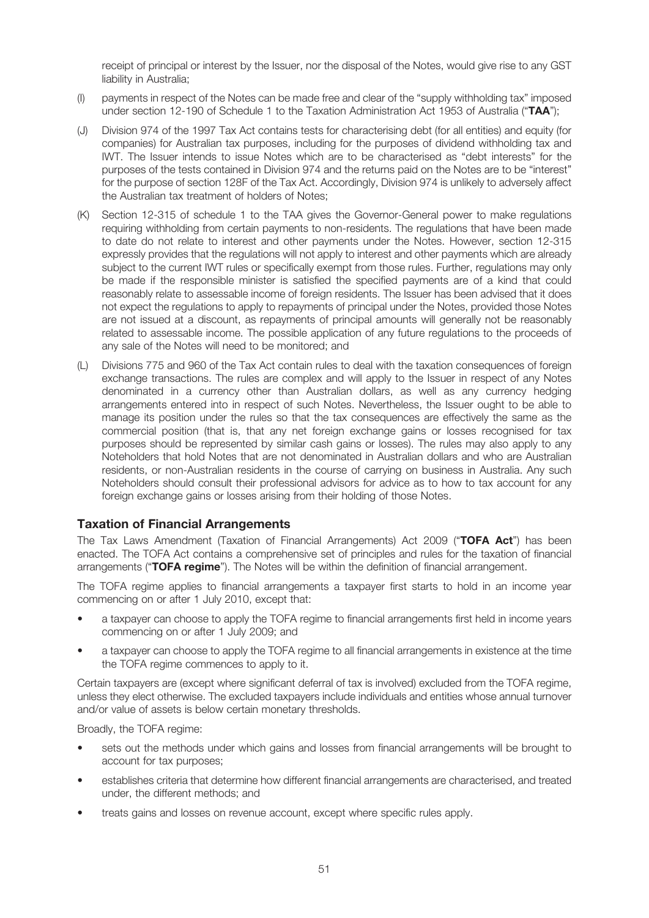receipt of principal or interest by the Issuer, nor the disposal of the Notes, would give rise to any GST liability in Australia;

(I) payments in respect of the Notes can be made free and clear of the "supply withholding tax" imposed under section 12-190 of Schedule 1 to the Taxation Administration Act 1953 of Australia ("**TAA**");

(J) Division 974 of the 1997 Tax Act contains tests for characterising debt (for all entities) and equity (for companies) for Australian tax purposes, including for the purposes of dividend withholding tax and IWT. The Issuer intends to issue Notes which are to be characterised as "debt interests" for the purposes of the tests contained in Division 974 and the returns paid on the Notes are to be "interest" for the purpose of section 128F of the Tax Act. Accordingly, Division 974 is unlikely to adversely affect the Australian tax treatment of holders of Notes;

(K) Section 12-315 of schedule 1 to the TAA gives the Governor-General power to make regulations requiring withholding from certain payments to non-residents. The regulations that have been made to date do not relate to interest and other payments under the Notes. However, section 12-315 expressly provides that the regulations will not apply to interest and other payments which are already subject to the current IWT rules or specifically exempt from those rules. Further, regulations may only be made if the responsible minister is satisfied the specified payments are of a kind that could reasonably relate to assessable income of foreign residents. The Issuer has been advised that it does not expect the regulations to apply to repayments of principal under the Notes, provided those Notes are not issued at a discount, as repayments of principal amounts will generally not be reasonably related to assessable income. The possible application of any future regulations to the proceeds of any sale of the Notes will need to be monitored; and

(L) Divisions 775 and 960 of the Tax Act contain rules to deal with the taxation consequences of foreign exchange transactions. The rules are complex and will apply to the Issuer in respect of any Notes denominated in a currency other than Australian dollars, as well as any currency hedging arrangements entered into in respect of such Notes. Nevertheless, the Issuer ought to be able to manage its position under the rules so that the tax consequences are effectively the same as the commercial position (that is, that any net foreign exchange gains or losses recognised for tax purposes should be represented by similar cash gains or losses). The rules may also apply to any Noteholders that hold Notes that are not denominated in Australian dollars and who are Australian residents, or non-Australian residents in the course of carrying on business in Australia. Any such Noteholders should consult their professional advisors for advice as to how to tax account for any foreign exchange gains or losses arising from their holding of those Notes.

## Taxation of Financial Arrangements

The Tax Laws Amendment (Taxation of Financial Arrangements) Act 2009 ("**TOFA Act**") has been enacted. The TOFA Act contains a comprehensive set of principles and rules for the taxation of financial arrangements ("**TOFA regime**"). The Notes will be within the definition of financial arrangement.

The TOFA regime applies to financial arrangements a taxpayer first starts to hold in an income year commencing on or after 1 July 2010, except that:

- a taxpayer can choose to apply the TOFA regime to financial arrangements first held in income years commencing on or after 1 July 2009; and
- a taxpayer can choose to apply the TOFA regime to all financial arrangements in existence at the time the TOFA regime commences to apply to it.

Certain taxpayers are (except where significant deferral of tax is involved) excluded from the TOFA regime, unless they elect otherwise. The excluded taxpayers include individuals and entities whose annual turnover and/or value of assets is below certain monetary thresholds.

Broadly, the TOFA regime:

- sets out the methods under which gains and losses from financial arrangements will be brought to account for tax purposes;
- establishes criteria that determine how different financial arrangements are characterised, and treated under, the different methods; and
- treats gains and losses on revenue account, except where specific rules apply.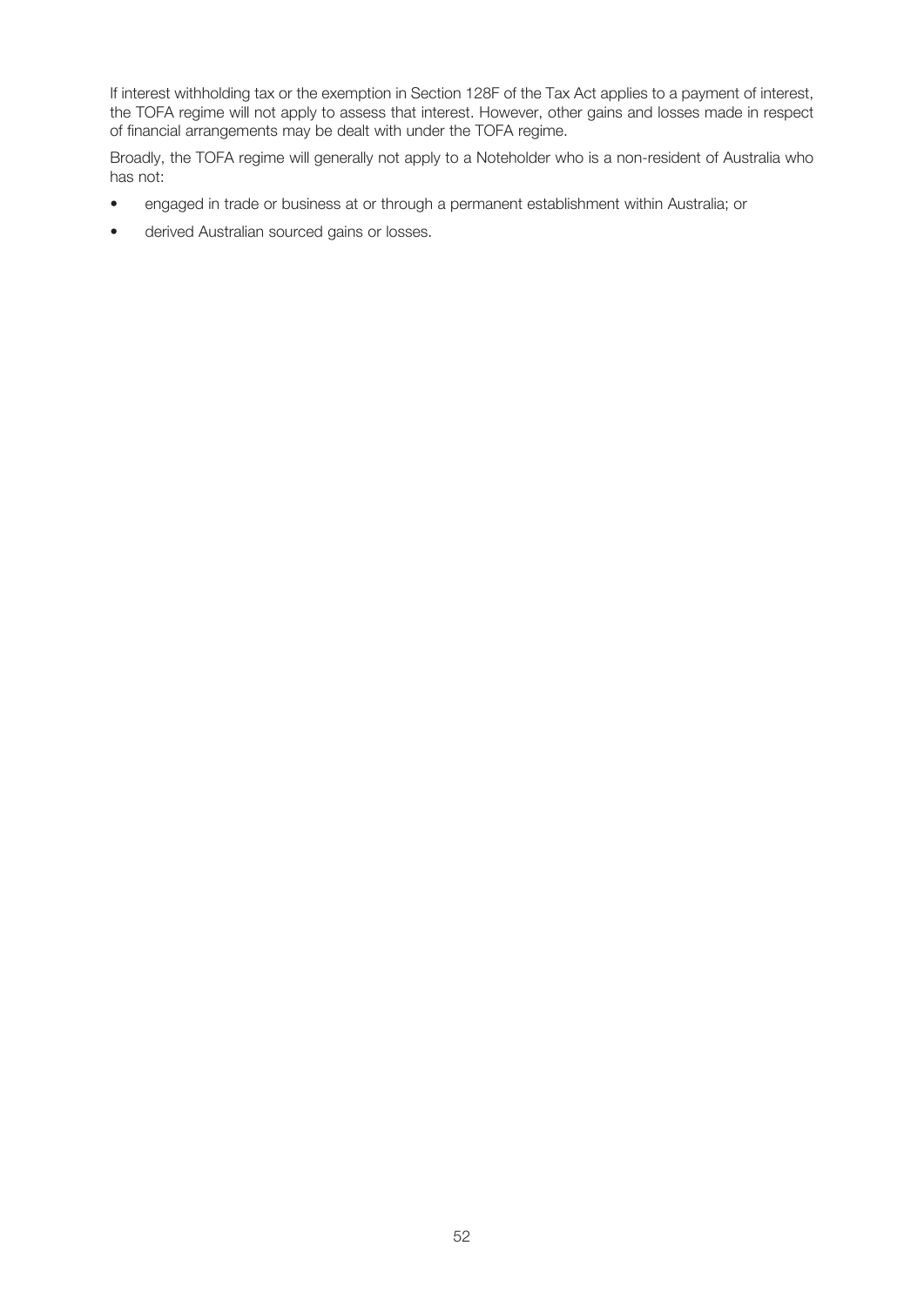If interest withholding tax or the exemption in Section 128F of the Tax Act applies to a payment of interest, the TOFA regime will not apply to assess that interest. However, other gains and losses made in respect of financial arrangements may be dealt with under the TOFA regime.

Broadly, the TOFA regime will generally not apply to a Noteholder who is a non-resident of Australia who has not:

- engaged in trade or business at or through a permanent establishment within Australia; or
- derived Australian sourced gains or losses.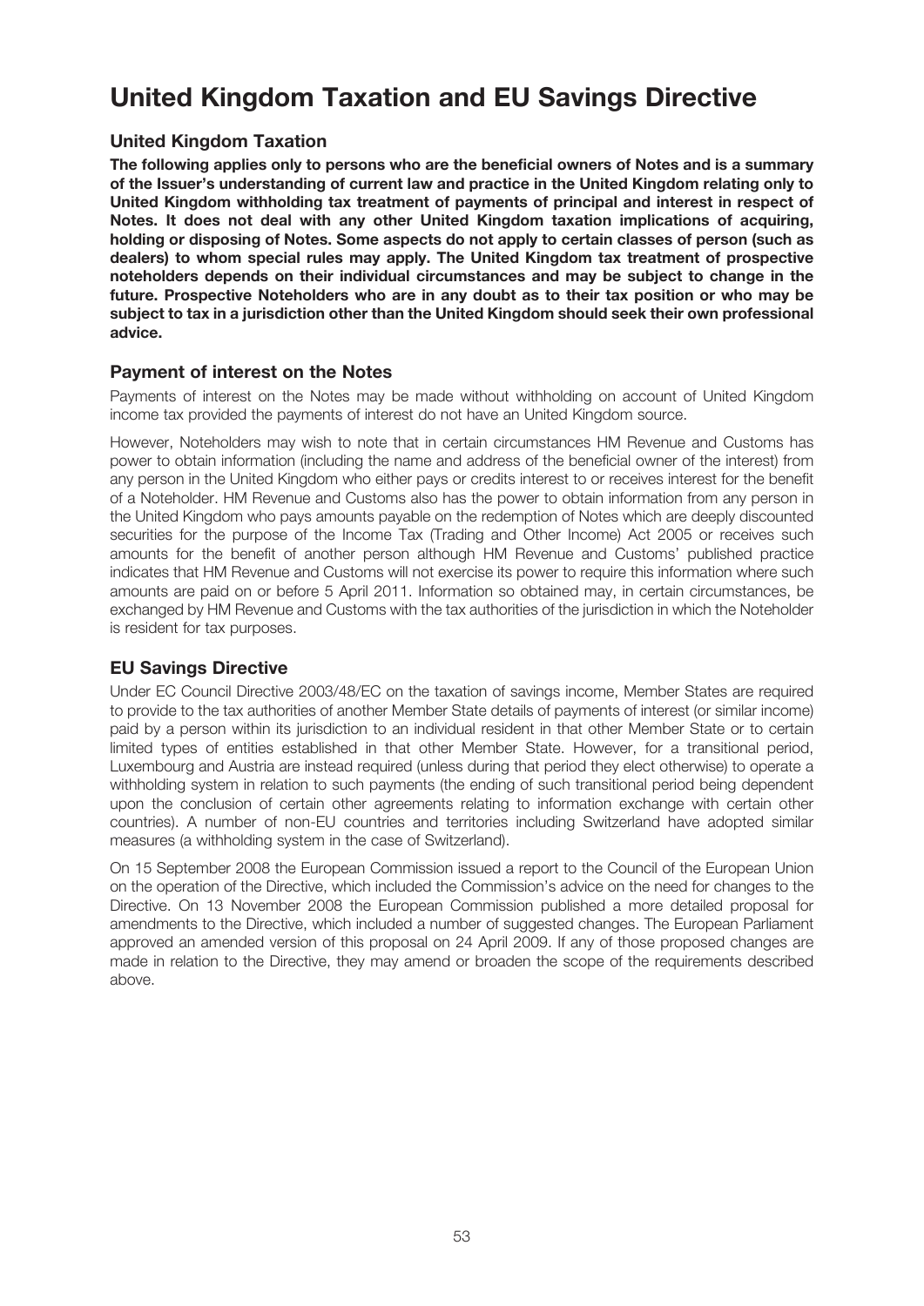# United Kingdom Taxation and EU Savings Directive

## United Kingdom Taxation

**The following applies only to persons who are the beneficial owners of Notes and is a summary of the Issuer's understanding of current law and practice in the United Kingdom relating only to United Kingdom withholding tax treatment of payments of principal and interest in respect of Notes. It does not deal with any other United Kingdom taxation implications of acquiring, holding or disposing of Notes. Some aspects do not apply to certain classes of person (such as dealers) to whom special rules may apply. The United Kingdom tax treatment of prospective noteholders depends on their individual circumstances and may be subject to change in the future. Prospective Noteholders who are in any doubt as to their tax position or who may be subject to tax in a jurisdiction other than the United Kingdom should seek their own professional advice.**

## Payment of interest on the Notes

Payments of interest on the Notes may be made without withholding on account of United Kingdom income tax provided the payments of interest do not have an United Kingdom source.

However, Noteholders may wish to note that in certain circumstances HM Revenue and Customs has power to obtain information (including the name and address of the beneficial owner of the interest) from any person in the United Kingdom who either pays or credits interest to or receives interest for the benefit of a Noteholder. HM Revenue and Customs also has the power to obtain information from any person in the United Kingdom who pays amounts payable on the redemption of Notes which are deeply discounted securities for the purpose of the Income Tax (Trading and Other Income) Act 2005 or receives such amounts for the benefit of another person although HM Revenue and Customs' published practice indicates that HM Revenue and Customs will not exercise its power to require this information where such amounts are paid on or before 5 April 2011. Information so obtained may, in certain circumstances, be exchanged by HM Revenue and Customs with the tax authorities of the jurisdiction in which the Noteholder is resident for tax purposes.

## EU Savings Directive

Under EC Council Directive 2003/48/EC on the taxation of savings income, Member States are required to provide to the tax authorities of another Member State details of payments of interest (or similar income) paid by a person within its jurisdiction to an individual resident in that other Member State or to certain limited types of entities established in that other Member State. However, for a transitional period, Luxembourg and Austria are instead required (unless during that period they elect otherwise) to operate a withholding system in relation to such payments (the ending of such transitional period being dependent upon the conclusion of certain other agreements relating to information exchange with certain other countries). A number of non-EU countries and territories including Switzerland have adopted similar measures (a withholding system in the case of Switzerland).

On 15 September 2008 the European Commission issued a report to the Council of the European Union on the operation of the Directive, which included the Commission's advice on the need for changes to the Directive. On 13 November 2008 the European Commission published a more detailed proposal for amendments to the Directive, which included a number of suggested changes. The European Parliament approved an amended version of this proposal on 24 April 2009. If any of those proposed changes are made in relation to the Directive, they may amend or broaden the scope of the requirements described above.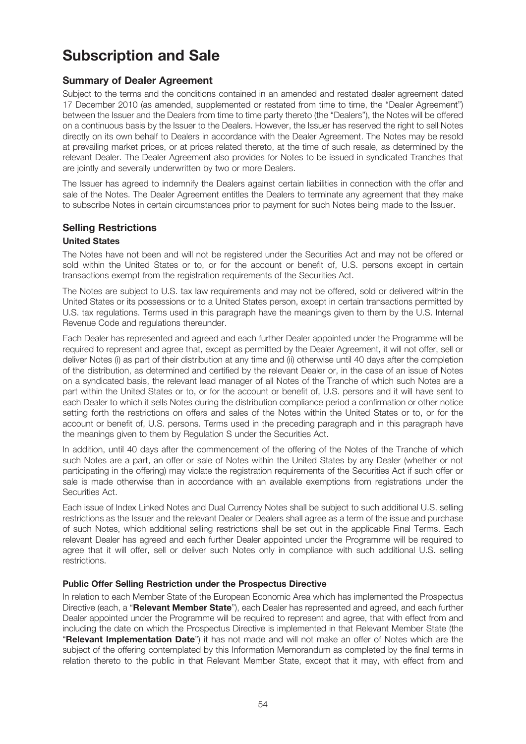# Subscription and Sale

## Summary of Dealer Agreement

Subject to the terms and the conditions contained in an amended and restated dealer agreement dated 17 December 2010 (as amended, supplemented or restated from time to time, the "Dealer Agreement") between the Issuer and the Dealers from time to time party thereto (the "Dealers"), the Notes will be offered on a continuous basis by the Issuer to the Dealers. However, the Issuer has reserved the right to sell Notes directly on its own behalf to Dealers in accordance with the Dealer Agreement. The Notes may be resold at prevailing market prices, or at prices related thereto, at the time of such resale, as determined by the relevant Dealer. The Dealer Agreement also provides for Notes to be issued in syndicated Tranches that are jointly and severally underwritten by two or more Dealers.

The Issuer has agreed to indemnify the Dealers against certain liabilities in connection with the offer and sale of the Notes. The Dealer Agreement entitles the Dealers to terminate any agreement that they make to subscribe Notes in certain circumstances prior to payment for such Notes being made to the Issuer.

## Selling Restrictions

### United States

The Notes have not been and will not be registered under the Securities Act and may not be offered or sold within the United States or to, or for the account or benefit of, U.S. persons except in certain transactions exempt from the registration requirements of the Securities Act.

The Notes are subject to U.S. tax law requirements and may not be offered, sold or delivered within the United States or its possessions or to a United States person, except in certain transactions permitted by U.S. tax regulations. Terms used in this paragraph have the meanings given to them by the U.S. Internal Revenue Code and regulations thereunder.

Each Dealer has represented and agreed and each further Dealer appointed under the Programme will be required to represent and agree that, except as permitted by the Dealer Agreement, it will not offer, sell or deliver Notes (i) as part of their distribution at any time and (ii) otherwise until 40 days after the completion of the distribution, as determined and certified by the relevant Dealer or, in the case of an issue of Notes on a syndicated basis, the relevant lead manager of all Notes of the Tranche of which such Notes are a part within the United States or to, or for the account or benefit of, U.S. persons and it will have sent to each Dealer to which it sells Notes during the distribution compliance period a confirmation or other notice setting forth the restrictions on offers and sales of the Notes within the United States or to, or for the account or benefit of, U.S. persons. Terms used in the preceding paragraph and in this paragraph have the meanings given to them by Regulation S under the Securities Act.

In addition, until 40 days after the commencement of the offering of the Notes of the Tranche of which such Notes are a part, an offer or sale of Notes within the United States by any Dealer (whether or not participating in the offering) may violate the registration requirements of the Securities Act if such offer or sale is made otherwise than in accordance with an available exemptions from registrations under the Securities Act.

Each issue of Index Linked Notes and Dual Currency Notes shall be subject to such additional U.S. selling restrictions as the Issuer and the relevant Dealer or Dealers shall agree as a term of the issue and purchase of such Notes, which additional selling restrictions shall be set out in the applicable Final Terms. Each relevant Dealer has agreed and each further Dealer appointed under the Programme will be required to agree that it will offer, sell or deliver such Notes only in compliance with such additional U.S. selling restrictions.

### Public Offer Selling Restriction under the Prospectus Directive

In relation to each Member State of the European Economic Area which has implemented the Prospectus Directive (each, a "**Relevant Member State**"), each Dealer has represented and agreed, and each further Dealer appointed under the Programme will be required to represent and agree, that with effect from and including the date on which the Prospectus Directive is implemented in that Relevant Member State (the "**Relevant Implementation Date**") it has not made and will not make an offer of Notes which are the subject of the offering contemplated by this Information Memorandum as completed by the final terms in relation thereto to the public in that Relevant Member State, except that it may, with effect from and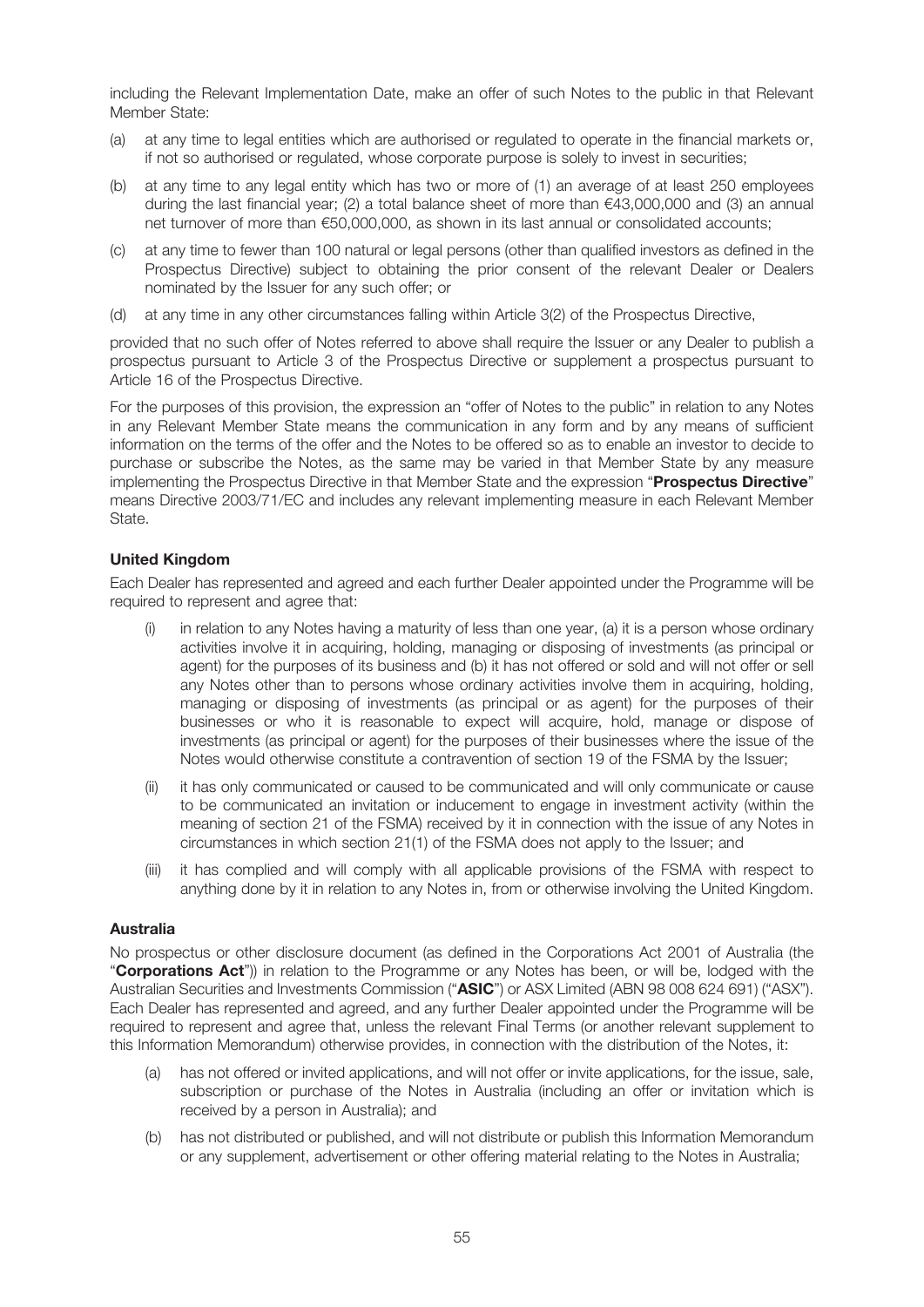including the Relevant Implementation Date, make an offer of such Notes to the public in that Relevant Member State:

(a) at any time to legal entities which are authorised or regulated to operate in the financial markets or, if not so authorised or regulated, whose corporate purpose is solely to invest in securities;

(b) at any time to any legal entity which has two or more of (1) an average of at least 250 employees during the last financial year; (2) a total balance sheet of more than €43,000,000 and (3) an annual net turnover of more than €50,000,000, as shown in its last annual or consolidated accounts;

(c) at any time to fewer than 100 natural or legal persons (other than qualified investors as defined in the Prospectus Directive) subject to obtaining the prior consent of the relevant Dealer or Dealers nominated by the Issuer for any such offer; or

(d) at any time in any other circumstances falling within Article 3(2) of the Prospectus Directive,

provided that no such offer of Notes referred to above shall require the Issuer or any Dealer to publish a prospectus pursuant to Article 3 of the Prospectus Directive or supplement a prospectus pursuant to Article 16 of the Prospectus Directive.

For the purposes of this provision, the expression an "offer of Notes to the public" in relation to any Notes in any Relevant Member State means the communication in any form and by any means of sufficient information on the terms of the offer and the Notes to be offered so as to enable an investor to decide to purchase or subscribe the Notes, as the same may be varied in that Member State by any measure implementing the Prospectus Directive in that Member State and the expression "**Prospectus Directive**" means Directive 2003/71/EC and includes any relevant implementing measure in each Relevant Member State.

### United Kingdom

Each Dealer has represented and agreed and each further Dealer appointed under the Programme will be required to represent and agree that:

(i) in relation to any Notes having a maturity of less than one year, (a) it is a person whose ordinary activities involve it in acquiring, holding, managing or disposing of investments (as principal or agent) for the purposes of its business and (b) it has not offered or sold and will not offer or sell any Notes other than to persons whose ordinary activities involve them in acquiring, holding, managing or disposing of investments (as principal or as agent) for the purposes of their businesses or who it is reasonable to expect will acquire, hold, manage or dispose of investments (as principal or agent) for the purposes of their businesses where the issue of the Notes would otherwise constitute a contravention of section 19 of the FSMA by the Issuer;

(ii) it has only communicated or caused to be communicated and will only communicate or cause to be communicated an invitation or inducement to engage in investment activity (within the meaning of section 21 of the FSMA) received by it in connection with the issue of any Notes in circumstances in which section 21(1) of the FSMA does not apply to the Issuer; and

(iii) it has complied and will comply with all applicable provisions of the FSMA with respect to anything done by it in relation to any Notes in, from or otherwise involving the United Kingdom.

### Australia

No prospectus or other disclosure document (as defined in the Corporations Act 2001 of Australia (the "**Corporations Act**")) in relation to the Programme or any Notes has been, or will be, lodged with the Australian Securities and Investments Commission ("**ASIC**") or ASX Limited (ABN 98 008 624 691) ("ASX"). Each Dealer has represented and agreed, and any further Dealer appointed under the Programme will be required to represent and agree that, unless the relevant Final Terms (or another relevant supplement to this Information Memorandum) otherwise provides, in connection with the distribution of the Notes, it:

(a) has not offered or invited applications, and will not offer or invite applications, for the issue, sale, subscription or purchase of the Notes in Australia (including an offer or invitation which is received by a person in Australia); and

(b) has not distributed or published, and will not distribute or publish this Information Memorandum or any supplement, advertisement or other offering material relating to the Notes in Australia;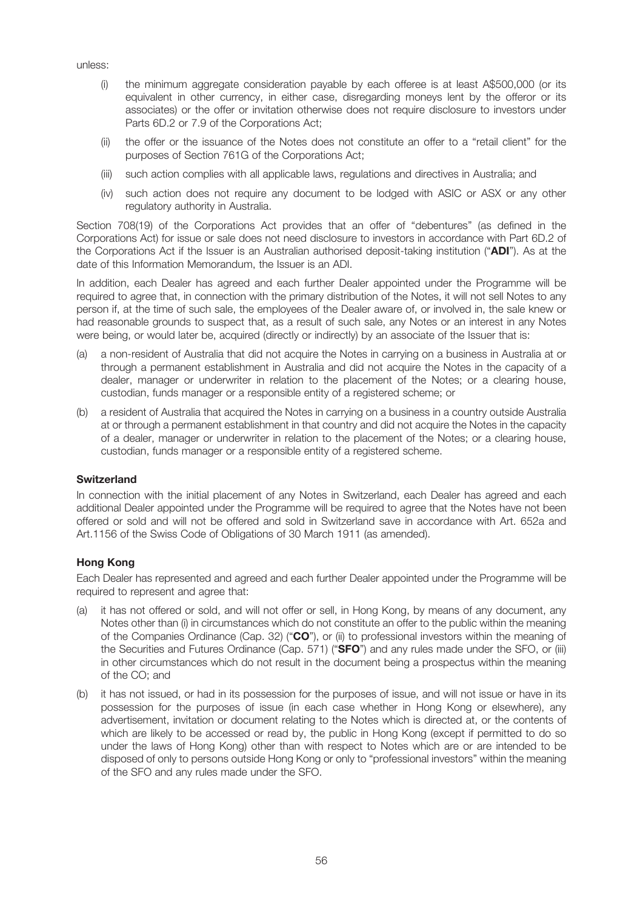unless:

(i) the minimum aggregate consideration payable by each offeree is at least A$500,000 (or its equivalent in other currency, in either case, disregarding moneys lent by the offeror or its associates) or the offer or invitation otherwise does not require disclosure to investors under Parts 6D.2 or 7.9 of the Corporations Act;

(ii) the offer or the issuance of the Notes does not constitute an offer to a "retail client" for the purposes of Section 761G of the Corporations Act;

(iii) such action complies with all applicable laws, regulations and directives in Australia; and

(iv) such action does not require any document to be lodged with ASIC or ASX or any other regulatory authority in Australia.

Section 708(19) of the Corporations Act provides that an offer of "debentures" (as defined in the Corporations Act) for issue or sale does not need disclosure to investors in accordance with Part 6D.2 of the Corporations Act if the Issuer is an Australian authorised deposit-taking institution ("**ADI**"). As at the date of this Information Memorandum, the Issuer is an ADI.

In addition, each Dealer has agreed and each further Dealer appointed under the Programme will be required to agree that, in connection with the primary distribution of the Notes, it will not sell Notes to any person if, at the time of such sale, the employees of the Dealer aware of, or involved in, the sale knew or had reasonable grounds to suspect that, as a result of such sale, any Notes or an interest in any Notes were being, or would later be, acquired (directly or indirectly) by an associate of the Issuer that is:

(a) a non-resident of Australia that did not acquire the Notes in carrying on a business in Australia at or through a permanent establishment in Australia and did not acquire the Notes in the capacity of a dealer, manager or underwriter in relation to the placement of the Notes; or a clearing house, custodian, funds manager or a responsible entity of a registered scheme; or

(b) a resident of Australia that acquired the Notes in carrying on a business in a country outside Australia at or through a permanent establishment in that country and did not acquire the Notes in the capacity of a dealer, manager or underwriter in relation to the placement of the Notes; or a clearing house, custodian, funds manager or a responsible entity of a registered scheme.

**Switzerland**

In connection with the initial placement of any Notes in Switzerland, each Dealer has agreed and each additional Dealer appointed under the Programme will be required to agree that the Notes have not been offered or sold and will not be offered and sold in Switzerland save in accordance with Art. 652a and Art.1156 of the Swiss Code of Obligations of 30 March 1911 (as amended).

**Hong Kong**

Each Dealer has represented and agreed and each further Dealer appointed under the Programme will be required to represent and agree that:

(a) it has not offered or sold, and will not offer or sell, in Hong Kong, by means of any document, any Notes other than (i) in circumstances which do not constitute an offer to the public within the meaning of the Companies Ordinance (Cap. 32) ("**CO**"), or (ii) to professional investors within the meaning of the Securities and Futures Ordinance (Cap. 571) ("**SFO**") and any rules made under the SFO, or (iii) in other circumstances which do not result in the document being a prospectus within the meaning of the CO; and

(b) it has not issued, or had in its possession for the purposes of issue, and will not issue or have in its possession for the purposes of issue (in each case whether in Hong Kong or elsewhere), any advertisement, invitation or document relating to the Notes which is directed at, or the contents of which are likely to be accessed or read by, the public in Hong Kong (except if permitted to do so under the laws of Hong Kong) other than with respect to Notes which are or are intended to be disposed of only to persons outside Hong Kong or only to "professional investors" within the meaning of the SFO and any rules made under the SFO.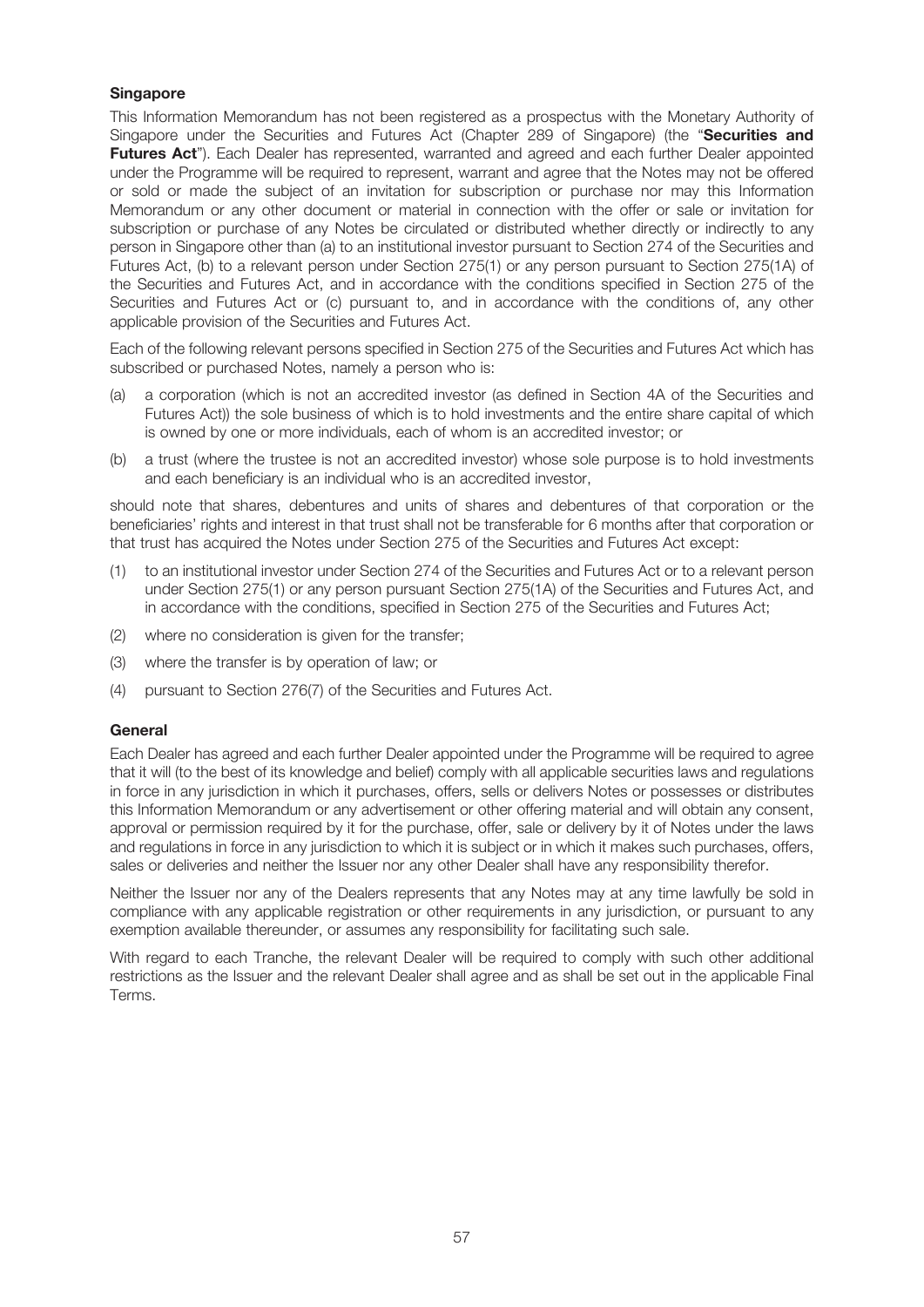### Singapore

This Information Memorandum has not been registered as a prospectus with the Monetary Authority of Singapore under the Securities and Futures Act (Chapter 289 of Singapore) (the "**Securities and Futures Act**"). Each Dealer has represented, warranted and agreed and each further Dealer appointed under the Programme will be required to represent, warrant and agree that the Notes may not be offered or sold or made the subject of an invitation for subscription or purchase nor may this Information Memorandum or any other document or material in connection with the offer or sale or invitation for subscription or purchase of any Notes be circulated or distributed whether directly or indirectly to any person in Singapore other than (a) to an institutional investor pursuant to Section 274 of the Securities and Futures Act, (b) to a relevant person under Section 275(1) or any person pursuant to Section 275(1A) of the Securities and Futures Act, and in accordance with the conditions specified in Section 275 of the Securities and Futures Act or (c) pursuant to, and in accordance with the conditions of, any other applicable provision of the Securities and Futures Act.

Each of the following relevant persons specified in Section 275 of the Securities and Futures Act which has subscribed or purchased Notes, namely a person who is:

(a) a corporation (which is not an accredited investor (as defined in Section 4A of the Securities and Futures Act)) the sole business of which is to hold investments and the entire share capital of which is owned by one or more individuals, each of whom is an accredited investor; or

(b) a trust (where the trustee is not an accredited investor) whose sole purpose is to hold investments and each beneficiary is an individual who is an accredited investor,

should note that shares, debentures and units of shares and debentures of that corporation or the beneficiaries' rights and interest in that trust shall not be transferable for 6 months after that corporation or that trust has acquired the Notes under Section 275 of the Securities and Futures Act except:

(1) to an institutional investor under Section 274 of the Securities and Futures Act or to a relevant person under Section 275(1) or any person pursuant Section 275(1A) of the Securities and Futures Act, and in accordance with the conditions, specified in Section 275 of the Securities and Futures Act;

(2) where no consideration is given for the transfer;

(3) where the transfer is by operation of law; or

(4) pursuant to Section 276(7) of the Securities and Futures Act.

### General

Each Dealer has agreed and each further Dealer appointed under the Programme will be required to agree that it will (to the best of its knowledge and belief) comply with all applicable securities laws and regulations in force in any jurisdiction in which it purchases, offers, sells or delivers Notes or possesses or distributes this Information Memorandum or any advertisement or other offering material and will obtain any consent, approval or permission required by it for the purchase, offer, sale or delivery by it of Notes under the laws and regulations in force in any jurisdiction to which it is subject or in which it makes such purchases, offers, sales or deliveries and neither the Issuer nor any other Dealer shall have any responsibility therefor.

Neither the Issuer nor any of the Dealers represents that any Notes may at any time lawfully be sold in compliance with any applicable registration or other requirements in any jurisdiction, or pursuant to any exemption available thereunder, or assumes any responsibility for facilitating such sale.

With regard to each Tranche, the relevant Dealer will be required to comply with such other additional restrictions as the Issuer and the relevant Dealer shall agree and as shall be set out in the applicable Final Terms.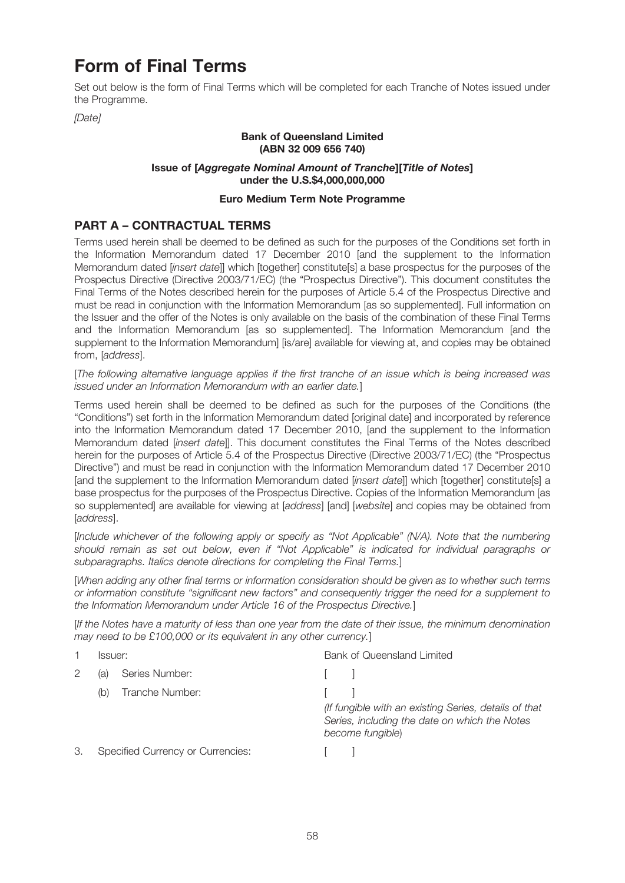# Form of Final Terms

Set out below is the form of Final Terms which will be completed for each Tranche of Notes issued under the Programme.

*[Date]*

**Bank of Queensland Limited**
**(ABN 32 009 656 740)**

**Issue of [*Aggregate Nominal Amount of Tranche*][*Title of Notes*]**
**under the U.S.$4,000,000,000**

**Euro Medium Term Note Programme**

## PART A – CONTRACTUAL TERMS

Terms used herein shall be deemed to be defined as such for the purposes of the Conditions set forth in the Information Memorandum dated 17 December 2010 [and the supplement to the Information Memorandum dated [*insert date*]] which [together] constitute[s] a base prospectus for the purposes of the Prospectus Directive (Directive 2003/71/EC) (the "Prospectus Directive"). This document constitutes the Final Terms of the Notes described herein for the purposes of Article 5.4 of the Prospectus Directive and must be read in conjunction with the Information Memorandum [as so supplemented]. Full information on the Issuer and the offer of the Notes is only available on the basis of the combination of these Final Terms and the Information Memorandum [as so supplemented]. The Information Memorandum [and the supplement to the Information Memorandum] [is/are] available for viewing at, and copies may be obtained from, [*address*].

[*The following alternative language applies if the first tranche of an issue which is being increased was issued under an Information Memorandum with an earlier date.*]

Terms used herein shall be deemed to be defined as such for the purposes of the Conditions (the "Conditions") set forth in the Information Memorandum dated [original date] and incorporated by reference into the Information Memorandum dated 17 December 2010, [and the supplement to the Information Memorandum dated [*insert date*]]. This document constitutes the Final Terms of the Notes described herein for the purposes of Article 5.4 of the Prospectus Directive (Directive 2003/71/EC) (the "Prospectus Directive") and must be read in conjunction with the Information Memorandum dated 17 December 2010 [and the supplement to the Information Memorandum dated [*insert date*]] which [together] constitute[s] a base prospectus for the purposes of the Prospectus Directive. Copies of the Information Memorandum [as so supplemented] are available for viewing at [*address*] [and] [*website*] and copies may be obtained from [*address*].

[*Include whichever of the following apply or specify as "Not Applicable" (N/A). Note that the numbering should remain as set out below, even if "Not Applicable" is indicated for individual paragraphs or subparagraphs. Italics denote directions for completing the Final Terms.*]

[*When adding any other final terms or information consideration should be given as to whether such terms or information constitute "significant new factors" and consequently trigger the need for a supplement to the Information Memorandum under Article 16 of the Prospectus Directive.*]

[*If the Notes have a maturity of less than one year from the date of their issue, the minimum denomination may need to be £100,000 or its equivalent in any other currency.*]

| | | |
|---|---|---|
| 1 | Issuer: | Bank of Queensland Limited |
| 2 | (a) Series Number: | [ ] |
| | (b) Tranche Number: | [ ]<br>*(If fungible with an existing Series, details of that Series, including the date on which the Notes become fungible)* |
| 3. | Specified Currency or Currencies: | [ ] |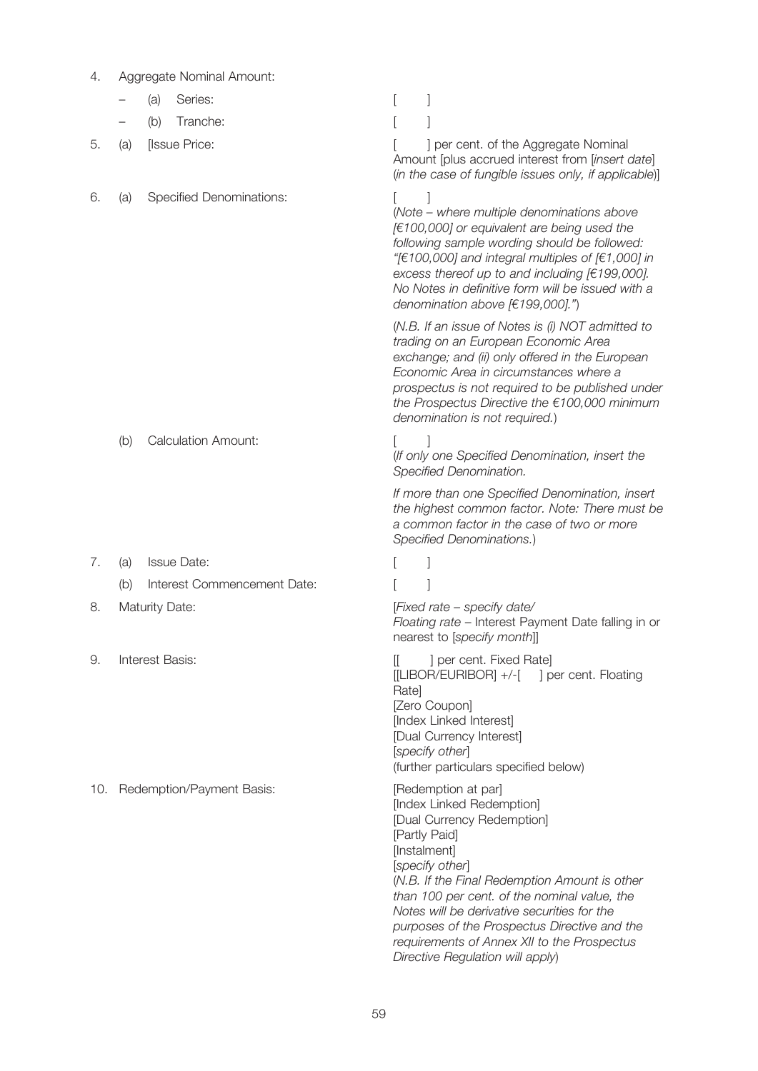| | | |
|---|---|---|
| 4. | Aggregate Nominal Amount: | |
| | – (a) Series: | [ ] |
| | – (b) Tranche: | [ ] |
| 5. | (a) [Issue Price: | [ ] per cent. of the Aggregate Nominal Amount [plus accrued interest from [*insert date*] (*in the case of fungible issues only, if applicable*)] |
| 6. | (a) Specified Denominations: | [ ]<br>(*Note – where multiple denominations above [€100,000] or equivalent are being used the following sample wording should be followed: "[€100,000] and integral multiples of [€1,000] in excess thereof up to and including [€199,000]. No Notes in definitive form will be issued with a denomination above [€199,000]."*)<br><br>(*N.B. If an issue of Notes is (i) NOT admitted to trading on an European Economic Area exchange; and (ii) only offered in the European Economic Area in circumstances where a prospectus is not required to be published under the Prospectus Directive the €100,000 minimum denomination is not required.*) |
| | (b) Calculation Amount: | [ ]<br>(*If only one Specified Denomination, insert the Specified Denomination.*<br><br>*If more than one Specified Denomination, insert the highest common factor. Note: There must be a common factor in the case of two or more Specified Denominations.*) |
| 7. | (a) Issue Date: | [ ] |
| | (b) Interest Commencement Date: | [ ] |
| 8. | Maturity Date: | [*Fixed rate – specify date/*<br>*Floating rate* – Interest Payment Date falling in or nearest to [*specify month*]] |
| 9. | Interest Basis: | [[ ] per cent. Fixed Rate]<br>[[LIBOR/EURIBOR] +/-[ ] per cent. Floating Rate]<br>[Zero Coupon]<br>[Index Linked Interest]<br>[Dual Currency Interest]<br>[*specify other*]<br>(further particulars specified below) |
| 10. | Redemption/Payment Basis: | [Redemption at par]<br>[Index Linked Redemption]<br>[Dual Currency Redemption]<br>[Partly Paid]<br>[Instalment]<br>[*specify other*]<br>(*N.B. If the Final Redemption Amount is other than 100 per cent. of the nominal value, the Notes will be derivative securities for the purposes of the Prospectus Directive and the requirements of Annex XII to the Prospectus Directive Regulation will apply*) |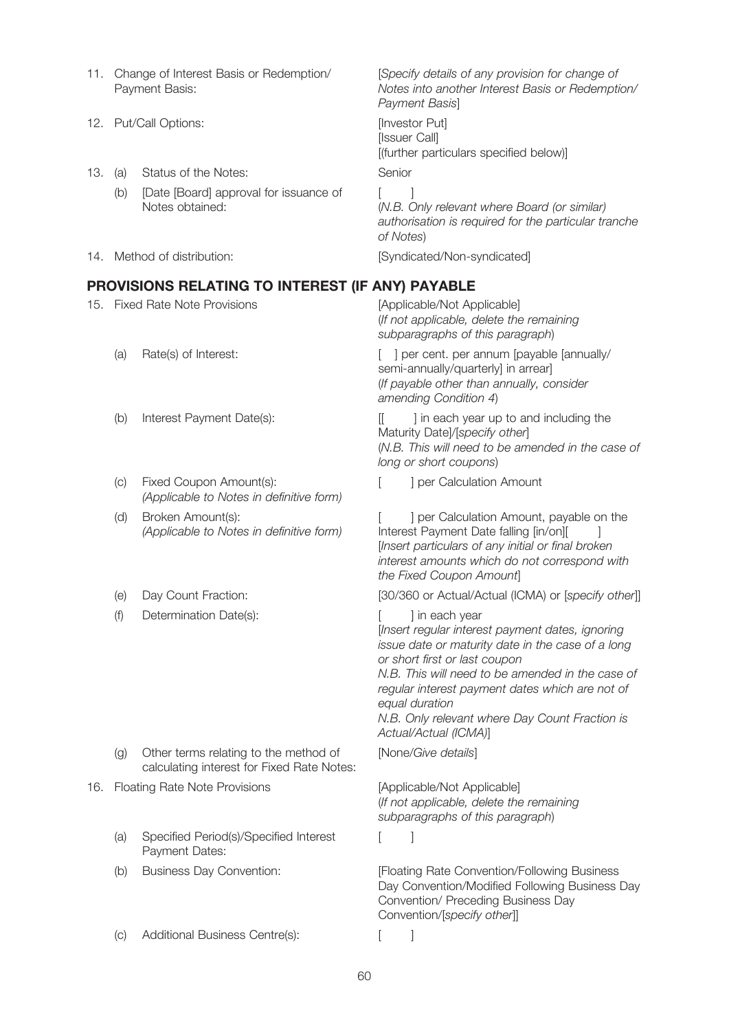| | | | |
|---|---|---|---|
| 11. | | Change of Interest Basis or Redemption/ Payment Basis: | [*Specify details of any provision for change of Notes into another Interest Basis or Redemption/ Payment Basis*] |
| 12. | | Put/Call Options: | [Investor Put]<br>[Issuer Call]<br>[(further particulars specified below)] |
| 13. | (a) | Status of the Notes: | Senior |
| | (b) | [Date [Board] approval for issuance of Notes obtained: | [ ]<br>(*N.B. Only relevant where Board (or similar) authorisation is required for the particular tranche of Notes*) |
| 14. | | Method of distribution: | [Syndicated/Non-syndicated] |

## PROVISIONS RELATING TO INTEREST (IF ANY) PAYABLE

| | | | |
|---|---|---|---|
| 15. | | Fixed Rate Note Provisions | [Applicable/Not Applicable]<br>(*If not applicable, delete the remaining subparagraphs of this paragraph*) |
| | (a) | Rate(s) of Interest: | [ ] per cent. per annum [payable [annually/ semi-annually/quarterly] in arrear]<br>(*If payable other than annually, consider amending Condition 4*) |
| | (b) | Interest Payment Date(s): | [[ ] in each year up to and including the Maturity Date]/[*specify other*]<br>(*N.B. This will need to be amended in the case of long or short coupons*) |
| | (c) | Fixed Coupon Amount(s):<br>*(Applicable to Notes in definitive form)* | [ ] per Calculation Amount |
| | (d) | Broken Amount(s):<br>*(Applicable to Notes in definitive form)* | [ ] per Calculation Amount, payable on the Interest Payment Date falling [in/on][ ]<br>[*Insert particulars of any initial or final broken interest amounts which do not correspond with the Fixed Coupon Amount*] |
| | (e) | Day Count Fraction: | [30/360 or Actual/Actual (ICMA) or [*specify other*]] |
| | (f) | Determination Date(s): | [ ] in each year<br>[*Insert regular interest payment dates, ignoring issue date or maturity date in the case of a long or short first or last coupon*<br>*N.B. This will need to be amended in the case of regular interest payment dates which are not of equal duration*<br>*N.B. Only relevant where Day Count Fraction is Actual/Actual (ICMA)*] |
| | (g) | Other terms relating to the method of calculating interest for Fixed Rate Notes: | [None/*Give details*] |
| 16. | | Floating Rate Note Provisions | [Applicable/Not Applicable]<br>(*If not applicable, delete the remaining subparagraphs of this paragraph*) |
| | (a) | Specified Period(s)/Specified Interest Payment Dates: | [ ] |
| | (b) | Business Day Convention: | [Floating Rate Convention/Following Business Day Convention/Modified Following Business Day Convention/ Preceding Business Day Convention/[*specify other*]] |
| | (c) | Additional Business Centre(s): | [ ] |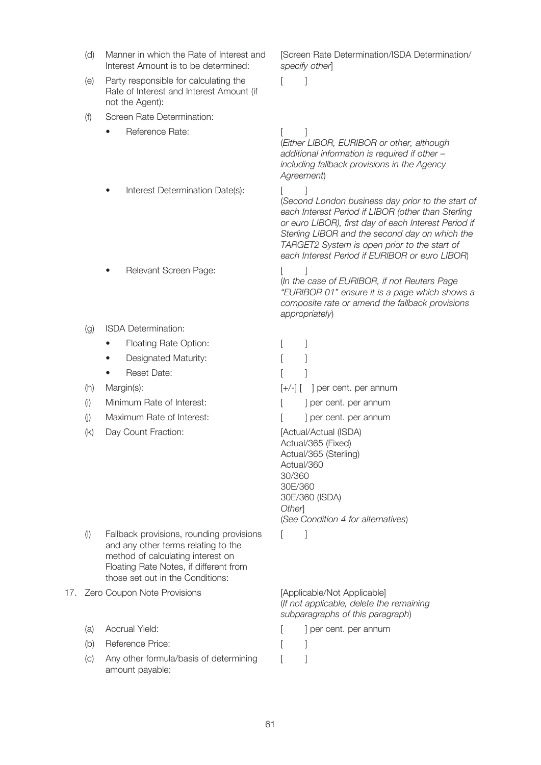| | | |
|---|---|---|
| (d) | Manner in which the Rate of Interest and Interest Amount is to be determined: | [Screen Rate Determination/ISDA Determination/ *specify other*] |
| (e) | Party responsible for calculating the Rate of Interest and Interest Amount (if not the Agent): | [ ] |
| (f) | Screen Rate Determination: | |
| | • Reference Rate: | [ ] (*Either LIBOR, EURIBOR or other, although additional information is required if other – including fallback provisions in the Agency Agreement*) |
| | • Interest Determination Date(s): | [ ] (*Second London business day prior to the start of each Interest Period if LIBOR (other than Sterling or euro LIBOR), first day of each Interest Period if Sterling LIBOR and the second day on which the TARGET2 System is open prior to the start of each Interest Period if EURIBOR or euro LIBOR*) |
| | • Relevant Screen Page: | [ ] (*In the case of EURIBOR, if not Reuters Page "EURIBOR 01" ensure it is a page which shows a composite rate or amend the fallback provisions appropriately*) |
| (g) | ISDA Determination: | |
| | • Floating Rate Option: | [ ] |
| | • Designated Maturity: | [ ] |
| | • Reset Date: | [ ] |
| (h) | Margin(s): | [+/-] [ ] per cent. per annum |
| (i) | Minimum Rate of Interest: | [ ] per cent. per annum |
| (j) | Maximum Rate of Interest: | [ ] per cent. per annum |
| (k) | Day Count Fraction: | [Actual/Actual (ISDA)<br>Actual/365 (Fixed)<br>Actual/365 (Sterling)<br>Actual/360<br>30/360<br>30E/360<br>30E/360 (ISDA)<br>*Other*]<br>(*See Condition 4 for alternatives*) |
| (l) | Fallback provisions, rounding provisions and any other terms relating to the method of calculating interest on Floating Rate Notes, if different from those set out in the Conditions: | [ ] |

| | | |
|---|---|---|
| 17. | Zero Coupon Note Provisions | [Applicable/Not Applicable] (*If not applicable, delete the remaining subparagraphs of this paragraph*) |
| (a) | Accrual Yield: | [ ] per cent. per annum |
| (b) | Reference Price: | [ ] |
| (c) | Any other formula/basis of determining amount payable: | [ ] |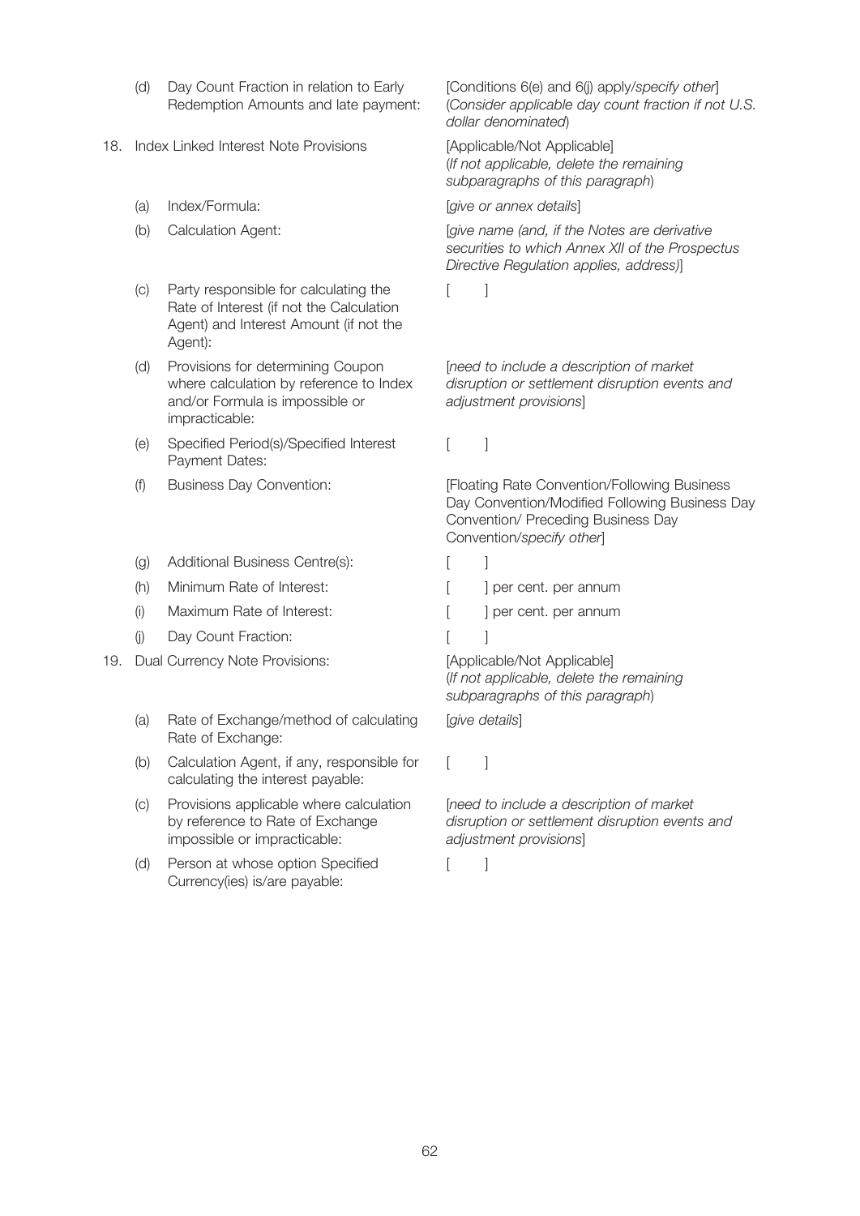| | | | |
|---|---|---|---|
| | (d) | Day Count Fraction in relation to Early Redemption Amounts and late payment: | [Conditions 6(e) and 6(j) apply/*specify other*] (*Consider applicable day count fraction if not U.S. dollar denominated*) |
| 18. | Index Linked Interest Note Provisions | | [Applicable/Not Applicable] (*If not applicable, delete the remaining subparagraphs of this paragraph*) |
| | (a) | Index/Formula: | [*give or annex details*] |
| | (b) | Calculation Agent: | [*give name (and, if the Notes are derivative securities to which Annex XII of the Prospectus Directive Regulation applies, address)*] |
| | (c) | Party responsible for calculating the Rate of Interest (if not the Calculation Agent) and Interest Amount (if not the Agent): | [ ] |
| | (d) | Provisions for determining Coupon where calculation by reference to Index and/or Formula is impossible or impracticable: | [*need to include a description of market disruption or settlement disruption events and adjustment provisions*] |
| | (e) | Specified Period(s)/Specified Interest Payment Dates: | [ ] |
| | (f) | Business Day Convention: | [Floating Rate Convention/Following Business Day Convention/Modified Following Business Day Convention/ Preceding Business Day Convention/*specify other*] |
| | (g) | Additional Business Centre(s): | [ ] |
| | (h) | Minimum Rate of Interest: | [ ] per cent. per annum |
| | (i) | Maximum Rate of Interest: | [ ] per cent. per annum |
| | (j) | Day Count Fraction: | [ ] |
| 19. | Dual Currency Note Provisions: | | [Applicable/Not Applicable] (*If not applicable, delete the remaining subparagraphs of this paragraph*) |
| | (a) | Rate of Exchange/method of calculating Rate of Exchange: | [*give details*] |
| | (b) | Calculation Agent, if any, responsible for calculating the interest payable: | [ ] |
| | (c) | Provisions applicable where calculation by reference to Rate of Exchange impossible or impracticable: | [*need to include a description of market disruption or settlement disruption events and adjustment provisions*] |
| | (d) | Person at whose option Specified Currency(ies) is/are payable: | [ ] |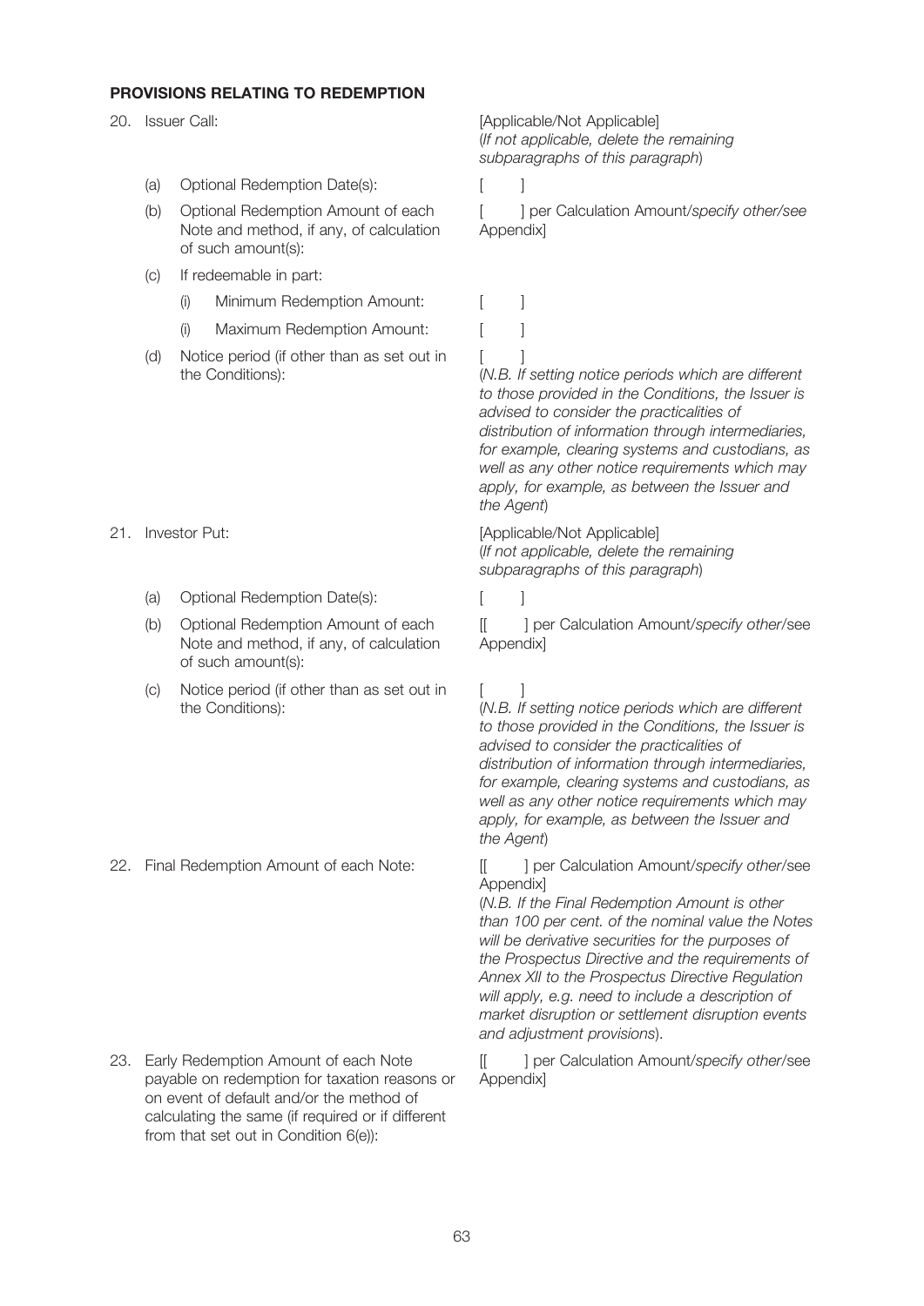**PROVISIONS RELATING TO REDEMPTION**

| | |
|---|---|
| 20. Issuer Call: | [Applicable/Not Applicable] (*If not applicable, delete the remaining subparagraphs of this paragraph*) |
| (a) Optional Redemption Date(s): | [ ] |
| (b) Optional Redemption Amount of each Note and method, if any, of calculation of such amount(s): | [ ] per Calculation Amount/*specify other/see* Appendix] |
| (c) If redeemable in part: | |
| (i) Minimum Redemption Amount: | [ ] |
| (i) Maximum Redemption Amount: | [ ] |
| (d) Notice period (if other than as set out in the Conditions): | [ ] (*N.B. If setting notice periods which are different to those provided in the Conditions, the Issuer is advised to consider the practicalities of distribution of information through intermediaries, for example, clearing systems and custodians, as well as any other notice requirements which may apply, for example, as between the Issuer and the Agent*) |
| 21. Investor Put: | [Applicable/Not Applicable] (*If not applicable, delete the remaining subparagraphs of this paragraph*) |
| (a) Optional Redemption Date(s): | [ ] |
| (b) Optional Redemption Amount of each Note and method, if any, of calculation of such amount(s): | [[ ] per Calculation Amount/*specify other*/see Appendix] |
| (c) Notice period (if other than as set out in the Conditions): | [ ] (*N.B. If setting notice periods which are different to those provided in the Conditions, the Issuer is advised to consider the practicalities of distribution of information through intermediaries, for example, clearing systems and custodians, as well as any other notice requirements which may apply, for example, as between the Issuer and the Agent*) |
| 22. Final Redemption Amount of each Note: | [[ ] per Calculation Amount/*specify other*/see Appendix] (*N.B. If the Final Redemption Amount is other than 100 per cent. of the nominal value the Notes will be derivative securities for the purposes of the Prospectus Directive and the requirements of Annex XII to the Prospectus Directive Regulation will apply, e.g. need to include a description of market disruption or settlement disruption events and adjustment provisions*). |
| 23. Early Redemption Amount of each Note payable on redemption for taxation reasons or on event of default and/or the method of calculating the same (if required or if different from that set out in Condition 6(e)): | [[ ] per Calculation Amount/*specify other*/see Appendix] |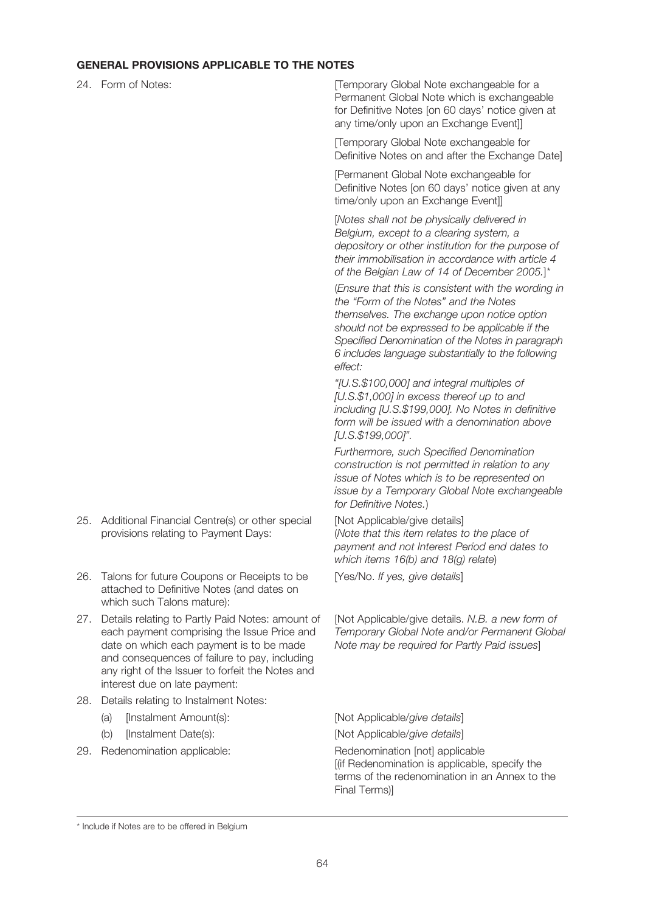## GENERAL PROVISIONS APPLICABLE TO THE NOTES

| | |
|---|---|
| 24. Form of Notes: | [Temporary Global Note exchangeable for a Permanent Global Note which is exchangeable for Definitive Notes [on 60 days' notice given at any time/only upon an Exchange Event]]<br><br>[Temporary Global Note exchangeable for Definitive Notes on and after the Exchange Date]<br><br>[Permanent Global Note exchangeable for Definitive Notes [on 60 days' notice given at any time/only upon an Exchange Event]]<br><br>[*Notes shall not be physically delivered in Belgium, except to a clearing system, a depository or other institution for the purpose of their immobilisation in accordance with article 4 of the Belgian Law of 14 of December 2005.*]*<br><br>(*Ensure that this is consistent with the wording in the "Form of the Notes" and the Notes themselves. The exchange upon notice option should not be expressed to be applicable if the Specified Denomination of the Notes in paragraph 6 includes language substantially to the following effect:*<br><br>*"[U.S.$100,000] and integral multiples of [U.S.$1,000] in excess thereof up to and including [U.S.$199,000]. No Notes in definitive form will be issued with a denomination above [U.S.$199,000]".*<br><br>*Furthermore, such Specified Denomination construction is not permitted in relation to any issue of Notes which is to be represented on issue by a Temporary Global Note exchangeable for Definitive Notes.*) |
| 25. Additional Financial Centre(s) or other special provisions relating to Payment Days: | [Not Applicable/give details]<br>(*Note that this item relates to the place of payment and not Interest Period end dates to which items 16(b) and 18(g) relate*) |
| 26. Talons for future Coupons or Receipts to be attached to Definitive Notes (and dates on which such Talons mature): | [Yes/No. *If yes, give details*] |
| 27. Details relating to Partly Paid Notes: amount of each payment comprising the Issue Price and date on which each payment is to be made and consequences of failure to pay, including any right of the Issuer to forfeit the Notes and interest due on late payment: | [Not Applicable/give details. *N.B. a new form of Temporary Global Note and/or Permanent Global Note may be required for Partly Paid issues*] |
| 28. Details relating to Instalment Notes: | |
| (a) [Instalment Amount(s): | [Not Applicable/*give details*] |
| (b) [Instalment Date(s): | [Not Applicable/*give details*] |
| 29. Redenomination applicable: | Redenomination [not] applicable<br>[(if Redenomination is applicable, specify the terms of the redenomination in an Annex to the Final Terms)] |

---

\* Include if Notes are to be offered in Belgium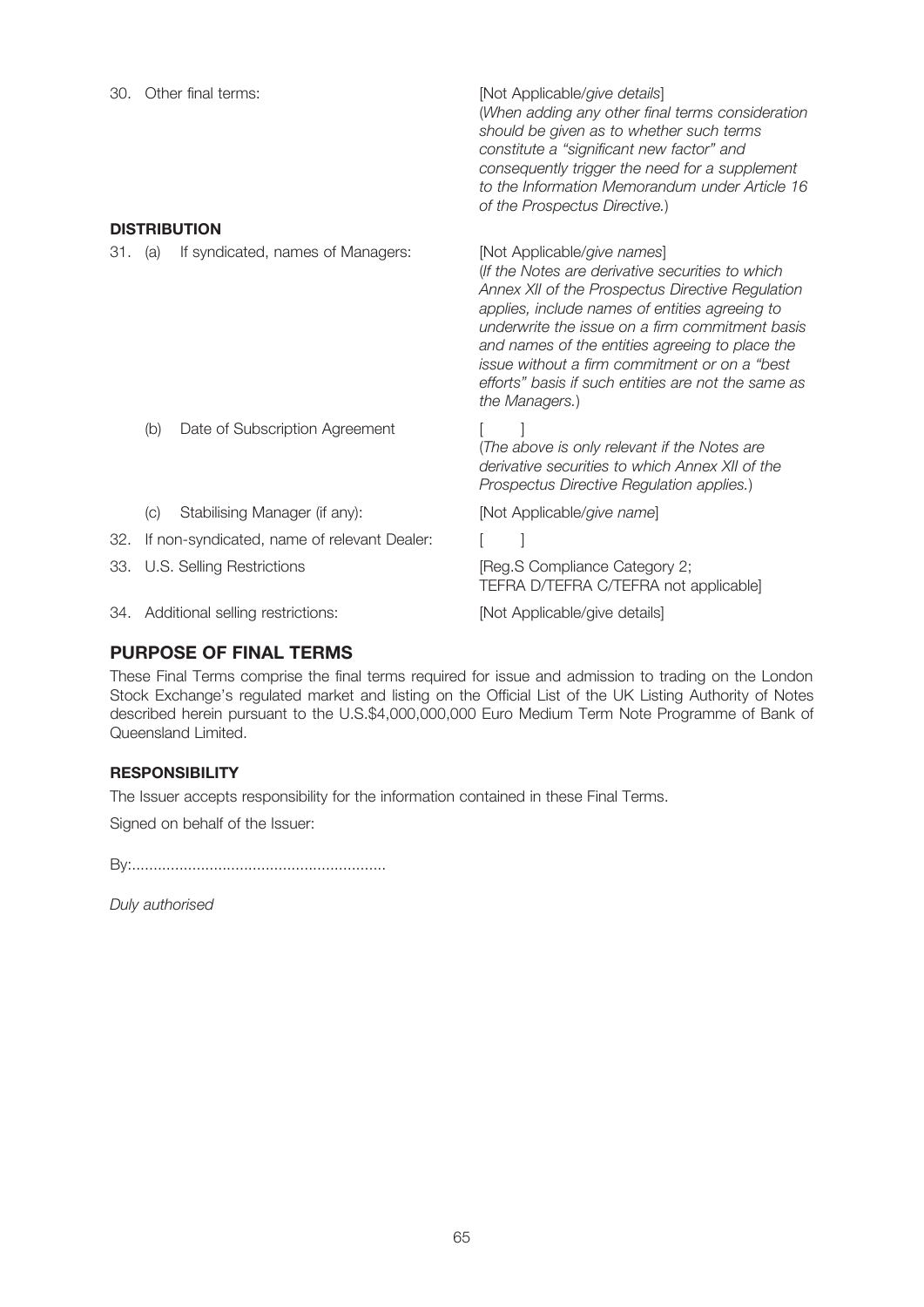| | |
|---|---|
| 30. Other final terms: | [Not Applicable/*give details*] (*When adding any other final terms consideration should be given as to whether such terms constitute a "significant new factor" and consequently trigger the need for a supplement to the Information Memorandum under Article 16 of the Prospectus Directive.*) |

**DISTRIBUTION**

| | |
|---|---|
| 31. (a) If syndicated, names of Managers: | [Not Applicable/*give names*] (*If the Notes are derivative securities to which Annex XII of the Prospectus Directive Regulation applies, include names of entities agreeing to underwrite the issue on a firm commitment basis and names of the entities agreeing to place the issue without a firm commitment or on a "best efforts" basis if such entities are not the same as the Managers.*) |
| (b) Date of Subscription Agreement | [ ] (*The above is only relevant if the Notes are derivative securities to which Annex XII of the Prospectus Directive Regulation applies.*) |
| (c) Stabilising Manager (if any): | [Not Applicable/*give name*] |
| 32. If non-syndicated, name of relevant Dealer: | [ ] |
| 33. U.S. Selling Restrictions | [Reg.S Compliance Category 2; TEFRA D/TEFRA C/TEFRA not applicable] |
| 34. Additional selling restrictions: | [Not Applicable/give details] |

## PURPOSE OF FINAL TERMS

These Final Terms comprise the final terms required for issue and admission to trading on the London Stock Exchange's regulated market and listing on the Official List of the UK Listing Authority of Notes described herein pursuant to the U.S.$4,000,000,000 Euro Medium Term Note Programme of Bank of Queensland Limited.

**RESPONSIBILITY**

The Issuer accepts responsibility for the information contained in these Final Terms.

Signed on behalf of the Issuer:

By:...........................................................

*Duly authorised*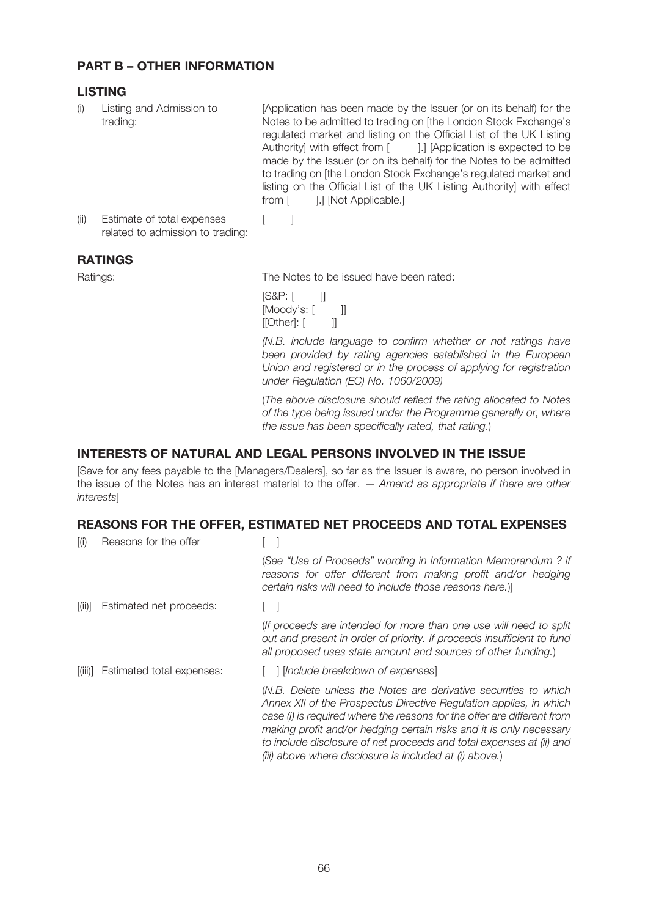## PART B – OTHER INFORMATION

### LISTING

| | | |
|---|---|---|
| (i) | Listing and Admission to trading: | [Application has been made by the Issuer (or on its behalf) for the Notes to be admitted to trading on [the London Stock Exchange's regulated market and listing on the Official List of the UK Listing Authority] with effect from [ ].] [Application is expected to be made by the Issuer (or on its behalf) for the Notes to be admitted to trading on [the London Stock Exchange's regulated market and listing on the Official List of the UK Listing Authority] with effect from [ ].] [Not Applicable.] |
| (ii) | Estimate of total expenses related to admission to trading: | [ ] |

### RATINGS

Ratings: The Notes to be issued have been rated:

[S&P: [ ]]
[Moody's: [ ]]
[[Other]: [ ]]

*(N.B. include language to confirm whether or not ratings have been provided by rating agencies established in the European Union and registered or in the process of applying for registration under Regulation (EC) No. 1060/2009)*

(*The above disclosure should reflect the rating allocated to Notes of the type being issued under the Programme generally or, where the issue has been specifically rated, that rating.*)

### INTERESTS OF NATURAL AND LEGAL PERSONS INVOLVED IN THE ISSUE

[Save for any fees payable to the [Managers/Dealers], so far as the Issuer is aware, no person involved in the issue of the Notes has an interest material to the offer. — *Amend as appropriate if there are other interests*]

### REASONS FOR THE OFFER, ESTIMATED NET PROCEEDS AND TOTAL EXPENSES

[(i) Reasons for the offer: [ ]

(*See "Use of Proceeds" wording in Information Memorandum ? if reasons for offer different from making profit and/or hedging certain risks will need to include those reasons here.*)]

[(ii)] Estimated net proceeds: [ ]

(*If proceeds are intended for more than one use will need to split out and present in order of priority. If proceeds insufficient to fund all proposed uses state amount and sources of other funding.*)

[(iii)] Estimated total expenses: [ ] [*Include breakdown of expenses*]

(*N.B. Delete unless the Notes are derivative securities to which Annex XII of the Prospectus Directive Regulation applies, in which case (i) is required where the reasons for the offer are different from making profit and/or hedging certain risks and it is only necessary to include disclosure of net proceeds and total expenses at (ii) and (iii) above where disclosure is included at (i) above.*)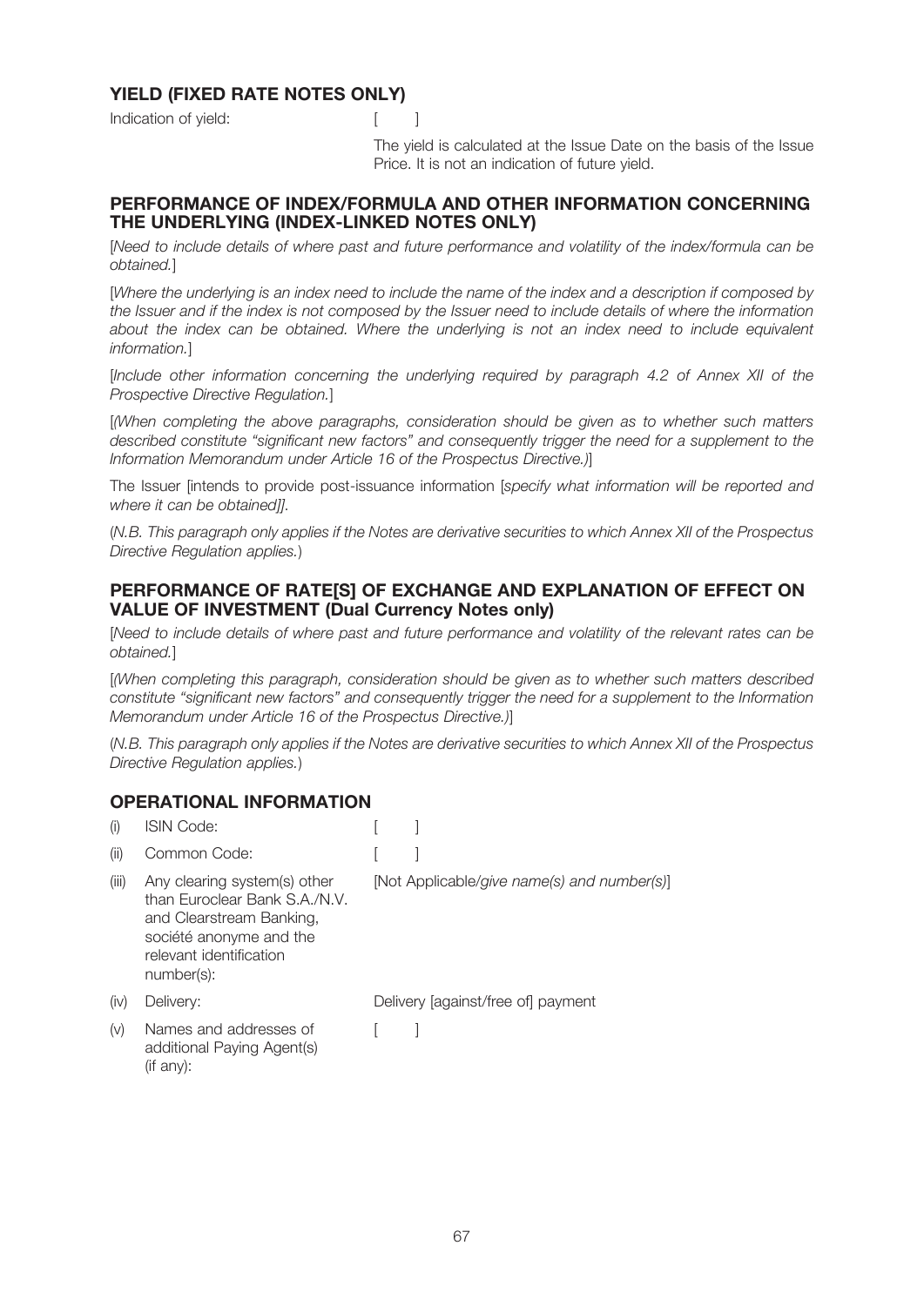## YIELD (FIXED RATE NOTES ONLY)

| | |
|---|---|
| Indication of yield: | [ ] |
| | The yield is calculated at the Issue Date on the basis of the Issue Price. It is not an indication of future yield. |

## PERFORMANCE OF INDEX/FORMULA AND OTHER INFORMATION CONCERNING THE UNDERLYING (INDEX-LINKED NOTES ONLY)

[*Need to include details of where past and future performance and volatility of the index/formula can be obtained.*]

[*Where the underlying is an index need to include the name of the index and a description if composed by the Issuer and if the index is not composed by the Issuer need to include details of where the information about the index can be obtained. Where the underlying is not an index need to include equivalent information.*]

[*Include other information concerning the underlying required by paragraph 4.2 of Annex XII of the Prospective Directive Regulation.*]

[*(When completing the above paragraphs, consideration should be given as to whether such matters described constitute "significant new factors" and consequently trigger the need for a supplement to the Information Memorandum under Article 16 of the Prospectus Directive.)*]

The Issuer [intends to provide post-issuance information [*specify what information will be reported and where it can be obtained*]].

(*N.B. This paragraph only applies if the Notes are derivative securities to which Annex XII of the Prospectus Directive Regulation applies.*)

## PERFORMANCE OF RATE[S] OF EXCHANGE AND EXPLANATION OF EFFECT ON VALUE OF INVESTMENT (Dual Currency Notes only)

[*Need to include details of where past and future performance and volatility of the relevant rates can be obtained.*]

[*(When completing this paragraph, consideration should be given as to whether such matters described constitute "significant new factors" and consequently trigger the need for a supplement to the Information Memorandum under Article 16 of the Prospectus Directive.)*]

(*N.B. This paragraph only applies if the Notes are derivative securities to which Annex XII of the Prospectus Directive Regulation applies.*)

## OPERATIONAL INFORMATION

| | | |
|---|---|---|
| (i) | ISIN Code: | [ ] |
| (ii) | Common Code: | [ ] |
| (iii) | Any clearing system(s) other than Euroclear Bank S.A./N.V. and Clearstream Banking, société anonyme and the relevant identification number(s): | [Not Applicable/*give name(s) and number(s)*] |
| (iv) | Delivery: | Delivery [against/free of] payment |
| (v) | Names and addresses of additional Paying Agent(s) (if any): | [ ] |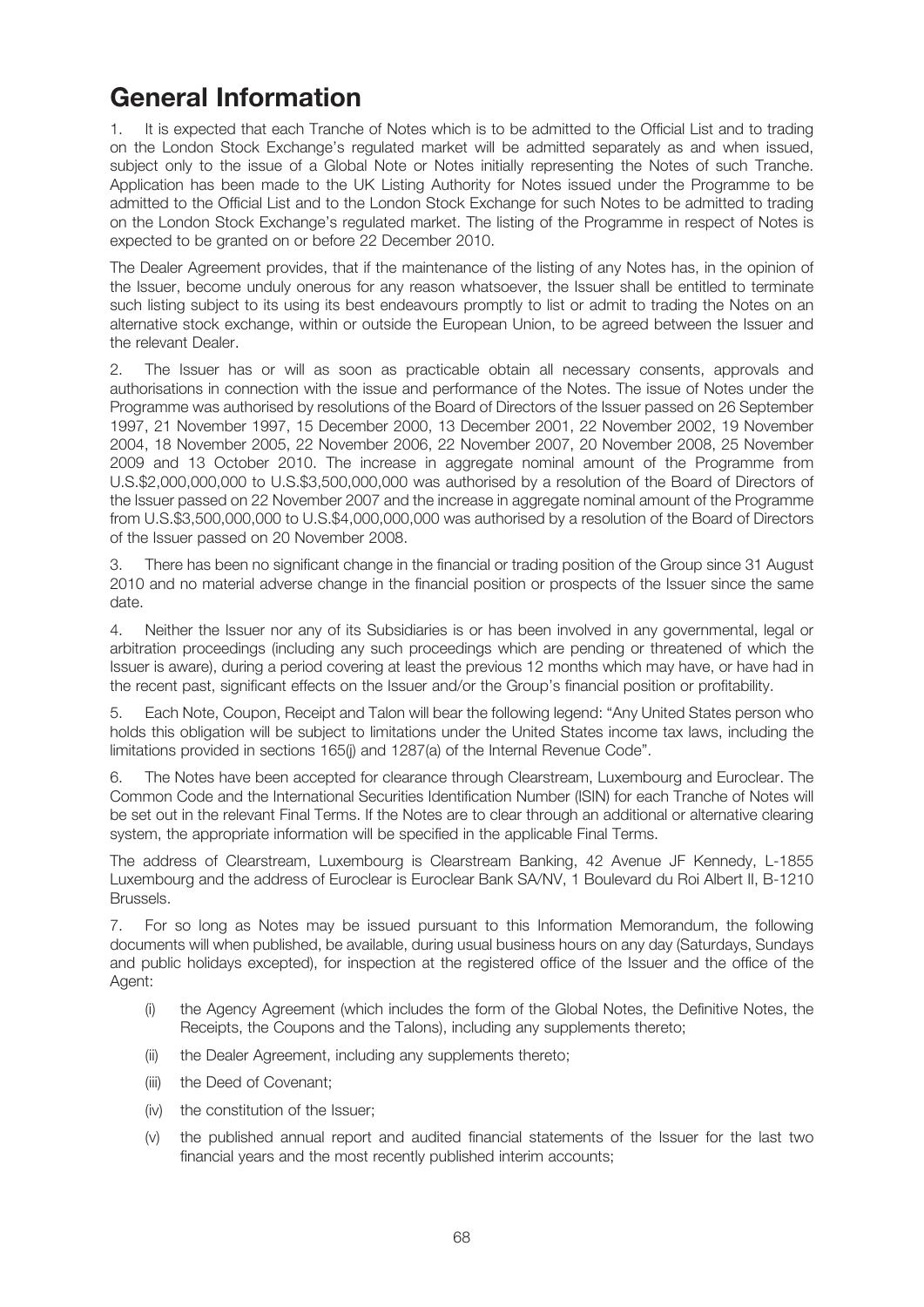# General Information

1. It is expected that each Tranche of Notes which is to be admitted to the Official List and to trading on the London Stock Exchange's regulated market will be admitted separately as and when issued, subject only to the issue of a Global Note or Notes initially representing the Notes of such Tranche. Application has been made to the UK Listing Authority for Notes issued under the Programme to be admitted to the Official List and to the London Stock Exchange for such Notes to be admitted to trading on the London Stock Exchange's regulated market. The listing of the Programme in respect of Notes is expected to be granted on or before 22 December 2010.

The Dealer Agreement provides, that if the maintenance of the listing of any Notes has, in the opinion of the Issuer, become unduly onerous for any reason whatsoever, the Issuer shall be entitled to terminate such listing subject to its using its best endeavours promptly to list or admit to trading the Notes on an alternative stock exchange, within or outside the European Union, to be agreed between the Issuer and the relevant Dealer.

2. The Issuer has or will as soon as practicable obtain all necessary consents, approvals and authorisations in connection with the issue and performance of the Notes. The issue of Notes under the Programme was authorised by resolutions of the Board of Directors of the Issuer passed on 26 September 1997, 21 November 1997, 15 December 2000, 13 December 2001, 22 November 2002, 19 November 2004, 18 November 2005, 22 November 2006, 22 November 2007, 20 November 2008, 25 November 2009 and 13 October 2010. The increase in aggregate nominal amount of the Programme from U.S.$2,000,000,000 to U.S.$3,500,000,000 was authorised by a resolution of the Board of Directors of the Issuer passed on 22 November 2007 and the increase in aggregate nominal amount of the Programme from U.S.$3,500,000,000 to U.S.$4,000,000,000 was authorised by a resolution of the Board of Directors of the Issuer passed on 20 November 2008.

3. There has been no significant change in the financial or trading position of the Group since 31 August 2010 and no material adverse change in the financial position or prospects of the Issuer since the same date.

4. Neither the Issuer nor any of its Subsidiaries is or has been involved in any governmental, legal or arbitration proceedings (including any such proceedings which are pending or threatened of which the Issuer is aware), during a period covering at least the previous 12 months which may have, or have had in the recent past, significant effects on the Issuer and/or the Group's financial position or profitability.

5. Each Note, Coupon, Receipt and Talon will bear the following legend: "Any United States person who holds this obligation will be subject to limitations under the United States income tax laws, including the limitations provided in sections 165(j) and 1287(a) of the Internal Revenue Code".

6. The Notes have been accepted for clearance through Clearstream, Luxembourg and Euroclear. The Common Code and the International Securities Identification Number (ISIN) for each Tranche of Notes will be set out in the relevant Final Terms. If the Notes are to clear through an additional or alternative clearing system, the appropriate information will be specified in the applicable Final Terms.

The address of Clearstream, Luxembourg is Clearstream Banking, 42 Avenue JF Kennedy, L-1855 Luxembourg and the address of Euroclear is Euroclear Bank SA/NV, 1 Boulevard du Roi Albert II, B-1210 Brussels.

7. For so long as Notes may be issued pursuant to this Information Memorandum, the following documents will when published, be available, during usual business hours on any day (Saturdays, Sundays and public holidays excepted), for inspection at the registered office of the Issuer and the office of the Agent:

- (i) the Agency Agreement (which includes the form of the Global Notes, the Definitive Notes, the Receipts, the Coupons and the Talons), including any supplements thereto;
- (ii) the Dealer Agreement, including any supplements thereto;
- (iii) the Deed of Covenant;
- (iv) the constitution of the Issuer;
- (v) the published annual report and audited financial statements of the Issuer for the last two financial years and the most recently published interim accounts;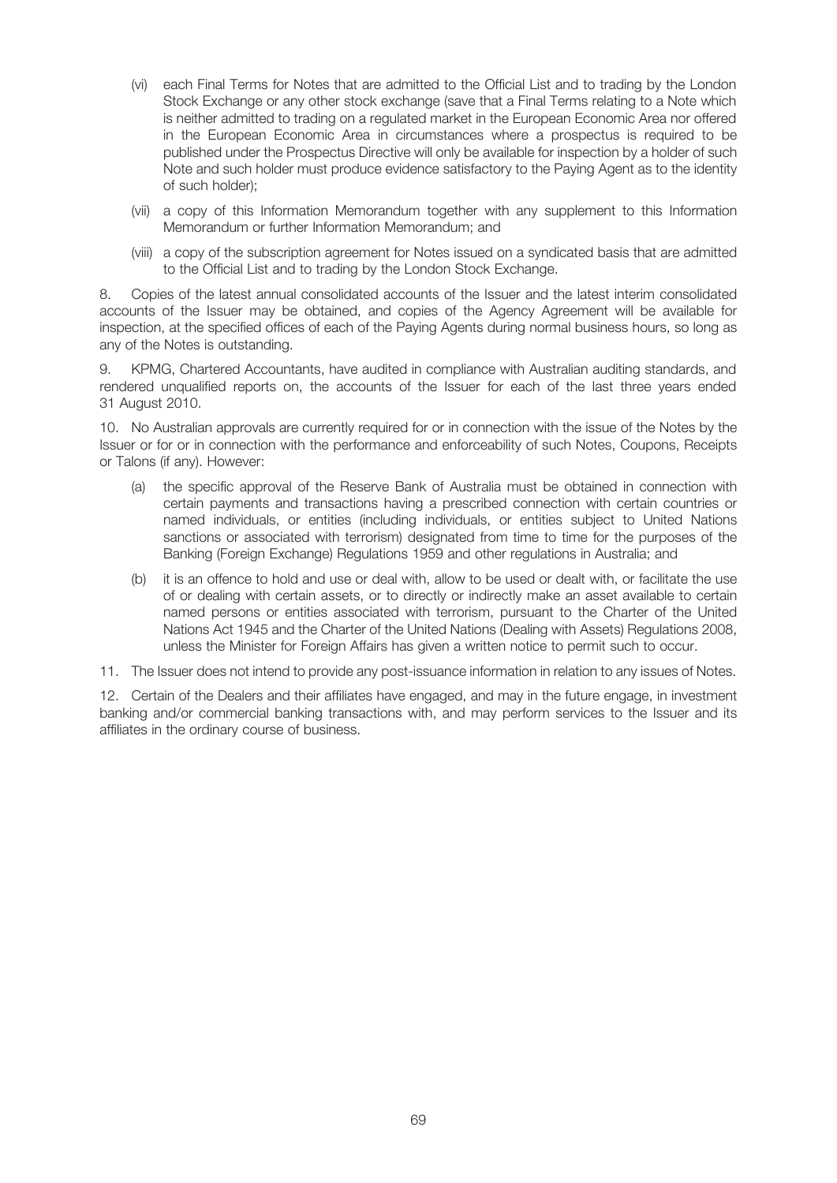(vi) each Final Terms for Notes that are admitted to the Official List and to trading by the London Stock Exchange or any other stock exchange (save that a Final Terms relating to a Note which is neither admitted to trading on a regulated market in the European Economic Area nor offered in the European Economic Area in circumstances where a prospectus is required to be published under the Prospectus Directive will only be available for inspection by a holder of such Note and such holder must produce evidence satisfactory to the Paying Agent as to the identity of such holder);

(vii) a copy of this Information Memorandum together with any supplement to this Information Memorandum or further Information Memorandum; and

(viii) a copy of the subscription agreement for Notes issued on a syndicated basis that are admitted to the Official List and to trading by the London Stock Exchange.

8. Copies of the latest annual consolidated accounts of the Issuer and the latest interim consolidated accounts of the Issuer may be obtained, and copies of the Agency Agreement will be available for inspection, at the specified offices of each of the Paying Agents during normal business hours, so long as any of the Notes is outstanding.

9. KPMG, Chartered Accountants, have audited in compliance with Australian auditing standards, and rendered unqualified reports on, the accounts of the Issuer for each of the last three years ended 31 August 2010.

10. No Australian approvals are currently required for or in connection with the issue of the Notes by the Issuer or for or in connection with the performance and enforceability of such Notes, Coupons, Receipts or Talons (if any). However:

(a) the specific approval of the Reserve Bank of Australia must be obtained in connection with certain payments and transactions having a prescribed connection with certain countries or named individuals, or entities (including individuals, or entities subject to United Nations sanctions or associated with terrorism) designated from time to time for the purposes of the Banking (Foreign Exchange) Regulations 1959 and other regulations in Australia; and

(b) it is an offence to hold and use or deal with, allow to be used or dealt with, or facilitate the use of or dealing with certain assets, or to directly or indirectly make an asset available to certain named persons or entities associated with terrorism, pursuant to the Charter of the United Nations Act 1945 and the Charter of the United Nations (Dealing with Assets) Regulations 2008, unless the Minister for Foreign Affairs has given a written notice to permit such to occur.

11. The Issuer does not intend to provide any post-issuance information in relation to any issues of Notes.

12. Certain of the Dealers and their affiliates have engaged, and may in the future engage, in investment banking and/or commercial banking transactions with, and may perform services to the Issuer and its affiliates in the ordinary course of business.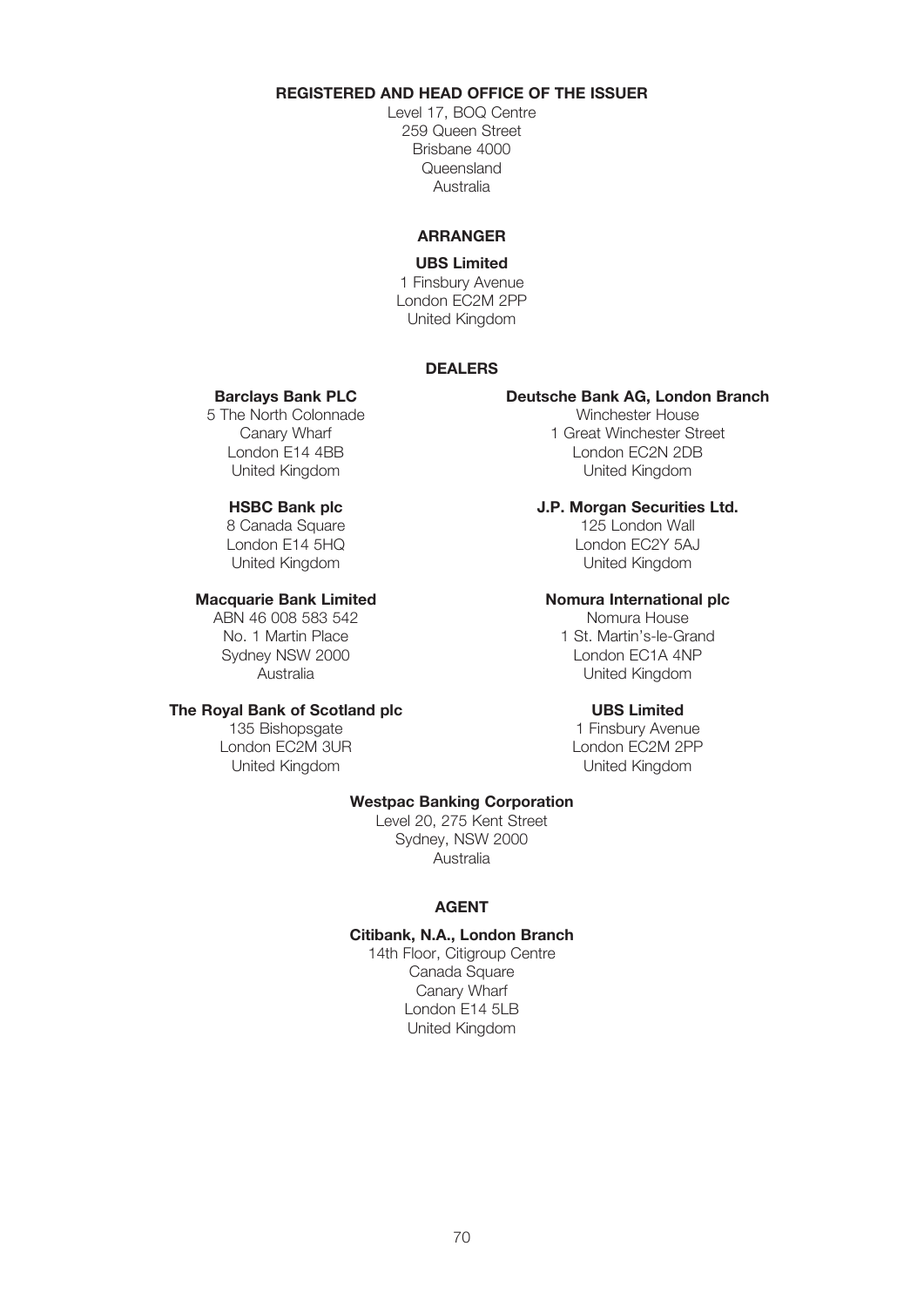## REGISTERED AND HEAD OFFICE OF THE ISSUER

Level 17, BOQ Centre
259 Queen Street
Brisbane 4000
Queensland
Australia

## ARRANGER

**UBS Limited**
1 Finsbury Avenue
London EC2M 2PP
United Kingdom

## DEALERS

**Barclays Bank PLC**
5 The North Colonnade
Canary Wharf
London E14 4BB
United Kingdom

**Deutsche Bank AG, London Branch**
Winchester House
1 Great Winchester Street
London EC2N 2DB
United Kingdom

**HSBC Bank plc**
8 Canada Square
London E14 5HQ
United Kingdom

**J.P. Morgan Securities Ltd.**
125 London Wall
London EC2Y 5AJ
United Kingdom

**Macquarie Bank Limited**
ABN 46 008 583 542
No. 1 Martin Place
Sydney NSW 2000
Australia

**Nomura International plc**
Nomura House
1 St. Martin's-le-Grand
London EC1A 4NP
United Kingdom

**The Royal Bank of Scotland plc**
135 Bishopsgate
London EC2M 3UR
United Kingdom

**UBS Limited**
1 Finsbury Avenue
London EC2M 2PP
United Kingdom

**Westpac Banking Corporation**
Level 20, 275 Kent Street
Sydney, NSW 2000
Australia

## AGENT

**Citibank, N.A., London Branch**
14th Floor, Citigroup Centre
Canada Square
Canary Wharf
London E14 5LB
United Kingdom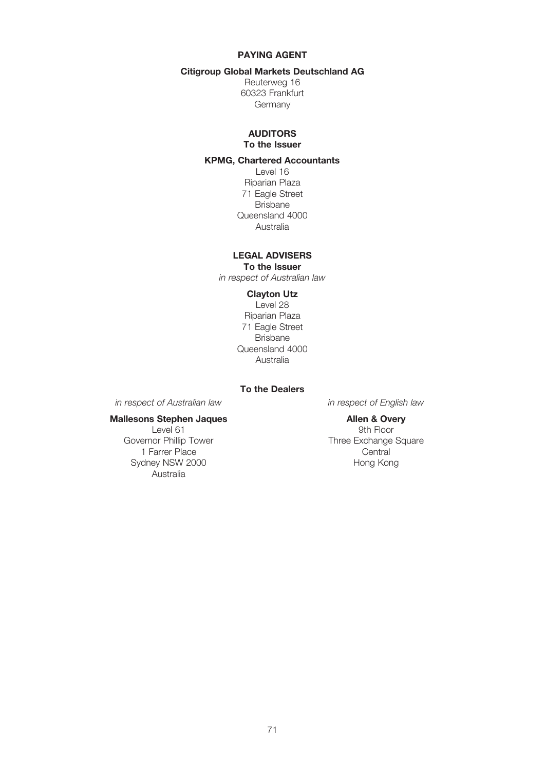## PAYING AGENT

**Citigroup Global Markets Deutschland AG**

Reuterweg 16
60323 Frankfurt
Germany

## AUDITORS

**To the Issuer**

**KPMG, Chartered Accountants**

Level 16
Riparian Plaza
71 Eagle Street
Brisbane
Queensland 4000
Australia

## LEGAL ADVISERS

**To the Issuer**

*in respect of Australian law*

**Clayton Utz**

Level 28
Riparian Plaza
71 Eagle Street
Brisbane
Queensland 4000
Australia

**To the Dealers**

*in respect of Australian law*

**Mallesons Stephen Jaques**

Level 61
Governor Phillip Tower
1 Farrer Place
Sydney NSW 2000
Australia

*in respect of English law*

**Allen & Overy**

9th Floor
Three Exchange Square
Central
Hong Kong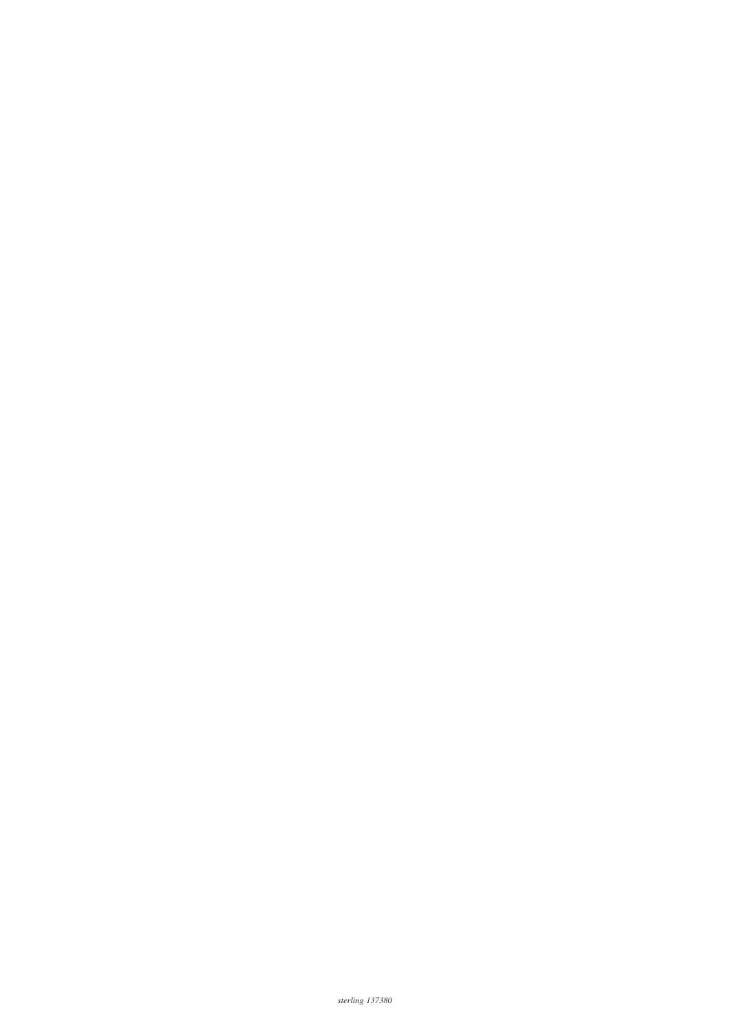*sterling 137380*